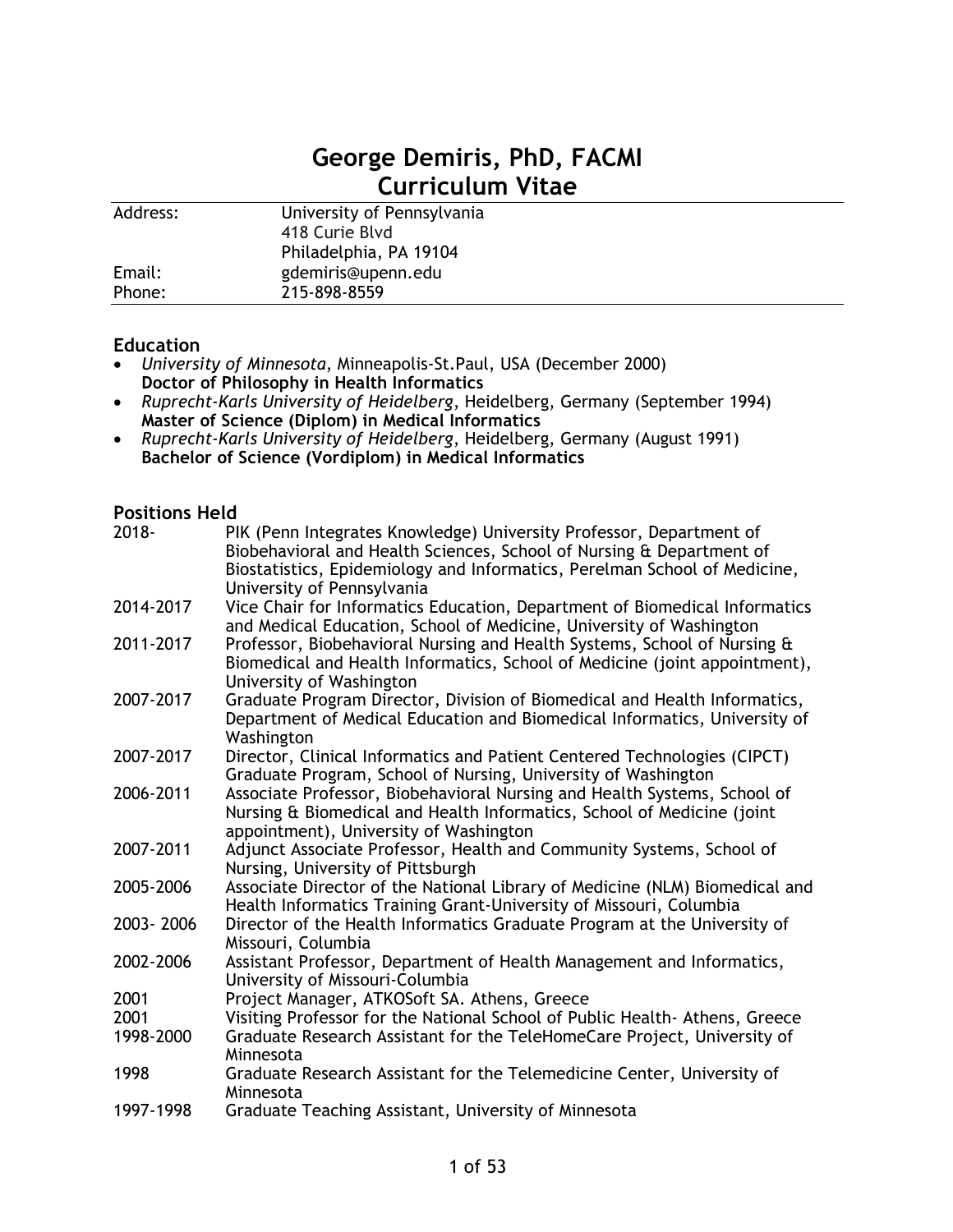# George Demiris, PhD, FACMI
# Curriculum Vitae

| | |
|---|---|
| Address: | University of Pennsylvania<br>418 Curie Blvd<br>Philadelphia, PA 19104 |
| Email: | gdemiris@upenn.edu |
| Phone: | 215-898-8559 |

## Education

- *University of Minnesota*, Minneapolis-St.Paul, USA (December 2000)
  **Doctor of Philosophy in Health Informatics**
- *Ruprecht-Karls University of Heidelberg*, Heidelberg, Germany (September 1994)
  **Master of Science (Diplom) in Medical Informatics**
- *Ruprecht-Karls University of Heidelberg*, Heidelberg, Germany (August 1991)
  **Bachelor of Science (Vordiplom) in Medical Informatics**

## Positions Held

| | |
|---|---|
| 2018- | PIK (Penn Integrates Knowledge) University Professor, Department of Biobehavioral and Health Sciences, School of Nursing & Department of Biostatistics, Epidemiology and Informatics, Perelman School of Medicine, University of Pennsylvania |
| 2014-2017 | Vice Chair for Informatics Education, Department of Biomedical Informatics and Medical Education, School of Medicine, University of Washington |
| 2011-2017 | Professor, Biobehavioral Nursing and Health Systems, School of Nursing & Biomedical and Health Informatics, School of Medicine (joint appointment), University of Washington |
| 2007-2017 | Graduate Program Director, Division of Biomedical and Health Informatics, Department of Medical Education and Biomedical Informatics, University of Washington |
| 2007-2017 | Director, Clinical Informatics and Patient Centered Technologies (CIPCT) Graduate Program, School of Nursing, University of Washington |
| 2006-2011 | Associate Professor, Biobehavioral Nursing and Health Systems, School of Nursing & Biomedical and Health Informatics, School of Medicine (joint appointment), University of Washington |
| 2007-2011 | Adjunct Associate Professor, Health and Community Systems, School of Nursing, University of Pittsburgh |
| 2005-2006 | Associate Director of the National Library of Medicine (NLM) Biomedical and Health Informatics Training Grant-University of Missouri, Columbia |
| 2003- 2006 | Director of the Health Informatics Graduate Program at the University of Missouri, Columbia |
| 2002-2006 | Assistant Professor, Department of Health Management and Informatics, University of Missouri-Columbia |
| 2001 | Project Manager, ATKOSoft SA. Athens, Greece |
| 2001 | Visiting Professor for the National School of Public Health- Athens, Greece |
| 1998-2000 | Graduate Research Assistant for the TeleHomeCare Project, University of Minnesota |
| 1998 | Graduate Research Assistant for the Telemedicine Center, University of Minnesota |
| 1997-1998 | Graduate Teaching Assistant, University of Minnesota |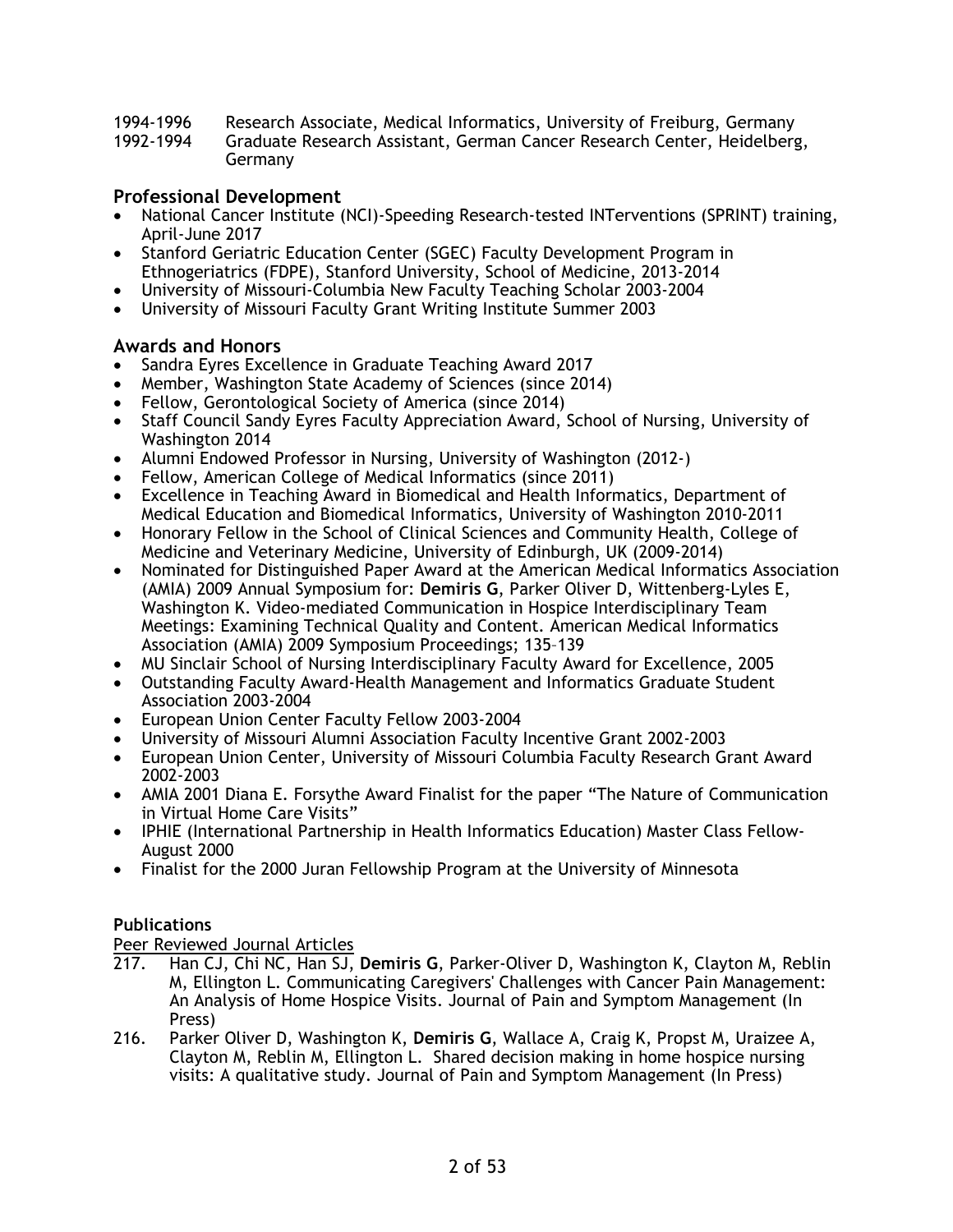1994-1996 Research Associate, Medical Informatics, University of Freiburg, Germany
1992-1994 Graduate Research Assistant, German Cancer Research Center, Heidelberg, Germany

## Professional Development

- National Cancer Institute (NCI)-Speeding Research-tested INTerventions (SPRINT) training, April-June 2017
- Stanford Geriatric Education Center (SGEC) Faculty Development Program in Ethnogeriatrics (FDPE), Stanford University, School of Medicine, 2013-2014
- University of Missouri-Columbia New Faculty Teaching Scholar 2003-2004
- University of Missouri Faculty Grant Writing Institute Summer 2003

## Awards and Honors

- Sandra Eyres Excellence in Graduate Teaching Award 2017
- Member, Washington State Academy of Sciences (since 2014)
- Fellow, Gerontological Society of America (since 2014)
- Staff Council Sandy Eyres Faculty Appreciation Award, School of Nursing, University of Washington 2014
- Alumni Endowed Professor in Nursing, University of Washington (2012-)
- Fellow, American College of Medical Informatics (since 2011)
- Excellence in Teaching Award in Biomedical and Health Informatics, Department of Medical Education and Biomedical Informatics, University of Washington 2010-2011
- Honorary Fellow in the School of Clinical Sciences and Community Health, College of Medicine and Veterinary Medicine, University of Edinburgh, UK (2009-2014)
- Nominated for Distinguished Paper Award at the American Medical Informatics Association (AMIA) 2009 Annual Symposium for: **Demiris G**, Parker Oliver D, Wittenberg-Lyles E, Washington K. Video-mediated Communication in Hospice Interdisciplinary Team Meetings: Examining Technical Quality and Content. American Medical Informatics Association (AMIA) 2009 Symposium Proceedings; 135–139
- MU Sinclair School of Nursing Interdisciplinary Faculty Award for Excellence, 2005
- Outstanding Faculty Award-Health Management and Informatics Graduate Student Association 2003-2004
- European Union Center Faculty Fellow 2003-2004
- University of Missouri Alumni Association Faculty Incentive Grant 2002-2003
- European Union Center, University of Missouri Columbia Faculty Research Grant Award 2002-2003
- AMIA 2001 Diana E. Forsythe Award Finalist for the paper "The Nature of Communication in Virtual Home Care Visits"
- IPHIE (International Partnership in Health Informatics Education) Master Class Fellow-August 2000
- Finalist for the 2000 Juran Fellowship Program at the University of Minnesota

### Publications

Peer Reviewed Journal Articles

217. Han CJ, Chi NC, Han SJ, **Demiris G**, Parker-Oliver D, Washington K, Clayton M, Reblin M, Ellington L. Communicating Caregivers' Challenges with Cancer Pain Management: An Analysis of Home Hospice Visits. Journal of Pain and Symptom Management (In Press)
216. Parker Oliver D, Washington K, **Demiris G**, Wallace A, Craig K, Propst M, Uraizee A, Clayton M, Reblin M, Ellington L. Shared decision making in home hospice nursing visits: A qualitative study. Journal of Pain and Symptom Management (In Press)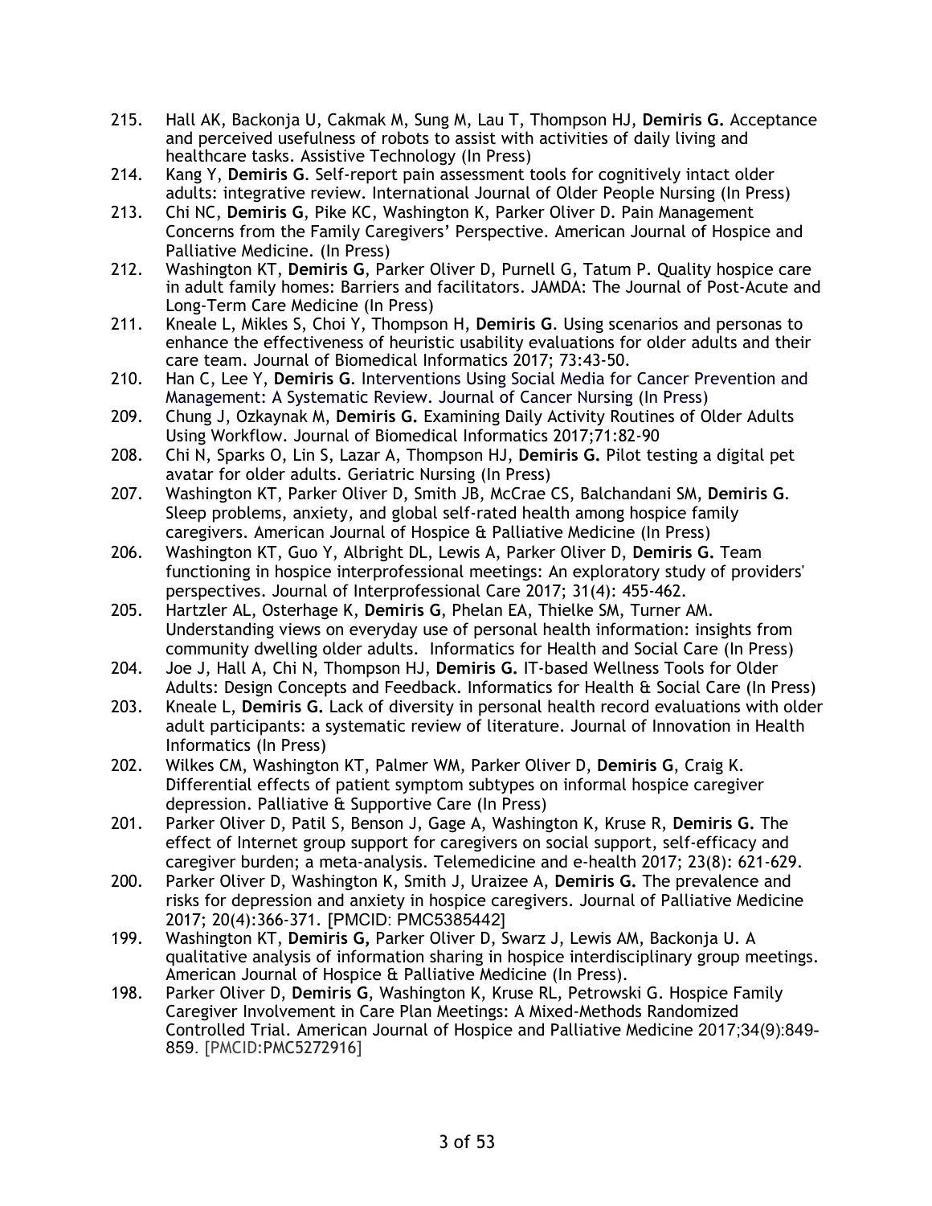215. Hall AK, Backonja U, Cakmak M, Sung M, Lau T, Thompson HJ, **Demiris G.** Acceptance and perceived usefulness of robots to assist with activities of daily living and healthcare tasks. Assistive Technology (In Press)
214. Kang Y, **Demiris G**. Self-report pain assessment tools for cognitively intact older adults: integrative review. International Journal of Older People Nursing (In Press)
213. Chi NC, **Demiris G**, Pike KC, Washington K, Parker Oliver D. Pain Management Concerns from the Family Caregivers' Perspective. American Journal of Hospice and Palliative Medicine. (In Press)
212. Washington KT, **Demiris G**, Parker Oliver D, Purnell G, Tatum P. Quality hospice care in adult family homes: Barriers and facilitators. JAMDA: The Journal of Post-Acute and Long-Term Care Medicine (In Press)
211. Kneale L, Mikles S, Choi Y, Thompson H, **Demiris G**. Using scenarios and personas to enhance the effectiveness of heuristic usability evaluations for older adults and their care team. Journal of Biomedical Informatics 2017; 73:43-50.
210. Han C, Lee Y, **Demiris G**. Interventions Using Social Media for Cancer Prevention and Management: A Systematic Review. Journal of Cancer Nursing (In Press)
209. Chung J, Ozkaynak M, **Demiris G.** Examining Daily Activity Routines of Older Adults Using Workflow. Journal of Biomedical Informatics 2017;71:82-90
208. Chi N, Sparks O, Lin S, Lazar A, Thompson HJ, **Demiris G.** Pilot testing a digital pet avatar for older adults. Geriatric Nursing (In Press)
207. Washington KT, Parker Oliver D, Smith JB, McCrae CS, Balchandani SM, **Demiris G**. Sleep problems, anxiety, and global self-rated health among hospice family caregivers. American Journal of Hospice & Palliative Medicine (In Press)
206. Washington KT, Guo Y, Albright DL, Lewis A, Parker Oliver D, **Demiris G.** Team functioning in hospice interprofessional meetings: An exploratory study of providers' perspectives. Journal of Interprofessional Care 2017; 31(4): 455-462.
205. Hartzler AL, Osterhage K, **Demiris G**, Phelan EA, Thielke SM, Turner AM. Understanding views on everyday use of personal health information: insights from community dwelling older adults. Informatics for Health and Social Care (In Press)
204. Joe J, Hall A, Chi N, Thompson HJ, **Demiris G.** IT-based Wellness Tools for Older Adults: Design Concepts and Feedback. Informatics for Health & Social Care (In Press)
203. Kneale L, **Demiris G.** Lack of diversity in personal health record evaluations with older adult participants: a systematic review of literature. Journal of Innovation in Health Informatics (In Press)
202. Wilkes CM, Washington KT, Palmer WM, Parker Oliver D, **Demiris G**, Craig K. Differential effects of patient symptom subtypes on informal hospice caregiver depression. Palliative & Supportive Care (In Press)
201. Parker Oliver D, Patil S, Benson J, Gage A, Washington K, Kruse R, **Demiris G.** The effect of Internet group support for caregivers on social support, self-efficacy and caregiver burden; a meta-analysis. Telemedicine and e-health 2017; 23(8): 621-629.
200. Parker Oliver D, Washington K, Smith J, Uraizee A, **Demiris G.** The prevalence and risks for depression and anxiety in hospice caregivers. Journal of Palliative Medicine 2017; 20(4):366-371. [PMCID: PMC5385442]
199. Washington KT, **Demiris G,** Parker Oliver D, Swarz J, Lewis AM, Backonja U. A qualitative analysis of information sharing in hospice interdisciplinary group meetings. American Journal of Hospice & Palliative Medicine (In Press).
198. Parker Oliver D, **Demiris G**, Washington K, Kruse RL, Petrowski G. Hospice Family Caregiver Involvement in Care Plan Meetings: A Mixed-Methods Randomized Controlled Trial. American Journal of Hospice and Palliative Medicine 2017;34(9):849-859. [PMCID:PMC5272916]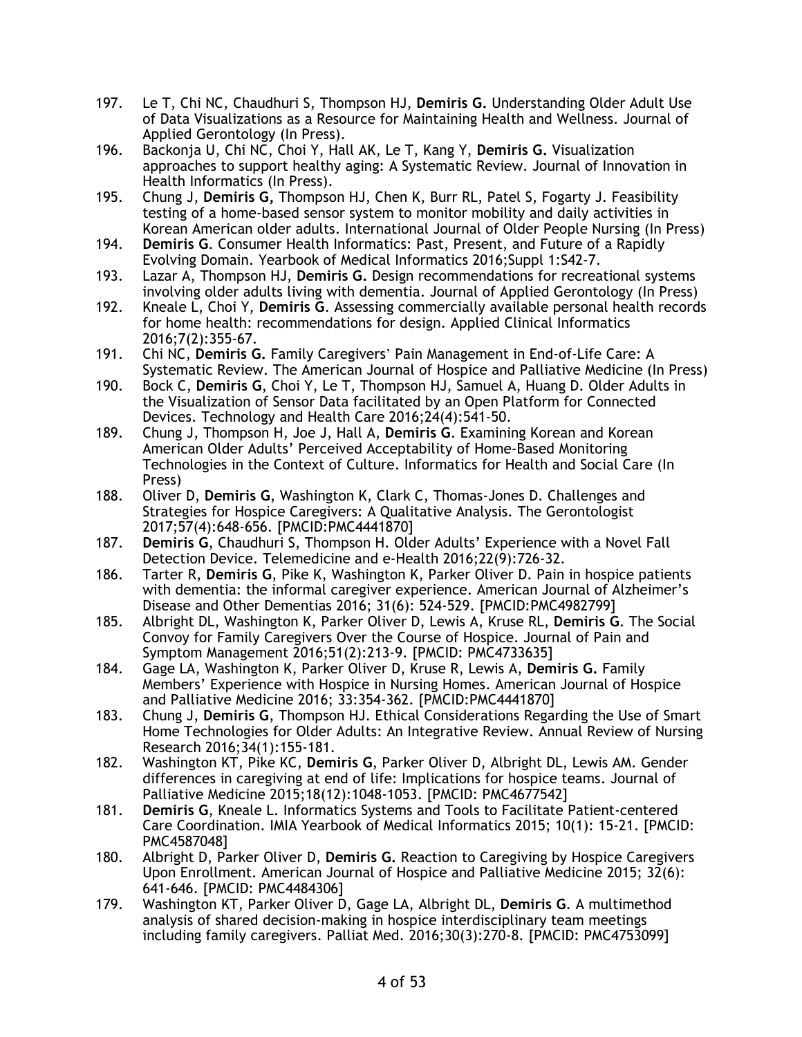197. Le T, Chi NC, Chaudhuri S, Thompson HJ, **Demiris G.** Understanding Older Adult Use of Data Visualizations as a Resource for Maintaining Health and Wellness. Journal of Applied Gerontology (In Press).
196. Backonja U, Chi NC, Choi Y, Hall AK, Le T, Kang Y, **Demiris G.** Visualization approaches to support healthy aging: A Systematic Review. Journal of Innovation in Health Informatics (In Press).
195. Chung J, **Demiris G,** Thompson HJ, Chen K, Burr RL, Patel S, Fogarty J. Feasibility testing of a home-based sensor system to monitor mobility and daily activities in Korean American older adults. International Journal of Older People Nursing (In Press)
194. **Demiris G**. Consumer Health Informatics: Past, Present, and Future of a Rapidly Evolving Domain. Yearbook of Medical Informatics 2016;Suppl 1:S42-7.
193. Lazar A, Thompson HJ, **Demiris G.** Design recommendations for recreational systems involving older adults living with dementia. Journal of Applied Gerontology (In Press)
192. Kneale L, Choi Y, **Demiris G**. Assessing commercially available personal health records for home health: recommendations for design. Applied Clinical Informatics 2016;7(2):355-67.
191. Chi NC, **Demiris G.** Family Caregivers' Pain Management in End-of-Life Care: A Systematic Review. The American Journal of Hospice and Palliative Medicine (In Press)
190. Bock C, **Demiris G**, Choi Y, Le T, Thompson HJ, Samuel A, Huang D. Older Adults in the Visualization of Sensor Data facilitated by an Open Platform for Connected Devices. Technology and Health Care 2016;24(4):541-50.
189. Chung J, Thompson H, Joe J, Hall A, **Demiris G**. Examining Korean and Korean American Older Adults' Perceived Acceptability of Home-Based Monitoring Technologies in the Context of Culture. Informatics for Health and Social Care (In Press)
188. Oliver D, **Demiris G**, Washington K, Clark C, Thomas-Jones D. Challenges and Strategies for Hospice Caregivers: A Qualitative Analysis. The Gerontologist 2017;57(4):648-656. [PMCID:PMC4441870]
187. **Demiris G**, Chaudhuri S, Thompson H. Older Adults' Experience with a Novel Fall Detection Device. Telemedicine and e-Health 2016;22(9):726-32.
186. Tarter R, **Demiris G**, Pike K, Washington K, Parker Oliver D. Pain in hospice patients with dementia: the informal caregiver experience. American Journal of Alzheimer's Disease and Other Dementias 2016; 31(6): 524-529. [PMCID:PMC4982799]
185. Albright DL, Washington K, Parker Oliver D, Lewis A, Kruse RL, **Demiris G**. The Social Convoy for Family Caregivers Over the Course of Hospice. Journal of Pain and Symptom Management 2016;51(2):213-9. [PMCID: PMC4733635]
184. Gage LA, Washington K, Parker Oliver D, Kruse R, Lewis A, **Demiris G.** Family Members' Experience with Hospice in Nursing Homes. American Journal of Hospice and Palliative Medicine 2016; 33:354-362. [PMCID:PMC4441870]
183. Chung J, **Demiris G**, Thompson HJ. Ethical Considerations Regarding the Use of Smart Home Technologies for Older Adults: An Integrative Review. Annual Review of Nursing Research 2016;34(1):155-181.
182. Washington KT, Pike KC, **Demiris G**, Parker Oliver D, Albright DL, Lewis AM. Gender differences in caregiving at end of life: Implications for hospice teams. Journal of Palliative Medicine 2015;18(12):1048-1053. [PMCID: PMC4677542]
181. **Demiris G**, Kneale L. Informatics Systems and Tools to Facilitate Patient-centered Care Coordination. IMIA Yearbook of Medical Informatics 2015; 10(1): 15-21. [PMCID: PMC4587048]
180. Albright D, Parker Oliver D, **Demiris G.** Reaction to Caregiving by Hospice Caregivers Upon Enrollment. American Journal of Hospice and Palliative Medicine 2015; 32(6): 641-646. [PMCID: PMC4484306]
179. Washington KT, Parker Oliver D, Gage LA, Albright DL, **Demiris G**. A multimethod analysis of shared decision-making in hospice interdisciplinary team meetings including family caregivers. Palliat Med. 2016;30(3):270-8. [PMCID: PMC4753099]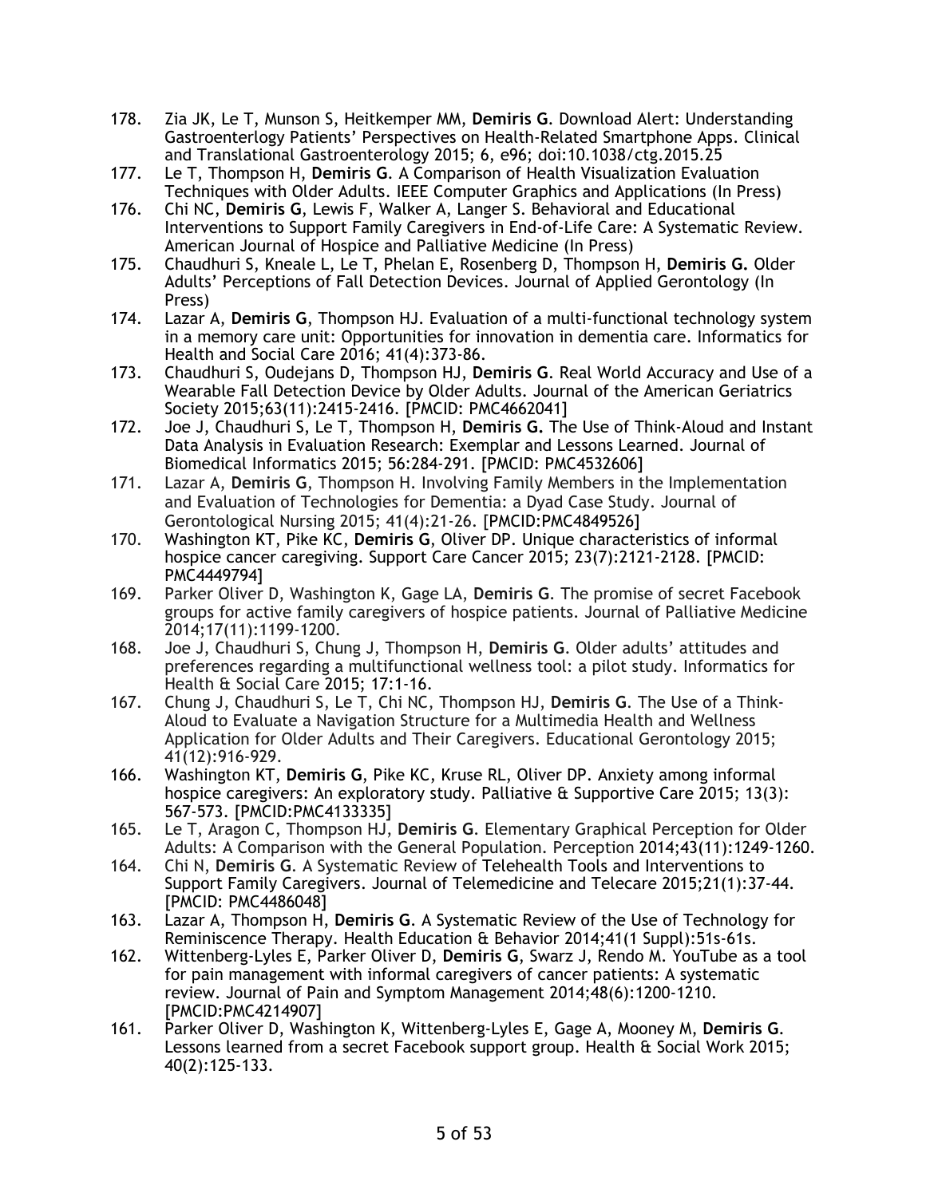178. Zia JK, Le T, Munson S, Heitkemper MM, **Demiris G**. Download Alert: Understanding Gastroenterlogy Patients' Perspectives on Health-Related Smartphone Apps. Clinical and Translational Gastroenterology 2015; 6, e96; doi:10.1038/ctg.2015.25
177. Le T, Thompson H, **Demiris G**. A Comparison of Health Visualization Evaluation Techniques with Older Adults. IEEE Computer Graphics and Applications (In Press)
176. Chi NC, **Demiris G**, Lewis F, Walker A, Langer S. Behavioral and Educational Interventions to Support Family Caregivers in End-of-Life Care: A Systematic Review. American Journal of Hospice and Palliative Medicine (In Press)
175. Chaudhuri S, Kneale L, Le T, Phelan E, Rosenberg D, Thompson H, **Demiris G.** Older Adults' Perceptions of Fall Detection Devices. Journal of Applied Gerontology (In Press)
174. Lazar A, **Demiris G**, Thompson HJ. Evaluation of a multi-functional technology system in a memory care unit: Opportunities for innovation in dementia care. Informatics for Health and Social Care 2016; 41(4):373-86.
173. Chaudhuri S, Oudejans D, Thompson HJ, **Demiris G**. Real World Accuracy and Use of a Wearable Fall Detection Device by Older Adults. Journal of the American Geriatrics Society 2015;63(11):2415-2416. [PMCID: PMC4662041]
172. Joe J, Chaudhuri S, Le T, Thompson H, **Demiris G.** The Use of Think-Aloud and Instant Data Analysis in Evaluation Research: Exemplar and Lessons Learned. Journal of Biomedical Informatics 2015; 56:284-291. [PMCID: PMC4532606]
171. Lazar A, **Demiris G**, Thompson H. Involving Family Members in the Implementation and Evaluation of Technologies for Dementia: a Dyad Case Study. Journal of Gerontological Nursing 2015; 41(4):21-26. [PMCID:PMC4849526]
170. Washington KT, Pike KC, **Demiris G**, Oliver DP. Unique characteristics of informal hospice cancer caregiving. Support Care Cancer 2015; 23(7):2121-2128. [PMCID: PMC4449794]
169. Parker Oliver D, Washington K, Gage LA, **Demiris G**. The promise of secret Facebook groups for active family caregivers of hospice patients. Journal of Palliative Medicine 2014;17(11):1199-1200.
168. Joe J, Chaudhuri S, Chung J, Thompson H, **Demiris G**. Older adults' attitudes and preferences regarding a multifunctional wellness tool: a pilot study. Informatics for Health & Social Care 2015; 17:1-16.
167. Chung J, Chaudhuri S, Le T, Chi NC, Thompson HJ, **Demiris G**. The Use of a Think-Aloud to Evaluate a Navigation Structure for a Multimedia Health and Wellness Application for Older Adults and Their Caregivers. Educational Gerontology 2015; 41(12):916-929.
166. Washington KT, **Demiris G**, Pike KC, Kruse RL, Oliver DP. Anxiety among informal hospice caregivers: An exploratory study. Palliative & Supportive Care 2015; 13(3): 567-573. [PMCID:PMC4133335]
165. Le T, Aragon C, Thompson HJ, **Demiris G**. Elementary Graphical Perception for Older Adults: A Comparison with the General Population. Perception 2014;43(11):1249-1260.
164. Chi N, **Demiris G**. A Systematic Review of Telehealth Tools and Interventions to Support Family Caregivers. Journal of Telemedicine and Telecare 2015;21(1):37-44. [PMCID: PMC4486048]
163. Lazar A, Thompson H, **Demiris G**. A Systematic Review of the Use of Technology for Reminiscence Therapy. Health Education & Behavior 2014;41(1 Suppl):51s-61s.
162. Wittenberg-Lyles E, Parker Oliver D, **Demiris G**, Swarz J, Rendo M. YouTube as a tool for pain management with informal caregivers of cancer patients: A systematic review. Journal of Pain and Symptom Management 2014;48(6):1200-1210. [PMCID:PMC4214907]
161. Parker Oliver D, Washington K, Wittenberg-Lyles E, Gage A, Mooney M, **Demiris G**. Lessons learned from a secret Facebook support group. Health & Social Work 2015; 40(2):125-133.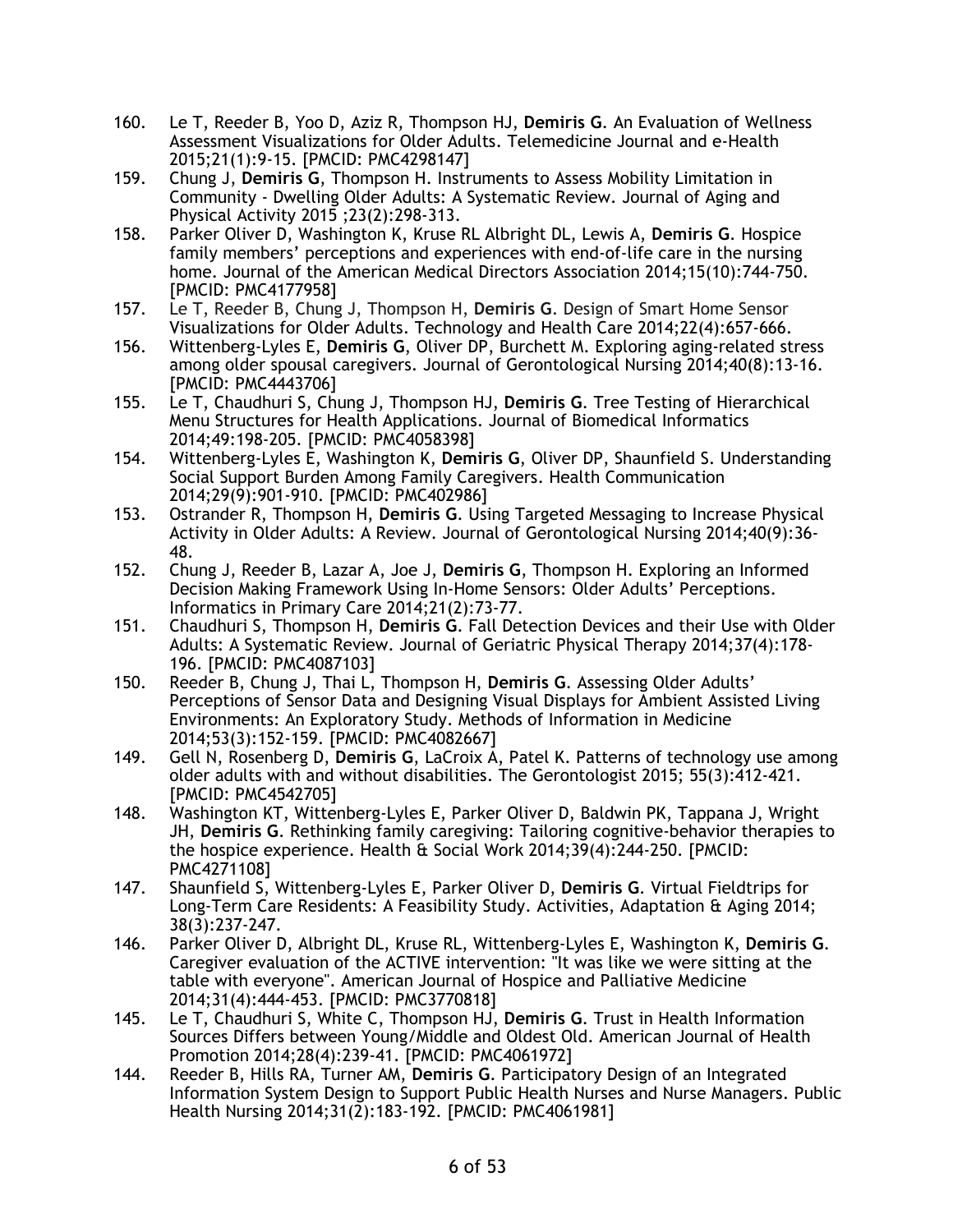160. Le T, Reeder B, Yoo D, Aziz R, Thompson HJ, **Demiris G**. An Evaluation of Wellness Assessment Visualizations for Older Adults. Telemedicine Journal and e-Health 2015;21(1):9-15. [PMCID: PMC4298147]
159. Chung J, **Demiris G**, Thompson H. Instruments to Assess Mobility Limitation in Community - Dwelling Older Adults: A Systematic Review. Journal of Aging and Physical Activity 2015 ;23(2):298-313.
158. Parker Oliver D, Washington K, Kruse RL Albright DL, Lewis A, **Demiris G**. Hospice family members' perceptions and experiences with end-of-life care in the nursing home. Journal of the American Medical Directors Association 2014;15(10):744-750. [PMCID: PMC4177958]
157. Le T, Reeder B, Chung J, Thompson H, **Demiris G**. Design of Smart Home Sensor Visualizations for Older Adults. Technology and Health Care 2014;22(4):657-666.
156. Wittenberg-Lyles E, **Demiris G**, Oliver DP, Burchett M. Exploring aging-related stress among older spousal caregivers. Journal of Gerontological Nursing 2014;40(8):13-16. [PMCID: PMC4443706]
155. Le T, Chaudhuri S, Chung J, Thompson HJ, **Demiris G**. Tree Testing of Hierarchical Menu Structures for Health Applications. Journal of Biomedical Informatics 2014;49:198-205. [PMCID: PMC4058398]
154. Wittenberg-Lyles E, Washington K, **Demiris G**, Oliver DP, Shaunfield S. Understanding Social Support Burden Among Family Caregivers. Health Communication 2014;29(9):901-910. [PMCID: PMC402986]
153. Ostrander R, Thompson H, **Demiris G**. Using Targeted Messaging to Increase Physical Activity in Older Adults: A Review. Journal of Gerontological Nursing 2014;40(9):36-48.
152. Chung J, Reeder B, Lazar A, Joe J, **Demiris G**, Thompson H. Exploring an Informed Decision Making Framework Using In-Home Sensors: Older Adults' Perceptions. Informatics in Primary Care 2014;21(2):73-77.
151. Chaudhuri S, Thompson H, **Demiris G**. Fall Detection Devices and their Use with Older Adults: A Systematic Review. Journal of Geriatric Physical Therapy 2014;37(4):178-196. [PMCID: PMC4087103]
150. Reeder B, Chung J, Thai L, Thompson H, **Demiris G**. Assessing Older Adults' Perceptions of Sensor Data and Designing Visual Displays for Ambient Assisted Living Environments: An Exploratory Study. Methods of Information in Medicine 2014;53(3):152-159. [PMCID: PMC4082667]
149. Gell N, Rosenberg D, **Demiris G**, LaCroix A, Patel K. Patterns of technology use among older adults with and without disabilities. The Gerontologist 2015; 55(3):412-421. [PMCID: PMC4542705]
148. Washington KT, Wittenberg-Lyles E, Parker Oliver D, Baldwin PK, Tappana J, Wright JH, **Demiris G**. Rethinking family caregiving: Tailoring cognitive-behavior therapies to the hospice experience. Health & Social Work 2014;39(4):244-250. [PMCID: PMC4271108]
147. Shaunfield S, Wittenberg-Lyles E, Parker Oliver D, **Demiris G**. Virtual Fieldtrips for Long-Term Care Residents: A Feasibility Study. Activities, Adaptation & Aging 2014; 38(3):237-247.
146. Parker Oliver D, Albright DL, Kruse RL, Wittenberg-Lyles E, Washington K, **Demiris G**. Caregiver evaluation of the ACTIVE intervention: "It was like we were sitting at the table with everyone". American Journal of Hospice and Palliative Medicine 2014;31(4):444-453. [PMCID: PMC3770818]
145. Le T, Chaudhuri S, White C, Thompson HJ, **Demiris G**. Trust in Health Information Sources Differs between Young/Middle and Oldest Old. American Journal of Health Promotion 2014;28(4):239-41. [PMCID: PMC4061972]
144. Reeder B, Hills RA, Turner AM, **Demiris G**. Participatory Design of an Integrated Information System Design to Support Public Health Nurses and Nurse Managers. Public Health Nursing 2014;31(2):183-192. [PMCID: PMC4061981]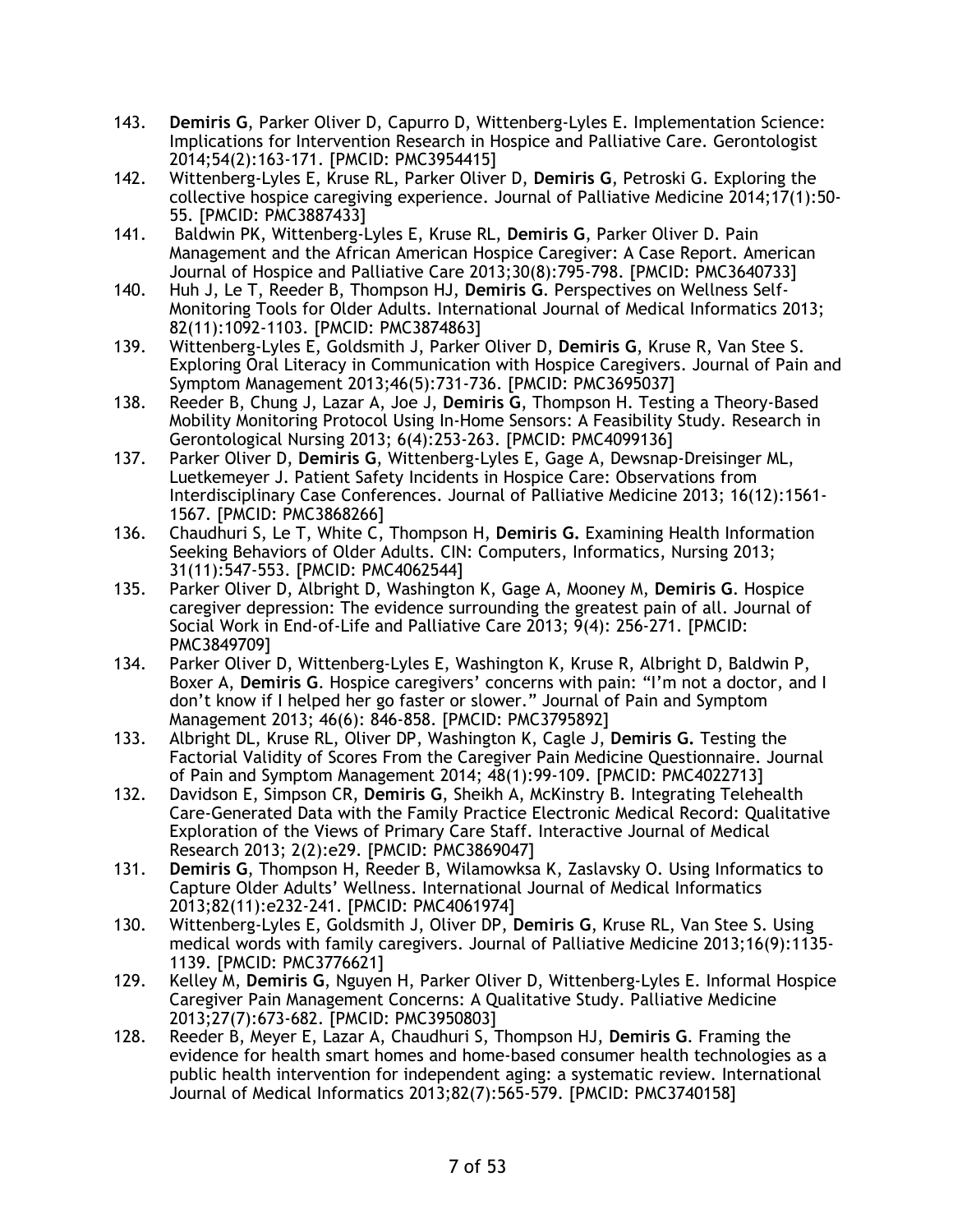143. **Demiris G**, Parker Oliver D, Capurro D, Wittenberg-Lyles E. Implementation Science: Implications for Intervention Research in Hospice and Palliative Care. Gerontologist 2014;54(2):163-171. [PMCID: PMC3954415]
142. Wittenberg-Lyles E, Kruse RL, Parker Oliver D, **Demiris G**, Petroski G. Exploring the collective hospice caregiving experience. Journal of Palliative Medicine 2014;17(1):50-55. [PMCID: PMC3887433]
141. Baldwin PK, Wittenberg-Lyles E, Kruse RL, **Demiris G**, Parker Oliver D. Pain Management and the African American Hospice Caregiver: A Case Report. American Journal of Hospice and Palliative Care 2013;30(8):795-798. [PMCID: PMC3640733]
140. Huh J, Le T, Reeder B, Thompson HJ, **Demiris G**. Perspectives on Wellness Self-Monitoring Tools for Older Adults. International Journal of Medical Informatics 2013; 82(11):1092-1103. [PMCID: PMC3874863]
139. Wittenberg-Lyles E, Goldsmith J, Parker Oliver D, **Demiris G**, Kruse R, Van Stee S. Exploring Oral Literacy in Communication with Hospice Caregivers. Journal of Pain and Symptom Management 2013;46(5):731-736. [PMCID: PMC3695037]
138. Reeder B, Chung J, Lazar A, Joe J, **Demiris G**, Thompson H. Testing a Theory-Based Mobility Monitoring Protocol Using In-Home Sensors: A Feasibility Study. Research in Gerontological Nursing 2013; 6(4):253-263. [PMCID: PMC4099136]
137. Parker Oliver D, **Demiris G**, Wittenberg-Lyles E, Gage A, Dewsnap-Dreisinger ML, Luetkemeyer J. Patient Safety Incidents in Hospice Care: Observations from Interdisciplinary Case Conferences. Journal of Palliative Medicine 2013; 16(12):1561-1567. [PMCID: PMC3868266]
136. Chaudhuri S, Le T, White C, Thompson H, **Demiris G.** Examining Health Information Seeking Behaviors of Older Adults. CIN: Computers, Informatics, Nursing 2013; 31(11):547-553. [PMCID: PMC4062544]
135. Parker Oliver D, Albright D, Washington K, Gage A, Mooney M, **Demiris G**. Hospice caregiver depression: The evidence surrounding the greatest pain of all. Journal of Social Work in End-of-Life and Palliative Care 2013; 9(4): 256-271. [PMCID: PMC3849709]
134. Parker Oliver D, Wittenberg-Lyles E, Washington K, Kruse R, Albright D, Baldwin P, Boxer A, **Demiris G**. Hospice caregivers' concerns with pain: "I'm not a doctor, and I don't know if I helped her go faster or slower." Journal of Pain and Symptom Management 2013; 46(6): 846-858. [PMCID: PMC3795892]
133. Albright DL, Kruse RL, Oliver DP, Washington K, Cagle J, **Demiris G.** Testing the Factorial Validity of Scores From the Caregiver Pain Medicine Questionnaire. Journal of Pain and Symptom Management 2014; 48(1):99-109. [PMCID: PMC4022713]
132. Davidson E, Simpson CR, **Demiris G**, Sheikh A, McKinstry B. Integrating Telehealth Care-Generated Data with the Family Practice Electronic Medical Record: Qualitative Exploration of the Views of Primary Care Staff. Interactive Journal of Medical Research 2013; 2(2):e29. [PMCID: PMC3869047]
131. **Demiris G**, Thompson H, Reeder B, Wilamowksa K, Zaslavsky O. Using Informatics to Capture Older Adults' Wellness. International Journal of Medical Informatics 2013;82(11):e232-241. [PMCID: PMC4061974]
130. Wittenberg-Lyles E, Goldsmith J, Oliver DP, **Demiris G**, Kruse RL, Van Stee S. Using medical words with family caregivers. Journal of Palliative Medicine 2013;16(9):1135-1139. [PMCID: PMC3776621]
129. Kelley M, **Demiris G**, Nguyen H, Parker Oliver D, Wittenberg-Lyles E. Informal Hospice Caregiver Pain Management Concerns: A Qualitative Study. Palliative Medicine 2013;27(7):673-682. [PMCID: PMC3950803]
128. Reeder B, Meyer E, Lazar A, Chaudhuri S, Thompson HJ, **Demiris G**. Framing the evidence for health smart homes and home-based consumer health technologies as a public health intervention for independent aging: a systematic review. International Journal of Medical Informatics 2013;82(7):565-579. [PMCID: PMC3740158]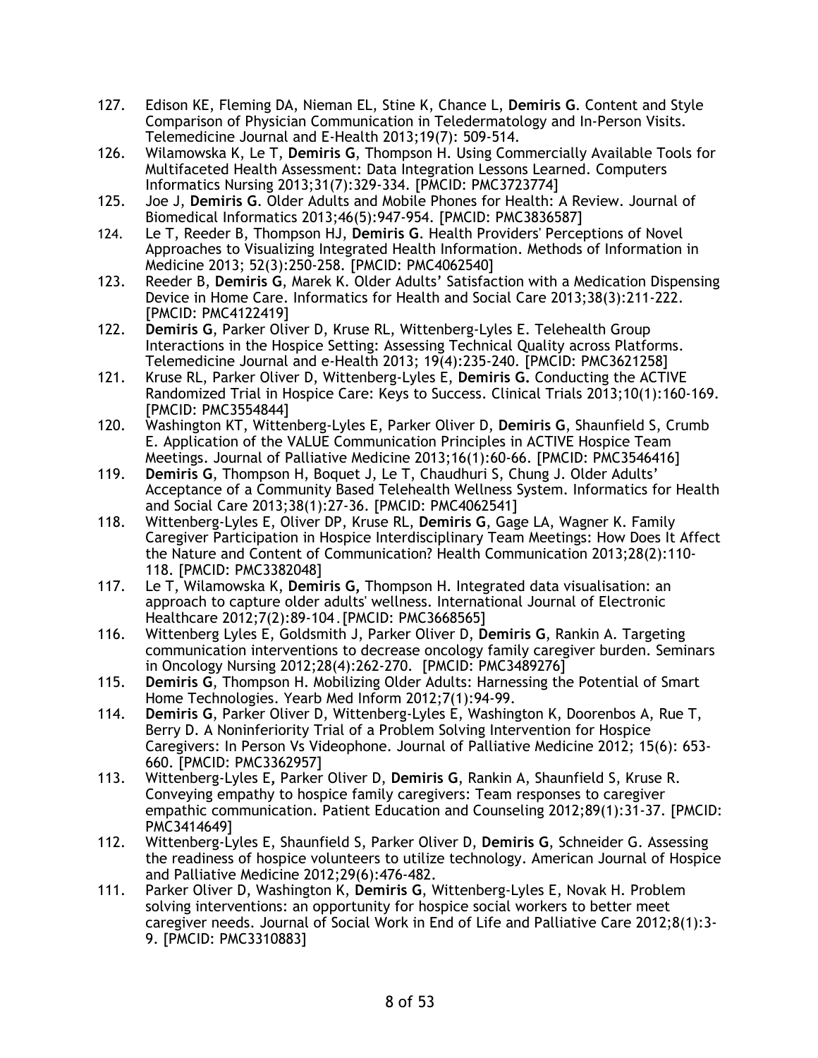127. Edison KE, Fleming DA, Nieman EL, Stine K, Chance L, **Demiris G**. Content and Style Comparison of Physician Communication in Teledermatology and In-Person Visits. Telemedicine Journal and E-Health 2013;19(7): 509-514.
126. Wilamowska K, Le T, **Demiris G**, Thompson H. Using Commercially Available Tools for Multifaceted Health Assessment: Data Integration Lessons Learned. Computers Informatics Nursing 2013;31(7):329-334. [PMCID: PMC3723774]
125. Joe J, **Demiris G**. Older Adults and Mobile Phones for Health: A Review. Journal of Biomedical Informatics 2013;46(5):947-954. [PMCID: PMC3836587]
124. Le T, Reeder B, Thompson HJ, **Demiris G**. Health Providers' Perceptions of Novel Approaches to Visualizing Integrated Health Information. Methods of Information in Medicine 2013; 52(3):250-258. [PMCID: PMC4062540]
123. Reeder B, **Demiris G**, Marek K. Older Adults' Satisfaction with a Medication Dispensing Device in Home Care. Informatics for Health and Social Care 2013;38(3):211-222. [PMCID: PMC4122419]
122. **Demiris G**, Parker Oliver D, Kruse RL, Wittenberg-Lyles E. Telehealth Group Interactions in the Hospice Setting: Assessing Technical Quality across Platforms. Telemedicine Journal and e-Health 2013; 19(4):235-240. [PMCID: PMC3621258]
121. Kruse RL, Parker Oliver D, Wittenberg-Lyles E, **Demiris G.** Conducting the ACTIVE Randomized Trial in Hospice Care: Keys to Success. Clinical Trials 2013;10(1):160-169. [PMCID: PMC3554844]
120. Washington KT, Wittenberg-Lyles E, Parker Oliver D, **Demiris G**, Shaunfield S, Crumb E. Application of the VALUE Communication Principles in ACTIVE Hospice Team Meetings. Journal of Palliative Medicine 2013;16(1):60-66. [PMCID: PMC3546416]
119. **Demiris G**, Thompson H, Boquet J, Le T, Chaudhuri S, Chung J. Older Adults' Acceptance of a Community Based Telehealth Wellness System. Informatics for Health and Social Care 2013;38(1):27-36. [PMCID: PMC4062541]
118. Wittenberg-Lyles E, Oliver DP, Kruse RL, **Demiris G**, Gage LA, Wagner K. Family Caregiver Participation in Hospice Interdisciplinary Team Meetings: How Does It Affect the Nature and Content of Communication? Health Communication 2013;28(2):110-118. [PMCID: PMC3382048]
117. Le T, Wilamowska K, **Demiris G,** Thompson H. Integrated data visualisation: an approach to capture older adults' wellness. International Journal of Electronic Healthcare 2012;7(2):89-104. [PMCID: PMC3668565]
116. Wittenberg Lyles E, Goldsmith J, Parker Oliver D, **Demiris G**, Rankin A. Targeting communication interventions to decrease oncology family caregiver burden. Seminars in Oncology Nursing 2012;28(4):262-270. [PMCID: PMC3489276]
115. **Demiris G**, Thompson H. Mobilizing Older Adults: Harnessing the Potential of Smart Home Technologies. Yearb Med Inform 2012;7(1):94-99.
114. **Demiris G**, Parker Oliver D, Wittenberg-Lyles E, Washington K, Doorenbos A, Rue T, Berry D. A Noninferiority Trial of a Problem Solving Intervention for Hospice Caregivers: In Person Vs Videophone. Journal of Palliative Medicine 2012; 15(6): 653-660. [PMCID: PMC3362957]
113. Wittenberg-Lyles E, Parker Oliver D, **Demiris G**, Rankin A, Shaunfield S, Kruse R. Conveying empathy to hospice family caregivers: Team responses to caregiver empathic communication. Patient Education and Counseling 2012;89(1):31-37. [PMCID: PMC3414649]
112. Wittenberg-Lyles E, Shaunfield S, Parker Oliver D, **Demiris G**, Schneider G. Assessing the readiness of hospice volunteers to utilize technology. American Journal of Hospice and Palliative Medicine 2012;29(6):476-482.
111. Parker Oliver D, Washington K, **Demiris G**, Wittenberg-Lyles E, Novak H. Problem solving interventions: an opportunity for hospice social workers to better meet caregiver needs. Journal of Social Work in End of Life and Palliative Care 2012;8(1):3-9. [PMCID: PMC3310883]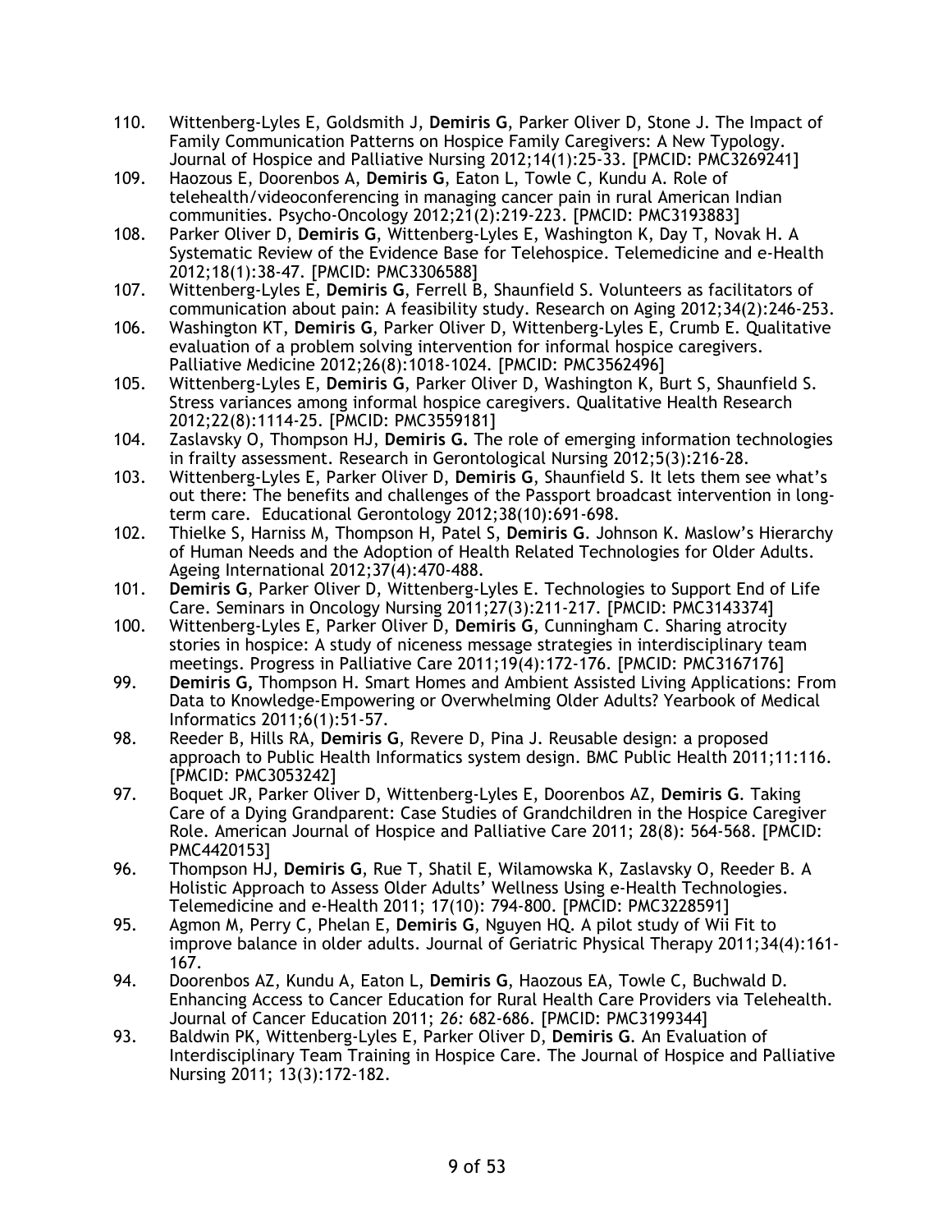110. Wittenberg-Lyles E, Goldsmith J, **Demiris G**, Parker Oliver D, Stone J. The Impact of Family Communication Patterns on Hospice Family Caregivers: A New Typology. Journal of Hospice and Palliative Nursing 2012;14(1):25-33. [PMCID: PMC3269241]
109. Haozous E, Doorenbos A, **Demiris G**, Eaton L, Towle C, Kundu A. Role of telehealth/videoconferencing in managing cancer pain in rural American Indian communities. Psycho-Oncology 2012;21(2):219-223. [PMCID: PMC3193883]
108. Parker Oliver D, **Demiris G**, Wittenberg-Lyles E, Washington K, Day T, Novak H. A Systematic Review of the Evidence Base for Telehospice. Telemedicine and e-Health 2012;18(1):38-47. [PMCID: PMC3306588]
107. Wittenberg-Lyles E, **Demiris G**, Ferrell B, Shaunfield S. Volunteers as facilitators of communication about pain: A feasibility study. Research on Aging 2012;34(2):246-253.
106. Washington KT, **Demiris G**, Parker Oliver D, Wittenberg-Lyles E, Crumb E. Qualitative evaluation of a problem solving intervention for informal hospice caregivers. Palliative Medicine 2012;26(8):1018-1024. [PMCID: PMC3562496]
105. Wittenberg-Lyles E, **Demiris G**, Parker Oliver D, Washington K, Burt S, Shaunfield S. Stress variances among informal hospice caregivers. Qualitative Health Research 2012;22(8):1114-25. [PMCID: PMC3559181]
104. Zaslavsky O, Thompson HJ, **Demiris G.** The role of emerging information technologies in frailty assessment. Research in Gerontological Nursing 2012;5(3):216-28.
103. Wittenberg-Lyles E, Parker Oliver D, **Demiris G**, Shaunfield S. It lets them see what's out there: The benefits and challenges of the Passport broadcast intervention in long-term care. Educational Gerontology 2012;38(10):691-698.
102. Thielke S, Harniss M, Thompson H, Patel S, **Demiris G**. Johnson K. Maslow's Hierarchy of Human Needs and the Adoption of Health Related Technologies for Older Adults. Ageing International 2012;37(4):470-488.
101. **Demiris G**, Parker Oliver D, Wittenberg-Lyles E. Technologies to Support End of Life Care. Seminars in Oncology Nursing 2011;27(3):211-217. [PMCID: PMC3143374]
100. Wittenberg-Lyles E, Parker Oliver D, **Demiris G**, Cunningham C. Sharing atrocity stories in hospice: A study of niceness message strategies in interdisciplinary team meetings. Progress in Palliative Care 2011;19(4):172-176. [PMCID: PMC3167176]
99. **Demiris G,** Thompson H. Smart Homes and Ambient Assisted Living Applications: From Data to Knowledge-Empowering or Overwhelming Older Adults? Yearbook of Medical Informatics 2011;6(1):51-57.
98. Reeder B, Hills RA, **Demiris G**, Revere D, Pina J. Reusable design: a proposed approach to Public Health Informatics system design. BMC Public Health 2011;11:116. [PMCID: PMC3053242]
97. Boquet JR, Parker Oliver D, Wittenberg-Lyles E, Doorenbos AZ, **Demiris G**. Taking Care of a Dying Grandparent: Case Studies of Grandchildren in the Hospice Caregiver Role. American Journal of Hospice and Palliative Care 2011; 28(8): 564-568. [PMCID: PMC4420153]
96. Thompson HJ, **Demiris G**, Rue T, Shatil E, Wilamowska K, Zaslavsky O, Reeder B. A Holistic Approach to Assess Older Adults' Wellness Using e-Health Technologies. Telemedicine and e-Health 2011; 17(10): 794-800. [PMCID: PMC3228591]
95. Agmon M, Perry C, Phelan E, **Demiris G**, Nguyen HQ. A pilot study of Wii Fit to improve balance in older adults. Journal of Geriatric Physical Therapy 2011;34(4):161-167.
94. Doorenbos AZ, Kundu A, Eaton L, **Demiris G**, Haozous EA, Towle C, Buchwald D. Enhancing Access to Cancer Education for Rural Health Care Providers via Telehealth. Journal of Cancer Education 2011; *26:* 682-686. [PMCID: PMC3199344]
93. Baldwin PK, Wittenberg-Lyles E, Parker Oliver D, **Demiris G**. An Evaluation of Interdisciplinary Team Training in Hospice Care. The Journal of Hospice and Palliative Nursing 2011; 13(3):172-182.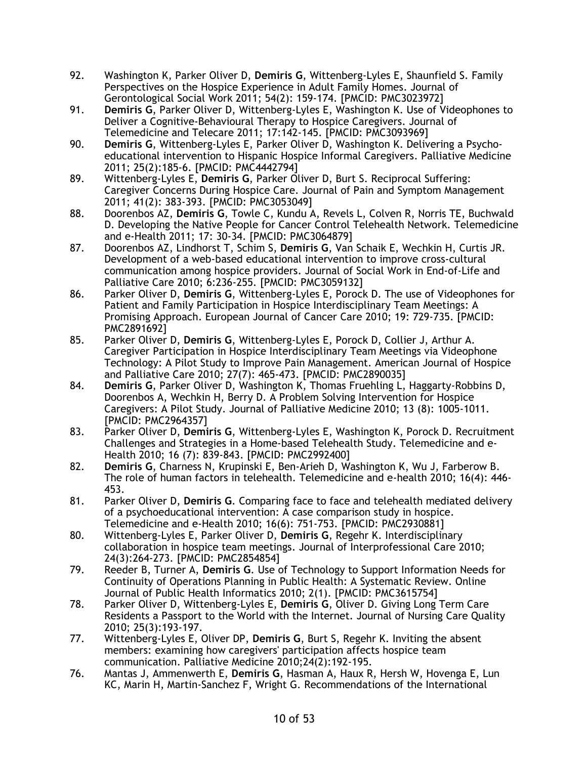92. Washington K, Parker Oliver D, **Demiris G**, Wittenberg-Lyles E, Shaunfield S. Family Perspectives on the Hospice Experience in Adult Family Homes. Journal of Gerontological Social Work 2011; 54(2): 159-174. [PMCID: PMC3023972]
91. **Demiris G**, Parker Oliver D, Wittenberg-Lyles E, Washington K. Use of Videophones to Deliver a Cognitive-Behavioural Therapy to Hospice Caregivers. Journal of Telemedicine and Telecare 2011; 17:142-145. [PMCID: PMC3093969]
90. **Demiris G**, Wittenberg-Lyles E, Parker Oliver D, Washington K. Delivering a Psycho-educational intervention to Hispanic Hospice Informal Caregivers. Palliative Medicine 2011; 25(2):185-6. [PMCID: PMC4442794]
89. Wittenberg-Lyles E, **Demiris G**, Parker Oliver D, Burt S. Reciprocal Suffering: Caregiver Concerns During Hospice Care. Journal of Pain and Symptom Management 2011; 41(2): 383-393. [PMCID: PMC3053049]
88. Doorenbos AZ, **Demiris G**, Towle C, Kundu A, Revels L, Colven R, Norris TE, Buchwald D. Developing the Native People for Cancer Control Telehealth Network. Telemedicine and e-Health 2011; 17: 30-34. [PMCID: PMC3064879]
87. Doorenbos AZ, Lindhorst T, Schim S, **Demiris G**, Van Schaik E, Wechkin H, Curtis JR. Development of a web-based educational intervention to improve cross-cultural communication among hospice providers. Journal of Social Work in End-of-Life and Palliative Care 2010; 6:236-255. [PMCID: PMC3059132]
86. Parker Oliver D, **Demiris G**, Wittenberg-Lyles E, Porock D. The use of Videophones for Patient and Family Participation in Hospice Interdisciplinary Team Meetings: A Promising Approach. European Journal of Cancer Care 2010; 19: 729-735. [PMCID: PMC2891692]
85. Parker Oliver D, **Demiris G**, Wittenberg-Lyles E, Porock D, Collier J, Arthur A. Caregiver Participation in Hospice Interdisciplinary Team Meetings via Videophone Technology: A Pilot Study to Improve Pain Management. American Journal of Hospice and Palliative Care 2010; 27(7): 465-473. [PMCID: PMC2890035]
84. **Demiris G**, Parker Oliver D, Washington K, Thomas Fruehling L, Haggarty-Robbins D, Doorenbos A, Wechkin H, Berry D. A Problem Solving Intervention for Hospice Caregivers: A Pilot Study. Journal of Palliative Medicine 2010; 13 (8): 1005-1011. [PMCID: PMC2964357]
83. Parker Oliver D, **Demiris G**, Wittenberg-Lyles E, Washington K, Porock D. Recruitment Challenges and Strategies in a Home-based Telehealth Study. Telemedicine and e-Health 2010; 16 (7): 839-843. [PMCID: PMC2992400]
82. **Demiris G**, Charness N, Krupinski E, Ben-Arieh D, Washington K, Wu J, Farberow B. The role of human factors in telehealth. Telemedicine and e-health 2010; 16(4): 446-453.
81. Parker Oliver D, **Demiris G**. Comparing face to face and telehealth mediated delivery of a psychoeducational intervention: A case comparison study in hospice. Telemedicine and e-Health 2010; 16(6): 751-753. [PMCID: PMC2930881]
80. Wittenberg-Lyles E, Parker Oliver D, **Demiris G**, Regehr K. Interdisciplinary collaboration in hospice team meetings. Journal of Interprofessional Care 2010; 24(3):264-273. [PMCID: PMC2854854]
79. Reeder B, Turner A, **Demiris G**. Use of Technology to Support Information Needs for Continuity of Operations Planning in Public Health: A Systematic Review. Online Journal of Public Health Informatics 2010; 2(1). [PMCID: PMC3615754]
78. Parker Oliver D, Wittenberg-Lyles E, **Demiris G**, Oliver D. Giving Long Term Care Residents a Passport to the World with the Internet. Journal of Nursing Care Quality 2010; 25(3):193-197.
77. Wittenberg-Lyles E, Oliver DP, **Demiris G**, Burt S, Regehr K. Inviting the absent members: examining how caregivers' participation affects hospice team communication. Palliative Medicine 2010;24(2):192-195.
76. Mantas J, Ammenwerth E, **Demiris G**, Hasman A, Haux R, Hersh W, Hovenga E, Lun KC, Marin H, Martin-Sanchez F, Wright G. Recommendations of the International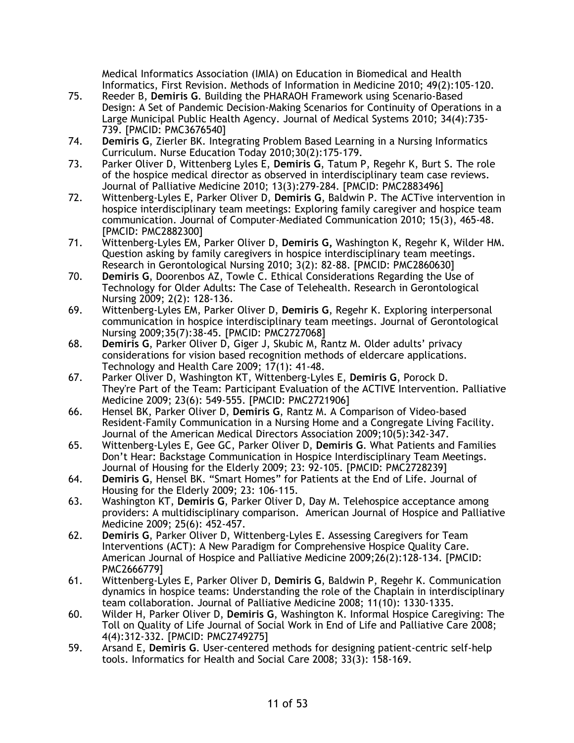Medical Informatics Association (IMIA) on Education in Biomedical and Health Informatics, First Revision. Methods of Information in Medicine 2010; 49(2):105-120.

75. Reeder B, **Demiris G**. Building the PHARAOH Framework using Scenario-Based Design: A Set of Pandemic Decision-Making Scenarios for Continuity of Operations in a Large Municipal Public Health Agency. Journal of Medical Systems 2010; 34(4):735-739. [PMCID: PMC3676540]
74. **Demiris G**, Zierler BK. Integrating Problem Based Learning in a Nursing Informatics Curriculum. Nurse Education Today 2010;30(2):175-179.
73. Parker Oliver D, Wittenberg Lyles E, **Demiris G**, Tatum P, Regehr K, Burt S. The role of the hospice medical director as observed in interdisciplinary team case reviews. Journal of Palliative Medicine 2010; 13(3):279-284. [PMCID: PMC2883496]
72. Wittenberg-Lyles E, Parker Oliver D, **Demiris G**, Baldwin P. The ACTive intervention in hospice interdisciplinary team meetings: Exploring family caregiver and hospice team communication. Journal of Computer-Mediated Communication 2010; 15(3), 465-48. [PMCID: PMC2882300]
71. Wittenberg-Lyles EM, Parker Oliver D, **Demiris G,** Washington K, Regehr K, Wilder HM. Question asking by family caregivers in hospice interdisciplinary team meetings. Research in Gerontological Nursing 2010; 3(2): 82-88. [PMCID: PMC2860630]
70. **Demiris G**, Doorenbos AZ, Towle C. Ethical Considerations Regarding the Use of Technology for Older Adults: The Case of Telehealth. Research in Gerontological Nursing 2009; 2(2): 128-136.
69. Wittenberg-Lyles EM, Parker Oliver D, **Demiris G**, Regehr K. Exploring interpersonal communication in hospice interdisciplinary team meetings. Journal of Gerontological Nursing 2009;35(7):38-45. [PMCID: PMC2727068]
68. **Demiris G**, Parker Oliver D, Giger J, Skubic M, Rantz M. Older adults' privacy considerations for vision based recognition methods of eldercare applications. Technology and Health Care 2009; 17(1): 41-48.
67. Parker Oliver D, Washington KT, Wittenberg-Lyles E, **Demiris G**, Porock D. They're Part of the Team: Participant Evaluation of the ACTIVE Intervention. Palliative Medicine 2009; 23(6): 549-555. [PMCID: PMC2721906]
66. Hensel BK, Parker Oliver D, **Demiris G**, Rantz M. A Comparison of Video-based Resident-Family Communication in a Nursing Home and a Congregate Living Facility. Journal of the American Medical Directors Association 2009;10(5):342-347.
65. Wittenberg-Lyles E, Gee GC, Parker Oliver D, **Demiris G**. What Patients and Families Don't Hear: Backstage Communication in Hospice Interdisciplinary Team Meetings. Journal of Housing for the Elderly 2009; 23: 92-105. [PMCID: PMC2728239]
64. **Demiris G**, Hensel BK. "Smart Homes" for Patients at the End of Life. Journal of Housing for the Elderly 2009; 23: 106-115.
63. Washington KT, **Demiris G**, Parker Oliver D, Day M. Telehospice acceptance among providers: A multidisciplinary comparison. American Journal of Hospice and Palliative Medicine 2009; 25(6): 452-457.
62. **Demiris G**, Parker Oliver D, Wittenberg-Lyles E. Assessing Caregivers for Team Interventions (ACT): A New Paradigm for Comprehensive Hospice Quality Care. American Journal of Hospice and Palliative Medicine 2009;26(2):128-134. [PMCID: PMC2666779]
61. Wittenberg-Lyles E, Parker Oliver D, **Demiris G**, Baldwin P, Regehr K. Communication dynamics in hospice teams: Understanding the role of the Chaplain in interdisciplinary team collaboration. Journal of Palliative Medicine 2008; 11(10): 1330-1335.
60. Wilder H, Parker Oliver D, **Demiris G**, Washington K. Informal Hospice Caregiving: The Toll on Quality of Life Journal of Social Work in End of Life and Palliative Care 2008; 4(4):312-332. [PMCID: PMC2749275]
59. Arsand E, **Demiris G**. User-centered methods for designing patient-centric self-help tools. Informatics for Health and Social Care 2008; 33(3): 158-169.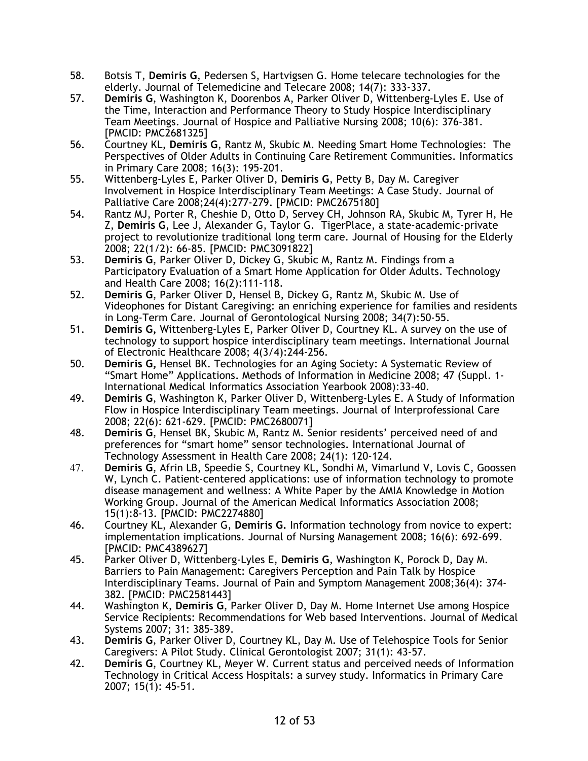58. Botsis T, **Demiris G**, Pedersen S, Hartvigsen G. Home telecare technologies for the elderly. Journal of Telemedicine and Telecare 2008; 14(7): 333-337.
57. **Demiris G**, Washington K, Doorenbos A, Parker Oliver D, Wittenberg-Lyles E. Use of the Time, Interaction and Performance Theory to Study Hospice Interdisciplinary Team Meetings. Journal of Hospice and Palliative Nursing 2008; 10(6): 376-381. [PMCID: PMC2681325]
56. Courtney KL, **Demiris G**, Rantz M, Skubic M. Needing Smart Home Technologies: The Perspectives of Older Adults in Continuing Care Retirement Communities. Informatics in Primary Care 2008; 16(3): 195-201.
55. Wittenberg-Lyles E, Parker Oliver D, **Demiris G**, Petty B, Day M. Caregiver Involvement in Hospice Interdisciplinary Team Meetings: A Case Study. Journal of Palliative Care 2008;24(4):277-279. [PMCID: PMC2675180]
54. Rantz MJ, Porter R, Cheshie D, Otto D, Servey CH, Johnson RA, Skubic M, Tyrer H, He Z, **Demiris G**, Lee J, Alexander G, Taylor G. TigerPlace, a state-academic-private project to revolutionize traditional long term care. Journal of Housing for the Elderly 2008; 22(1/2): 66-85. [PMCID: PMC3091822]
53. **Demiris G**, Parker Oliver D, Dickey G, Skubic M, Rantz M. Findings from a Participatory Evaluation of a Smart Home Application for Older Adults. Technology and Health Care 2008; 16(2):111-118.
52. **Demiris G**, Parker Oliver D, Hensel B, Dickey G, Rantz M, Skubic M. Use of Videophones for Distant Caregiving: an enriching experience for families and residents in Long-Term Care. Journal of Gerontological Nursing 2008; 34(7):50-55.
51. **Demiris G,** Wittenberg-Lyles E, Parker Oliver D, Courtney KL. A survey on the use of technology to support hospice interdisciplinary team meetings. International Journal of Electronic Healthcare 2008; 4(3/4):244-256.
50. **Demiris G,** Hensel BK. Technologies for an Aging Society: A Systematic Review of "Smart Home" Applications. Methods of Information in Medicine 2008; 47 (Suppl. 1- International Medical Informatics Association Yearbook 2008):33-40.
49. **Demiris G**, Washington K, Parker Oliver D, Wittenberg-Lyles E. A Study of Information Flow in Hospice Interdisciplinary Team meetings. Journal of Interprofessional Care 2008; 22(6): 621-629. [PMCID: PMC2680071]
48. **Demiris G**, Hensel BK, Skubic M, Rantz M. Senior residents' perceived need of and preferences for "smart home" sensor technologies. International Journal of Technology Assessment in Health Care 2008; 24(1): 120-124.
47. **Demiris G**, Afrin LB, Speedie S, Courtney KL, Sondhi M, Vimarlund V, Lovis C, Goossen W, Lynch C. Patient-centered applications: use of information technology to promote disease management and wellness: A White Paper by the AMIA Knowledge in Motion Working Group. Journal of the American Medical Informatics Association 2008; 15(1):8-13. [PMCID: PMC2274880]
46. Courtney KL, Alexander G, **Demiris G.** Information technology from novice to expert: implementation implications. Journal of Nursing Management 2008; 16(6): 692-699. [PMCID: PMC4389627]
45. Parker Oliver D, Wittenberg-Lyles E, **Demiris G**, Washington K, Porock D, Day M. Barriers to Pain Management: Caregivers Perception and Pain Talk by Hospice Interdisciplinary Teams. Journal of Pain and Symptom Management 2008;36(4): 374-382. [PMCID: PMC2581443]
44. Washington K, **Demiris G**, Parker Oliver D, Day M. Home Internet Use among Hospice Service Recipients: Recommendations for Web based Interventions. Journal of Medical Systems 2007; 31: 385-389.
43. **Demiris G**, Parker Oliver D, Courtney KL, Day M. Use of Telehospice Tools for Senior Caregivers: A Pilot Study. Clinical Gerontologist 2007; 31(1): 43-57.
42. **Demiris G**, Courtney KL, Meyer W. Current status and perceived needs of Information Technology in Critical Access Hospitals: a survey study. Informatics in Primary Care 2007; 15(1): 45-51.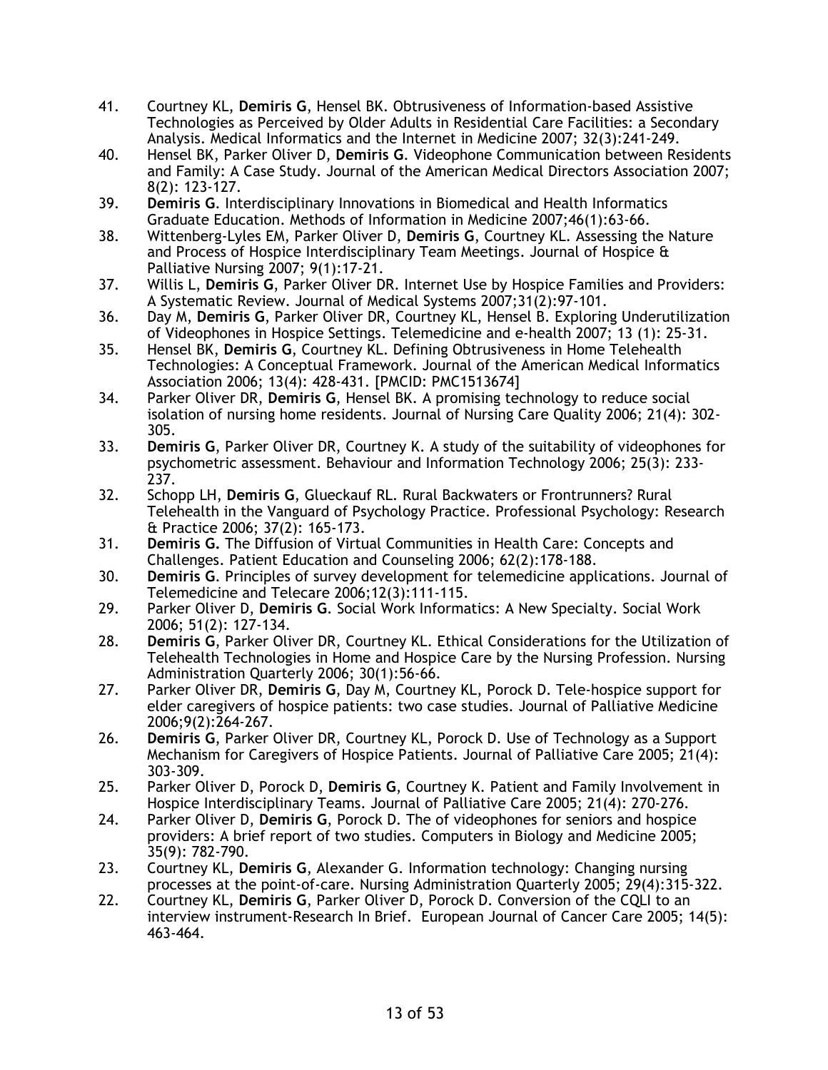41. Courtney KL, **Demiris G**, Hensel BK. Obtrusiveness of Information-based Assistive Technologies as Perceived by Older Adults in Residential Care Facilities: a Secondary Analysis. Medical Informatics and the Internet in Medicine 2007; 32(3):241-249.
40. Hensel BK, Parker Oliver D, **Demiris G**. Videophone Communication between Residents and Family: A Case Study. Journal of the American Medical Directors Association 2007; 8(2): 123-127.
39. **Demiris G**. Interdisciplinary Innovations in Biomedical and Health Informatics Graduate Education. Methods of Information in Medicine 2007;46(1):63-66.
38. Wittenberg-Lyles EM, Parker Oliver D, **Demiris G**, Courtney KL. Assessing the Nature and Process of Hospice Interdisciplinary Team Meetings. Journal of Hospice & Palliative Nursing 2007; 9(1):17-21.
37. Willis L, **Demiris G**, Parker Oliver DR. Internet Use by Hospice Families and Providers: A Systematic Review. Journal of Medical Systems 2007;31(2):97-101.
36. Day M, **Demiris G**, Parker Oliver DR, Courtney KL, Hensel B. Exploring Underutilization of Videophones in Hospice Settings. Telemedicine and e-health 2007; 13 (1): 25-31.
35. Hensel BK, **Demiris G**, Courtney KL. Defining Obtrusiveness in Home Telehealth Technologies: A Conceptual Framework. Journal of the American Medical Informatics Association 2006; 13(4): 428-431. [PMCID: PMC1513674]
34. Parker Oliver DR, **Demiris G**, Hensel BK. A promising technology to reduce social isolation of nursing home residents. Journal of Nursing Care Quality 2006; 21(4): 302-305.
33. **Demiris G**, Parker Oliver DR, Courtney K. A study of the suitability of videophones for psychometric assessment. Behaviour and Information Technology 2006; 25(3): 233-237.
32. Schopp LH, **Demiris G**, Glueckauf RL. Rural Backwaters or Frontrunners? Rural Telehealth in the Vanguard of Psychology Practice. Professional Psychology: Research & Practice 2006; 37(2): 165-173.
31. **Demiris G.** The Diffusion of Virtual Communities in Health Care: Concepts and Challenges. Patient Education and Counseling 2006; 62(2):178-188.
30. **Demiris G**. Principles of survey development for telemedicine applications. Journal of Telemedicine and Telecare 2006;12(3):111-115.
29. Parker Oliver D, **Demiris G**. Social Work Informatics: A New Specialty. Social Work 2006; 51(2): 127-134.
28. **Demiris G**, Parker Oliver DR, Courtney KL. Ethical Considerations for the Utilization of Telehealth Technologies in Home and Hospice Care by the Nursing Profession. Nursing Administration Quarterly 2006; 30(1):56-66.
27. Parker Oliver DR, **Demiris G**, Day M, Courtney KL, Porock D. Tele-hospice support for elder caregivers of hospice patients: two case studies. Journal of Palliative Medicine 2006;9(2):264-267.
26. **Demiris G**, Parker Oliver DR, Courtney KL, Porock D. Use of Technology as a Support Mechanism for Caregivers of Hospice Patients. Journal of Palliative Care 2005; 21(4): 303-309.
25. Parker Oliver D, Porock D, **Demiris G**, Courtney K. Patient and Family Involvement in Hospice Interdisciplinary Teams. Journal of Palliative Care 2005; 21(4): 270-276.
24. Parker Oliver D, **Demiris G**, Porock D. The of videophones for seniors and hospice providers: A brief report of two studies. Computers in Biology and Medicine 2005; 35(9): 782-790.
23. Courtney KL, **Demiris G**, Alexander G. Information technology: Changing nursing processes at the point-of-care. Nursing Administration Quarterly 2005; 29(4):315-322.
22. Courtney KL, **Demiris G**, Parker Oliver D, Porock D. Conversion of the CQLI to an interview instrument-Research In Brief. European Journal of Cancer Care 2005; 14(5): 463-464.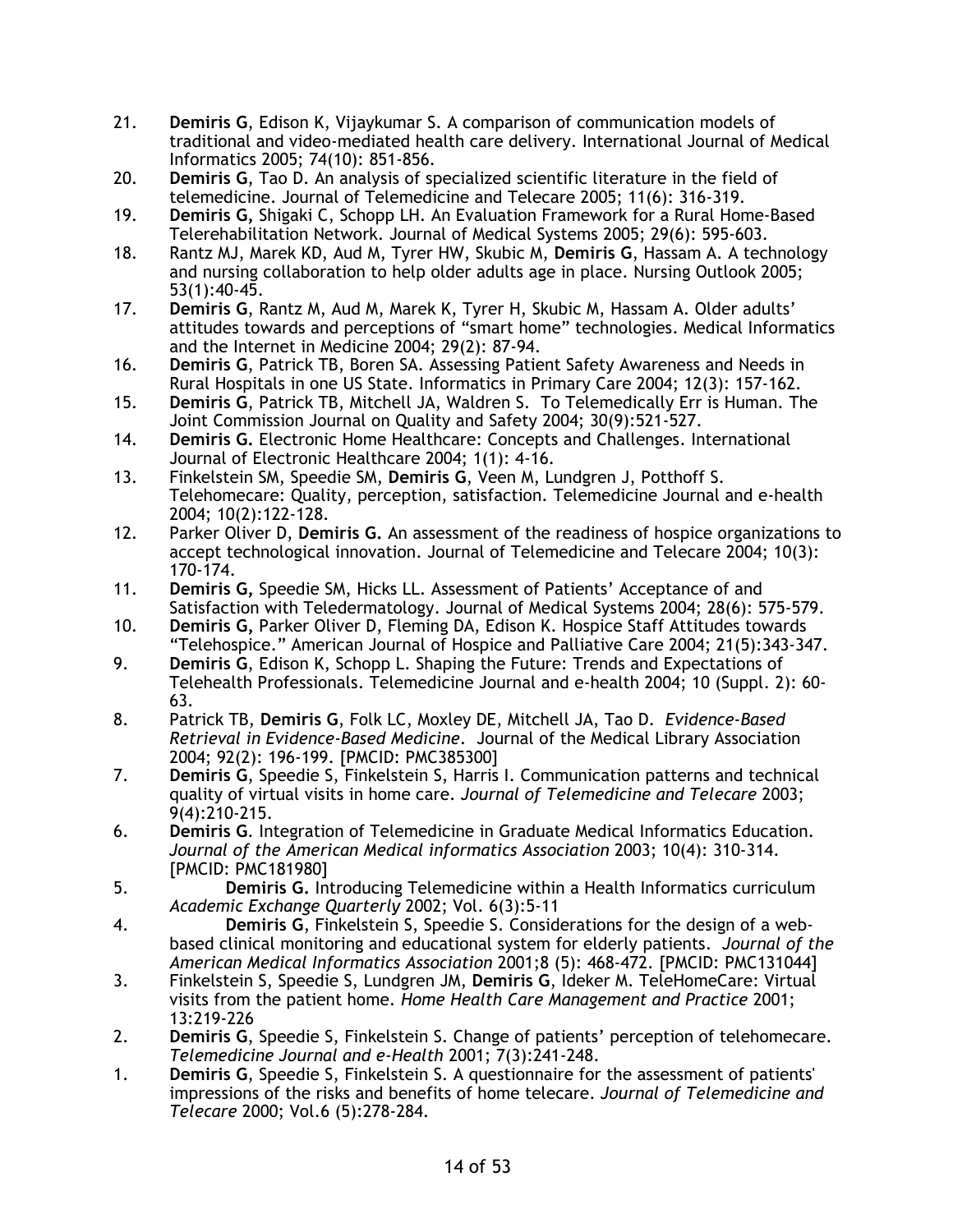21. **Demiris G**, Edison K, Vijaykumar S. A comparison of communication models of traditional and video-mediated health care delivery. International Journal of Medical Informatics 2005; 74(10): 851-856.
20. **Demiris G**, Tao D. An analysis of specialized scientific literature in the field of telemedicine. Journal of Telemedicine and Telecare 2005; 11(6): 316-319.
19. **Demiris G,** Shigaki C, Schopp LH. An Evaluation Framework for a Rural Home-Based Telerehabilitation Network. Journal of Medical Systems 2005; 29(6): 595-603.
18. Rantz MJ, Marek KD, Aud M, Tyrer HW, Skubic M, **Demiris G**, Hassam A. A technology and nursing collaboration to help older adults age in place. Nursing Outlook 2005; 53(1):40-45.
17. **Demiris G**, Rantz M, Aud M, Marek K, Tyrer H, Skubic M, Hassam A. Older adults' attitudes towards and perceptions of "smart home" technologies. Medical Informatics and the Internet in Medicine 2004; 29(2): 87-94.
16. **Demiris G**, Patrick TB, Boren SA. Assessing Patient Safety Awareness and Needs in Rural Hospitals in one US State. Informatics in Primary Care 2004; 12(3): 157-162.
15. **Demiris G**, Patrick TB, Mitchell JA, Waldren S. To Telemedically Err is Human. The Joint Commission Journal on Quality and Safety 2004; 30(9):521-527.
14. **Demiris G.** Electronic Home Healthcare: Concepts and Challenges. International Journal of Electronic Healthcare 2004; 1(1): 4-16.
13. Finkelstein SM, Speedie SM, **Demiris G**, Veen M, Lundgren J, Potthoff S. Telehomecare: Quality, perception, satisfaction. Telemedicine Journal and e-health 2004; 10(2):122-128.
12. Parker Oliver D, **Demiris G.** An assessment of the readiness of hospice organizations to accept technological innovation. Journal of Telemedicine and Telecare 2004; 10(3): 170-174.
11. **Demiris G,** Speedie SM, Hicks LL. Assessment of Patients' Acceptance of and Satisfaction with Teledermatology. Journal of Medical Systems 2004; 28(6): 575-579.
10. **Demiris G,** Parker Oliver D, Fleming DA, Edison K. Hospice Staff Attitudes towards "Telehospice." American Journal of Hospice and Palliative Care 2004; 21(5):343-347.
9. **Demiris G**, Edison K, Schopp L. Shaping the Future: Trends and Expectations of Telehealth Professionals. Telemedicine Journal and e-health 2004; 10 (Suppl. 2): 60-63.
8. Patrick TB, **Demiris G**, Folk LC, Moxley DE, Mitchell JA, Tao D. *Evidence-Based Retrieval in Evidence-Based Medicine*. Journal of the Medical Library Association 2004; 92(2): 196-199. [PMCID: PMC385300]
7. **Demiris G**, Speedie S, Finkelstein S, Harris I. Communication patterns and technical quality of virtual visits in home care. *Journal of Telemedicine and Telecare* 2003; 9(4):210-215.
6. **Demiris G**. Integration of Telemedicine in Graduate Medical Informatics Education. *Journal of the American Medical informatics Association* 2003; 10(4): 310-314. [PMCID: PMC181980]
5. **Demiris G.** Introducing Telemedicine within a Health Informatics curriculum *Academic Exchange Quarterly* 2002; Vol. 6(3):5-11
4. **Demiris G**, Finkelstein S, Speedie S. Considerations for the design of a web-based clinical monitoring and educational system for elderly patients. *Journal of the American Medical Informatics Association* 2001;8 (5): 468-472. [PMCID: PMC131044]
3. Finkelstein S, Speedie S, Lundgren JM, **Demiris G**, Ideker M. TeleHomeCare: Virtual visits from the patient home. *Home Health Care Management and Practice* 2001; 13:219-226
2. **Demiris G**, Speedie S, Finkelstein S. Change of patients' perception of telehomecare. *Telemedicine Journal and e-Health* 2001; 7(3):241-248.
1. **Demiris G**, Speedie S, Finkelstein S. A questionnaire for the assessment of patients' impressions of the risks and benefits of home telecare. *Journal of Telemedicine and Telecare* 2000; Vol.6 (5):278-284.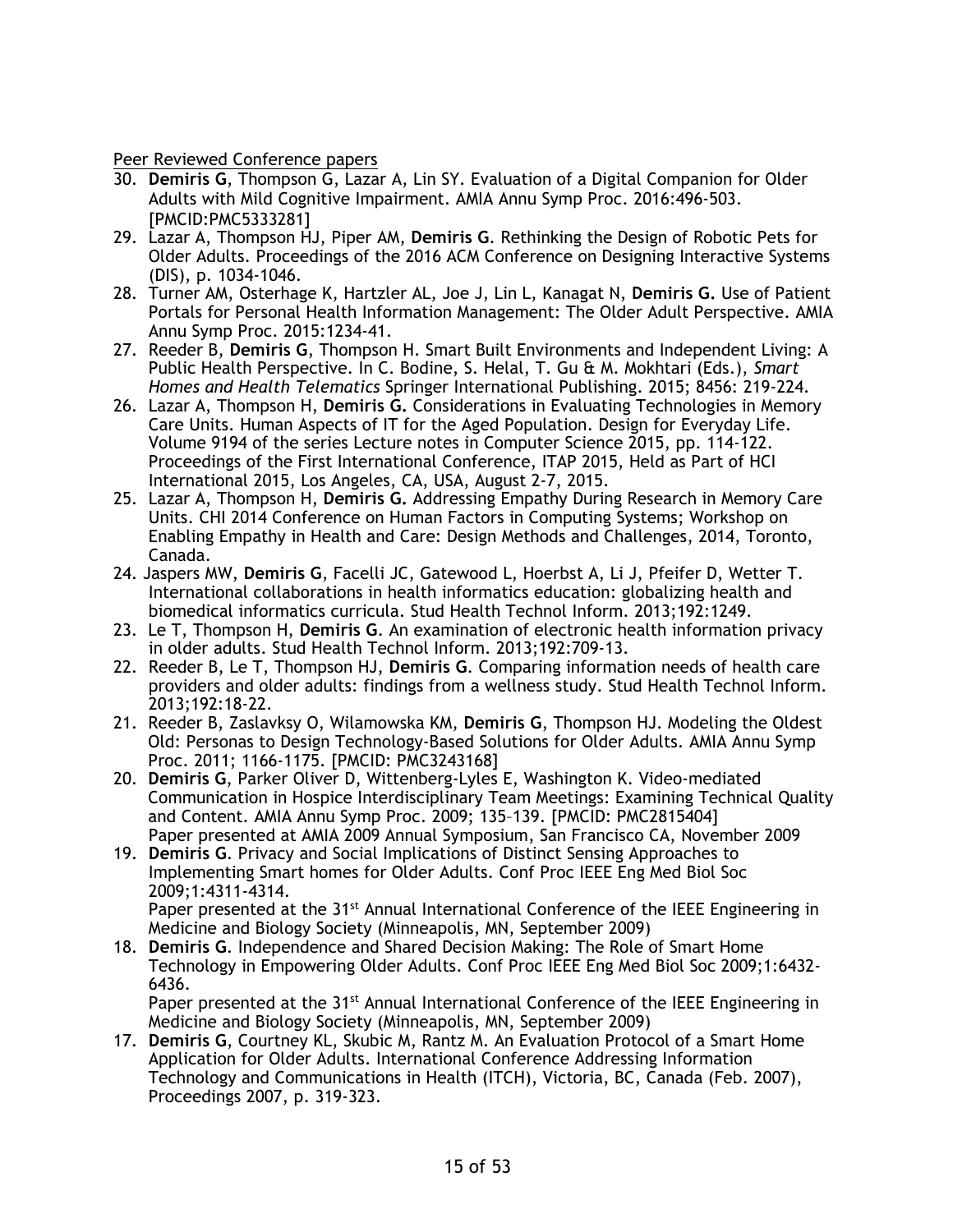Peer Reviewed Conference papers

30. **Demiris G**, Thompson G, Lazar A, Lin SY. Evaluation of a Digital Companion for Older Adults with Mild Cognitive Impairment. AMIA Annu Symp Proc. 2016:496-503. [PMCID:PMC5333281]
29. Lazar A, Thompson HJ, Piper AM, **Demiris G**. Rethinking the Design of Robotic Pets for Older Adults. Proceedings of the 2016 ACM Conference on Designing Interactive Systems (DIS), p. 1034-1046.
28. Turner AM, Osterhage K, Hartzler AL, Joe J, Lin L, Kanagat N, **Demiris G.** Use of Patient Portals for Personal Health Information Management: The Older Adult Perspective. AMIA Annu Symp Proc. 2015:1234-41.
27. Reeder B, **Demiris G**, Thompson H. Smart Built Environments and Independent Living: A Public Health Perspective. In C. Bodine, S. Helal, T. Gu & M. Mokhtari (Eds.), *Smart Homes and Health Telematics* Springer International Publishing. 2015; 8456: 219-224.
26. Lazar A, Thompson H, **Demiris G.** Considerations in Evaluating Technologies in Memory Care Units. Human Aspects of IT for the Aged Population. Design for Everyday Life. Volume 9194 of the series Lecture notes in Computer Science 2015, pp. 114-122. Proceedings of the First International Conference, ITAP 2015, Held as Part of HCI International 2015, Los Angeles, CA, USA, August 2-7, 2015.
25. Lazar A, Thompson H, **Demiris G.** Addressing Empathy During Research in Memory Care Units. CHI 2014 Conference on Human Factors in Computing Systems; Workshop on Enabling Empathy in Health and Care: Design Methods and Challenges, 2014, Toronto, Canada.
24. Jaspers MW, **Demiris G**, Facelli JC, Gatewood L, Hoerbst A, Li J, Pfeifer D, Wetter T. International collaborations in health informatics education: globalizing health and biomedical informatics curricula. Stud Health Technol Inform. 2013;192:1249.
23. Le T, Thompson H, **Demiris G**. An examination of electronic health information privacy in older adults. Stud Health Technol Inform. 2013;192:709-13.
22. Reeder B, Le T, Thompson HJ, **Demiris G**. Comparing information needs of health care providers and older adults: findings from a wellness study. Stud Health Technol Inform. 2013;192:18-22.
21. Reeder B, Zaslavksy O, Wilamowska KM, **Demiris G**, Thompson HJ. Modeling the Oldest Old: Personas to Design Technology-Based Solutions for Older Adults. AMIA Annu Symp Proc. 2011; 1166-1175. [PMCID: PMC3243168]
20. **Demiris G**, Parker Oliver D, Wittenberg-Lyles E, Washington K. Video-mediated Communication in Hospice Interdisciplinary Team Meetings: Examining Technical Quality and Content. AMIA Annu Symp Proc. 2009; 135–139. [PMCID: PMC2815404] Paper presented at AMIA 2009 Annual Symposium, San Francisco CA, November 2009
19. **Demiris G**. Privacy and Social Implications of Distinct Sensing Approaches to Implementing Smart homes for Older Adults. Conf Proc IEEE Eng Med Biol Soc 2009;1:4311-4314.
    Paper presented at the 31st Annual International Conference of the IEEE Engineering in Medicine and Biology Society (Minneapolis, MN, September 2009)
18. **Demiris G**. Independence and Shared Decision Making: The Role of Smart Home Technology in Empowering Older Adults. Conf Proc IEEE Eng Med Biol Soc 2009;1:6432-6436.
    Paper presented at the 31st Annual International Conference of the IEEE Engineering in Medicine and Biology Society (Minneapolis, MN, September 2009)
17. **Demiris G**, Courtney KL, Skubic M, Rantz M. An Evaluation Protocol of a Smart Home Application for Older Adults. International Conference Addressing Information Technology and Communications in Health (ITCH), Victoria, BC, Canada (Feb. 2007), Proceedings 2007, p. 319-323.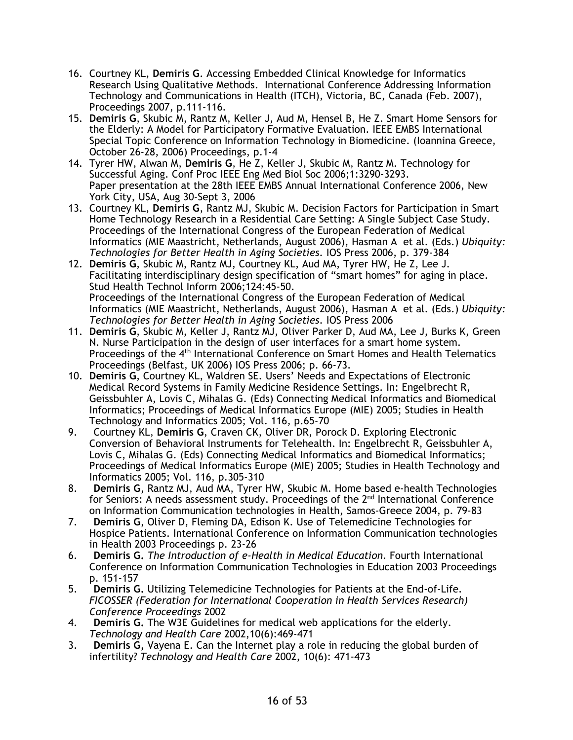16. Courtney KL, **Demiris G**. Accessing Embedded Clinical Knowledge for Informatics Research Using Qualitative Methods. International Conference Addressing Information Technology and Communications in Health (ITCH), Victoria, BC, Canada (Feb. 2007), Proceedings 2007, p.111-116.
15. **Demiris G**, Skubic M, Rantz M, Keller J, Aud M, Hensel B, He Z. Smart Home Sensors for the Elderly: A Model for Participatory Formative Evaluation. IEEE EMBS International Special Topic Conference on Information Technology in Biomedicine. (Ioannina Greece, October 26-28, 2006) Proceedings, p.1-4
14. Tyrer HW, Alwan M, **Demiris G**, He Z, Keller J, Skubic M, Rantz M. Technology for Successful Aging. Conf Proc IEEE Eng Med Biol Soc 2006;1:3290-3293.
    Paper presentation at the 28th IEEE EMBS Annual International Conference 2006, New York City, USA, Aug 30-Sept 3, 2006
13. Courtney KL, **Demiris G**, Rantz MJ, Skubic M. Decision Factors for Participation in Smart Home Technology Research in a Residential Care Setting: A Single Subject Case Study. Proceedings of the International Congress of the European Federation of Medical Informatics (MIE Maastricht, Netherlands, August 2006), Hasman A et al. (Eds.) *Ubiquity: Technologies for Better Health in Aging Societies*. IOS Press 2006, p. 379-384
12. **Demiris G**, Skubic M, Rantz MJ, Courtney KL, Aud MA, Tyrer HW, He Z, Lee J. Facilitating interdisciplinary design specification of "smart homes" for aging in place. Stud Health Technol Inform 2006;124:45-50.
    Proceedings of the International Congress of the European Federation of Medical Informatics (MIE Maastricht, Netherlands, August 2006), Hasman A et al. (Eds.) *Ubiquity: Technologies for Better Health in Aging Societies*. IOS Press 2006
11. **Demiris G**, Skubic M, Keller J, Rantz MJ, Oliver Parker D, Aud MA, Lee J, Burks K, Green N. Nurse Participation in the design of user interfaces for a smart home system. Proceedings of the 4th International Conference on Smart Homes and Health Telematics Proceedings (Belfast, UK 2006) IOS Press 2006; p. 66-73.
10. **Demiris G**, Courtney KL, Waldren SE. Users' Needs and Expectations of Electronic Medical Record Systems in Family Medicine Residence Settings. In: Engelbrecht R, Geissbuhler A, Lovis C, Mihalas G. (Eds) Connecting Medical Informatics and Biomedical Informatics; Proceedings of Medical Informatics Europe (MIE) 2005; Studies in Health Technology and Informatics 2005; Vol. 116, p.65-70
9. Courtney KL, **Demiris G**, Craven CK, Oliver DR, Porock D. Exploring Electronic Conversion of Behavioral Instruments for Telehealth. In: Engelbrecht R, Geissbuhler A, Lovis C, Mihalas G. (Eds) Connecting Medical Informatics and Biomedical Informatics; Proceedings of Medical Informatics Europe (MIE) 2005; Studies in Health Technology and Informatics 2005; Vol. 116, p.305-310
8. **Demiris G**, Rantz MJ, Aud MA, Tyrer HW, Skubic M. Home based e-health Technologies for Seniors: A needs assessment study. Proceedings of the 2nd International Conference on Information Communication technologies in Health, Samos-Greece 2004, p. 79-83
7. **Demiris G**, Oliver D, Fleming DA, Edison K. Use of Telemedicine Technologies for Hospice Patients. International Conference on Information Communication technologies in Health 2003 Proceedings p. 23-26
6. **Demiris G.** *The Introduction of e-Health in Medical Education.* Fourth International Conference on Information Communication Technologies in Education 2003 Proceedings p. 151-157
5. **Demiris G.** Utilizing Telemedicine Technologies for Patients at the End-of-Life. *FICOSSER (Federation for International Cooperation in Health Services Research) Conference Proceedings* 2002
4. **Demiris G.** The W3E Guidelines for medical web applications for the elderly. *Technology and Health Care* 2002,10(6):469-471
3. **Demiris G,** Vayena E. Can the Internet play a role in reducing the global burden of infertility? *Technology and Health Care* 2002, 10(6): 471-473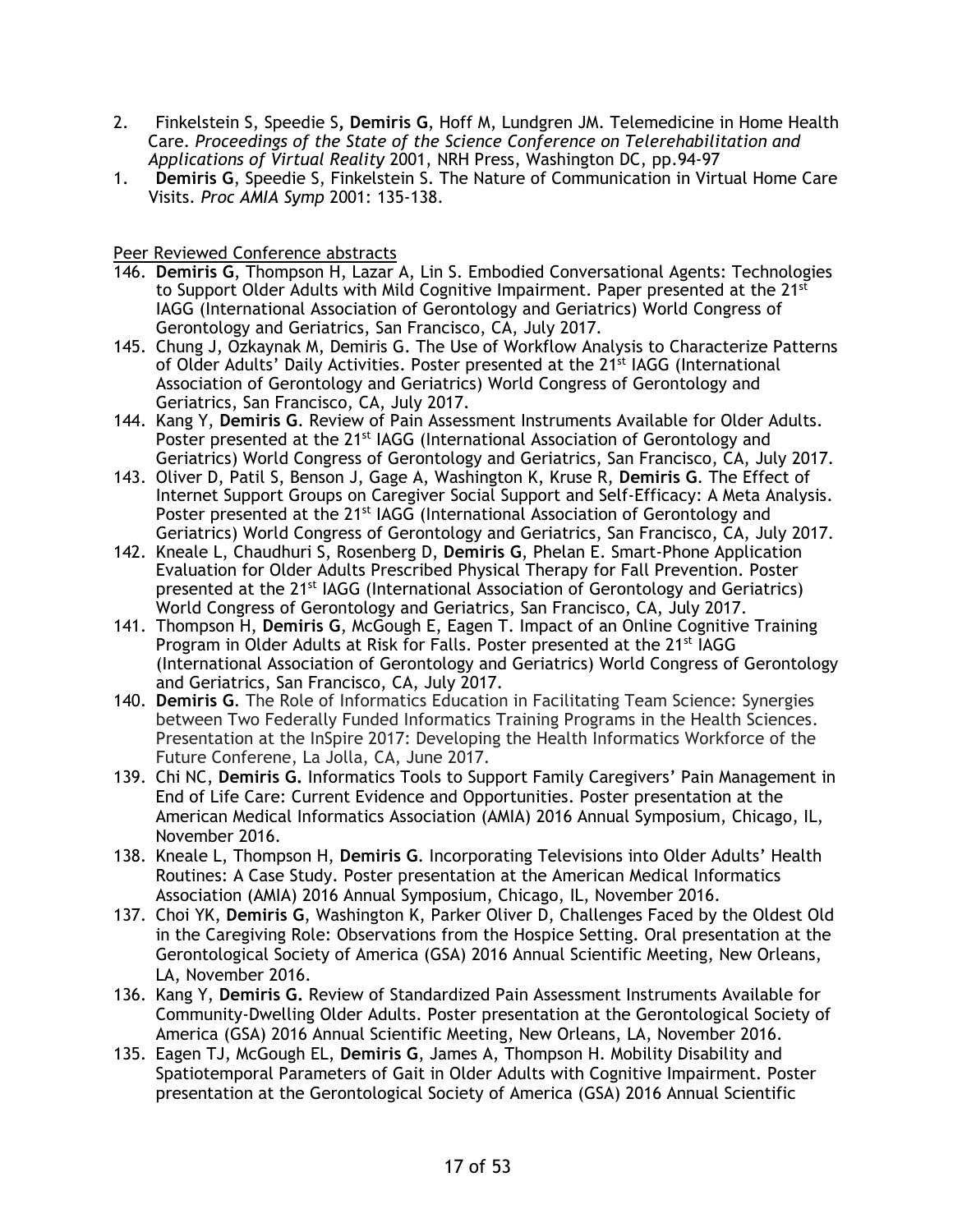2. Finkelstein S, Speedie S, **Demiris G**, Hoff M, Lundgren JM. Telemedicine in Home Health Care. *Proceedings of the State of the Science Conference on Telerehabilitation and Applications of Virtual Reality* 2001, NRH Press, Washington DC, pp.94-97
1. **Demiris G**, Speedie S, Finkelstein S. The Nature of Communication in Virtual Home Care Visits. *Proc AMIA Symp* 2001: 135-138.

Peer Reviewed Conference abstracts

146. **Demiris G**, Thompson H, Lazar A, Lin S. Embodied Conversational Agents: Technologies to Support Older Adults with Mild Cognitive Impairment. Paper presented at the 21st IAGG (International Association of Gerontology and Geriatrics) World Congress of Gerontology and Geriatrics, San Francisco, CA, July 2017.
145. Chung J, Ozkaynak M, Demiris G. The Use of Workflow Analysis to Characterize Patterns of Older Adults' Daily Activities. Poster presented at the 21st IAGG (International Association of Gerontology and Geriatrics) World Congress of Gerontology and Geriatrics, San Francisco, CA, July 2017.
144. Kang Y, **Demiris G**. Review of Pain Assessment Instruments Available for Older Adults. Poster presented at the 21st IAGG (International Association of Gerontology and Geriatrics) World Congress of Gerontology and Geriatrics, San Francisco, CA, July 2017.
143. Oliver D, Patil S, Benson J, Gage A, Washington K, Kruse R, **Demiris G**. The Effect of Internet Support Groups on Caregiver Social Support and Self-Efficacy: A Meta Analysis. Poster presented at the 21st IAGG (International Association of Gerontology and Geriatrics) World Congress of Gerontology and Geriatrics, San Francisco, CA, July 2017.
142. Kneale L, Chaudhuri S, Rosenberg D, **Demiris G**, Phelan E. Smart-Phone Application Evaluation for Older Adults Prescribed Physical Therapy for Fall Prevention. Poster presented at the 21st IAGG (International Association of Gerontology and Geriatrics) World Congress of Gerontology and Geriatrics, San Francisco, CA, July 2017.
141. Thompson H, **Demiris G**, McGough E, Eagen T. Impact of an Online Cognitive Training Program in Older Adults at Risk for Falls. Poster presented at the 21st IAGG (International Association of Gerontology and Geriatrics) World Congress of Gerontology and Geriatrics, San Francisco, CA, July 2017.
140. **Demiris G**. The Role of Informatics Education in Facilitating Team Science: Synergies between Two Federally Funded Informatics Training Programs in the Health Sciences. Presentation at the InSpire 2017: Developing the Health Informatics Workforce of the Future Conferene, La Jolla, CA, June 2017.
139. Chi NC, **Demiris G.** Informatics Tools to Support Family Caregivers' Pain Management in End of Life Care: Current Evidence and Opportunities. Poster presentation at the American Medical Informatics Association (AMIA) 2016 Annual Symposium, Chicago, IL, November 2016.
138. Kneale L, Thompson H, **Demiris G**. Incorporating Televisions into Older Adults' Health Routines: A Case Study. Poster presentation at the American Medical Informatics Association (AMIA) 2016 Annual Symposium, Chicago, IL, November 2016.
137. Choi YK, **Demiris G**, Washington K, Parker Oliver D, Challenges Faced by the Oldest Old in the Caregiving Role: Observations from the Hospice Setting. Oral presentation at the Gerontological Society of America (GSA) 2016 Annual Scientific Meeting, New Orleans, LA, November 2016.
136. Kang Y, **Demiris G.** Review of Standardized Pain Assessment Instruments Available for Community-Dwelling Older Adults. Poster presentation at the Gerontological Society of America (GSA) 2016 Annual Scientific Meeting, New Orleans, LA, November 2016.
135. Eagen TJ, McGough EL, **Demiris G**, James A, Thompson H. Mobility Disability and Spatiotemporal Parameters of Gait in Older Adults with Cognitive Impairment. Poster presentation at the Gerontological Society of America (GSA) 2016 Annual Scientific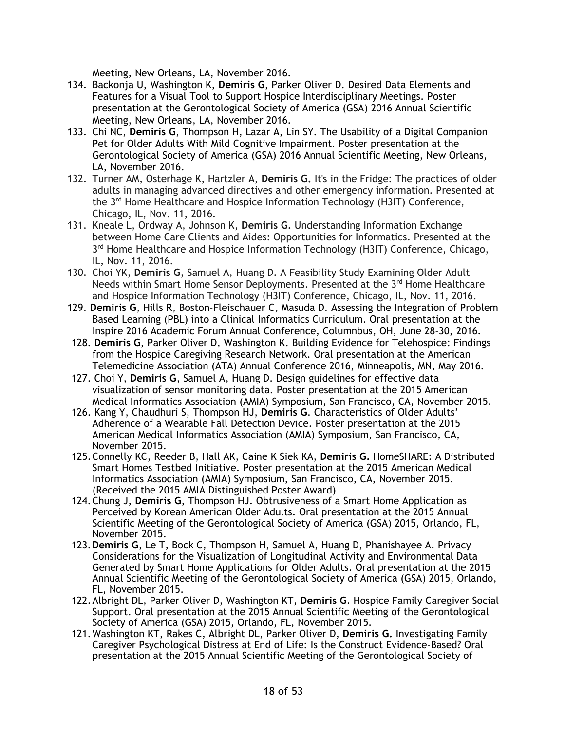Meeting, New Orleans, LA, November 2016.

134. Backonja U, Washington K, **Demiris G**, Parker Oliver D. Desired Data Elements and Features for a Visual Tool to Support Hospice Interdisciplinary Meetings. Poster presentation at the Gerontological Society of America (GSA) 2016 Annual Scientific Meeting, New Orleans, LA, November 2016.
133. Chi NC, **Demiris G**, Thompson H, Lazar A, Lin SY. The Usability of a Digital Companion Pet for Older Adults With Mild Cognitive Impairment. Poster presentation at the Gerontological Society of America (GSA) 2016 Annual Scientific Meeting, New Orleans, LA, November 2016.
132. Turner AM, Osterhage K, Hartzler A, **Demiris G.** It's in the Fridge: The practices of older adults in managing advanced directives and other emergency information. Presented at the 3rd Home Healthcare and Hospice Information Technology (H3IT) Conference, Chicago, IL, Nov. 11, 2016.
131. Kneale L, Ordway A, Johnson K, **Demiris G.** Understanding Information Exchange between Home Care Clients and Aides: Opportunities for Informatics. Presented at the 3rd Home Healthcare and Hospice Information Technology (H3IT) Conference, Chicago, IL, Nov. 11, 2016.
130. Choi YK, **Demiris G**, Samuel A, Huang D. A Feasibility Study Examining Older Adult Needs within Smart Home Sensor Deployments. Presented at the 3rd Home Healthcare and Hospice Information Technology (H3IT) Conference, Chicago, IL, Nov. 11, 2016.
129. **Demiris G**, Hills R, Boston-Fleischauer C, Masuda D. Assessing the Integration of Problem Based Learning (PBL) into a Clinical Informatics Curriculum. Oral presentation at the Inspire 2016 Academic Forum Annual Conference, Columnbus, OH, June 28-30, 2016.
128. **Demiris G**, Parker Oliver D, Washington K. Building Evidence for Telehospice: Findings from the Hospice Caregiving Research Network. Oral presentation at the American Telemedicine Association (ATA) Annual Conference 2016, Minneapolis, MN, May 2016.
127. Choi Y, **Demiris G**, Samuel A, Huang D. Design guidelines for effective data visualization of sensor monitoring data. Poster presentation at the 2015 American Medical Informatics Association (AMIA) Symposium, San Francisco, CA, November 2015.
126. Kang Y, Chaudhuri S, Thompson HJ, **Demiris G**. Characteristics of Older Adults' Adherence of a Wearable Fall Detection Device. Poster presentation at the 2015 American Medical Informatics Association (AMIA) Symposium, San Francisco, CA, November 2015.
125. Connelly KC, Reeder B, Hall AK, Caine K Siek KA, **Demiris G.** HomeSHARE: A Distributed Smart Homes Testbed Initiative. Poster presentation at the 2015 American Medical Informatics Association (AMIA) Symposium, San Francisco, CA, November 2015. (Received the 2015 AMIA Distinguished Poster Award)
124. Chung J, **Demiris G**, Thompson HJ. Obtrusiveness of a Smart Home Application as Perceived by Korean American Older Adults. Oral presentation at the 2015 Annual Scientific Meeting of the Gerontological Society of America (GSA) 2015, Orlando, FL, November 2015.
123. **Demiris G**, Le T, Bock C, Thompson H, Samuel A, Huang D, Phanishayee A. Privacy Considerations for the Visualization of Longitudinal Activity and Environmental Data Generated by Smart Home Applications for Older Adults. Oral presentation at the 2015 Annual Scientific Meeting of the Gerontological Society of America (GSA) 2015, Orlando, FL, November 2015.
122. Albright DL, Parker Oliver D, Washington KT, **Demiris G**. Hospice Family Caregiver Social Support. Oral presentation at the 2015 Annual Scientific Meeting of the Gerontological Society of America (GSA) 2015, Orlando, FL, November 2015.
121. Washington KT, Rakes C, Albright DL, Parker Oliver D, **Demiris G.** Investigating Family Caregiver Psychological Distress at End of Life: Is the Construct Evidence-Based? Oral presentation at the 2015 Annual Scientific Meeting of the Gerontological Society of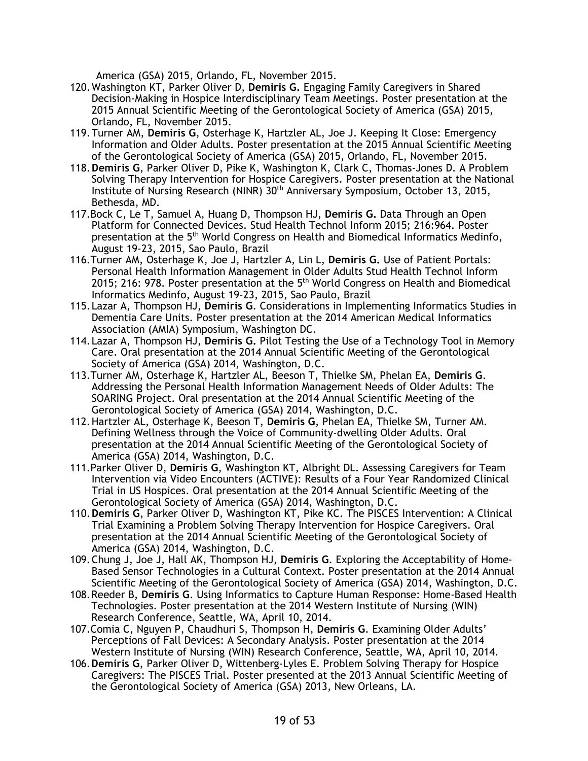America (GSA) 2015, Orlando, FL, November 2015.

120. Washington KT, Parker Oliver D, **Demiris G.** Engaging Family Caregivers in Shared Decision-Making in Hospice Interdisciplinary Team Meetings. Poster presentation at the 2015 Annual Scientific Meeting of the Gerontological Society of America (GSA) 2015, Orlando, FL, November 2015.
119. Turner AM, **Demiris G**, Osterhage K, Hartzler AL, Joe J. Keeping It Close: Emergency Information and Older Adults. Poster presentation at the 2015 Annual Scientific Meeting of the Gerontological Society of America (GSA) 2015, Orlando, FL, November 2015.
118. **Demiris G**, Parker Oliver D, Pike K, Washington K, Clark C, Thomas-Jones D. A Problem Solving Therapy Intervention for Hospice Caregivers. Poster presentation at the National Institute of Nursing Research (NINR) 30th Anniversary Symposium, October 13, 2015, Bethesda, MD.
117. Bock C, Le T, Samuel A, Huang D, Thompson HJ, **Demiris G.** Data Through an Open Platform for Connected Devices. Stud Health Technol Inform 2015; 216:964. Poster presentation at the 5th World Congress on Health and Biomedical Informatics Medinfo, August 19-23, 2015, Sao Paulo, Brazil
116. Turner AM, Osterhage K, Joe J, Hartzler A, Lin L, **Demiris G.** Use of Patient Portals: Personal Health Information Management in Older Adults Stud Health Technol Inform 2015; 216: 978. Poster presentation at the 5th World Congress on Health and Biomedical Informatics Medinfo, August 19-23, 2015, Sao Paulo, Brazil
115. Lazar A, Thompson HJ, **Demiris G**. Considerations in Implementing Informatics Studies in Dementia Care Units. Poster presentation at the 2014 American Medical Informatics Association (AMIA) Symposium, Washington DC.
114. Lazar A, Thompson HJ, **Demiris G.** Pilot Testing the Use of a Technology Tool in Memory Care. Oral presentation at the 2014 Annual Scientific Meeting of the Gerontological Society of America (GSA) 2014, Washington, D.C.
113. Turner AM, Osterhage K, Hartzler AL, Beeson T, Thielke SM, Phelan EA, **Demiris G**. Addressing the Personal Health Information Management Needs of Older Adults: The SOARING Project. Oral presentation at the 2014 Annual Scientific Meeting of the Gerontological Society of America (GSA) 2014, Washington, D.C.
112. Hartzler AL, Osterhage K, Beeson T, **Demiris G**, Phelan EA, Thielke SM, Turner AM. Defining Wellness through the Voice of Community-dwelling Older Adults. Oral presentation at the 2014 Annual Scientific Meeting of the Gerontological Society of America (GSA) 2014, Washington, D.C.
111. Parker Oliver D, **Demiris G**, Washington KT, Albright DL. Assessing Caregivers for Team Intervention via Video Encounters (ACTIVE): Results of a Four Year Randomized Clinical Trial in US Hospices. Oral presentation at the 2014 Annual Scientific Meeting of the Gerontological Society of America (GSA) 2014, Washington, D.C.
110. **Demiris G**, Parker Oliver D, Washington KT, Pike KC. The PISCES Intervention: A Clinical Trial Examining a Problem Solving Therapy Intervention for Hospice Caregivers. Oral presentation at the 2014 Annual Scientific Meeting of the Gerontological Society of America (GSA) 2014, Washington, D.C.
109. Chung J, Joe J, Hall AK, Thompson HJ, **Demiris G**. Exploring the Acceptability of Home-Based Sensor Technologies in a Cultural Context. Poster presentation at the 2014 Annual Scientific Meeting of the Gerontological Society of America (GSA) 2014, Washington, D.C.
108. Reeder B, **Demiris G**. Using Informatics to Capture Human Response: Home-Based Health Technologies. Poster presentation at the 2014 Western Institute of Nursing (WIN) Research Conference, Seattle, WA, April 10, 2014.
107. Comia C, Nguyen P, Chaudhuri S, Thompson H, **Demiris G**. Examining Older Adults' Perceptions of Fall Devices: A Secondary Analysis. Poster presentation at the 2014 Western Institute of Nursing (WIN) Research Conference, Seattle, WA, April 10, 2014.
106. **Demiris G**, Parker Oliver D, Wittenberg-Lyles E. Problem Solving Therapy for Hospice Caregivers: The PISCES Trial. Poster presented at the 2013 Annual Scientific Meeting of the Gerontological Society of America (GSA) 2013, New Orleans, LA.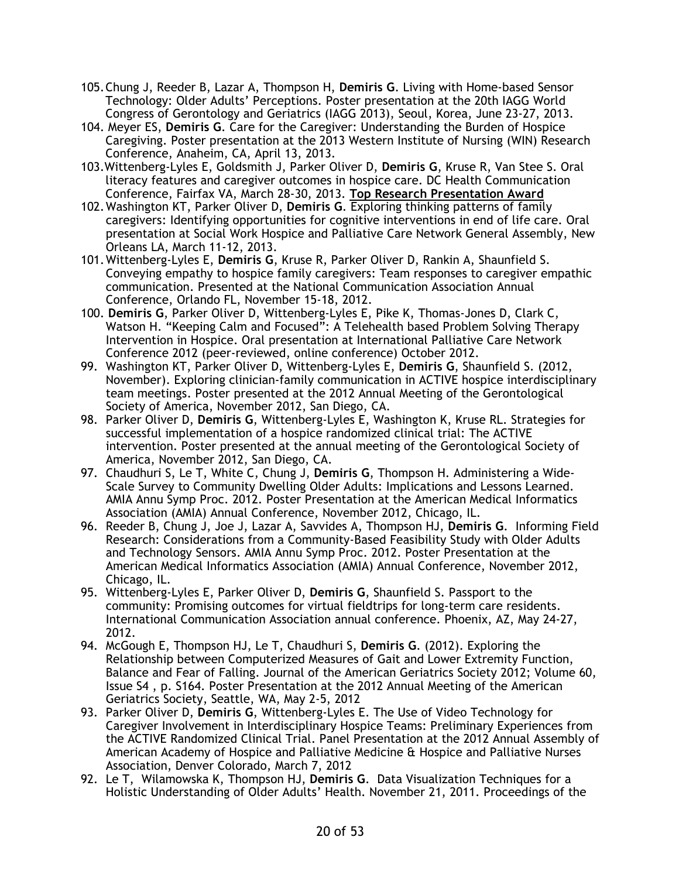105. Chung J, Reeder B, Lazar A, Thompson H, **Demiris G**. Living with Home-based Sensor Technology: Older Adults' Perceptions. Poster presentation at the 20th IAGG World Congress of Gerontology and Geriatrics (IAGG 2013), Seoul, Korea, June 23-27, 2013.
104. Meyer ES, **Demiris G**. Care for the Caregiver: Understanding the Burden of Hospice Caregiving. Poster presentation at the 2013 Western Institute of Nursing (WIN) Research Conference, Anaheim, CA, April 13, 2013.
103. Wittenberg-Lyles E, Goldsmith J, Parker Oliver D, **Demiris G**, Kruse R, Van Stee S. Oral literacy features and caregiver outcomes in hospice care. DC Health Communication Conference, Fairfax VA, March 28-30, 2013. **Top Research Presentation Award**
102. Washington KT, Parker Oliver D, **Demiris G**. Exploring thinking patterns of family caregivers: Identifying opportunities for cognitive interventions in end of life care. Oral presentation at Social Work Hospice and Palliative Care Network General Assembly, New Orleans LA, March 11-12, 2013.
101. Wittenberg-Lyles E, **Demiris G**, Kruse R, Parker Oliver D, Rankin A, Shaunfield S. Conveying empathy to hospice family caregivers: Team responses to caregiver empathic communication. Presented at the National Communication Association Annual Conference, Orlando FL, November 15-18, 2012.
100. **Demiris G**, Parker Oliver D, Wittenberg-Lyles E, Pike K, Thomas-Jones D, Clark C, Watson H. "Keeping Calm and Focused": A Telehealth based Problem Solving Therapy Intervention in Hospice. Oral presentation at International Palliative Care Network Conference 2012 (peer-reviewed, online conference) October 2012.
99. Washington KT, Parker Oliver D, Wittenberg-Lyles E, **Demiris G**, Shaunfield S. (2012, November). Exploring clinician-family communication in ACTIVE hospice interdisciplinary team meetings. Poster presented at the 2012 Annual Meeting of the Gerontological Society of America, November 2012, San Diego, CA.
98. Parker Oliver D, **Demiris G**, Wittenberg-Lyles E, Washington K, Kruse RL. Strategies for successful implementation of a hospice randomized clinical trial: The ACTIVE intervention. Poster presented at the annual meeting of the Gerontological Society of America, November 2012, San Diego, CA.
97. Chaudhuri S, Le T, White C, Chung J, **Demiris G**, Thompson H. Administering a Wide-Scale Survey to Community Dwelling Older Adults: Implications and Lessons Learned. AMIA Annu Symp Proc. 2012. Poster Presentation at the American Medical Informatics Association (AMIA) Annual Conference, November 2012, Chicago, IL.
96. Reeder B, Chung J, Joe J, Lazar A, Savvides A, Thompson HJ, **Demiris G**. Informing Field Research: Considerations from a Community-Based Feasibility Study with Older Adults and Technology Sensors. AMIA Annu Symp Proc. 2012. Poster Presentation at the American Medical Informatics Association (AMIA) Annual Conference, November 2012, Chicago, IL.
95. Wittenberg-Lyles E, Parker Oliver D, **Demiris G**, Shaunfield S. Passport to the community: Promising outcomes for virtual fieldtrips for long-term care residents. International Communication Association annual conference. Phoenix, AZ, May 24-27, 2012.
94. McGough E, Thompson HJ, Le T, Chaudhuri S, **Demiris G**. (2012). Exploring the Relationship between Computerized Measures of Gait and Lower Extremity Function, Balance and Fear of Falling. Journal of the American Geriatrics Society 2012; Volume 60, Issue S4 , p. S164. Poster Presentation at the 2012 Annual Meeting of the American Geriatrics Society, Seattle, WA, May 2-5, 2012
93. Parker Oliver D, **Demiris G**, Wittenberg-Lyles E. The Use of Video Technology for Caregiver Involvement in Interdisciplinary Hospice Teams: Preliminary Experiences from the ACTIVE Randomized Clinical Trial. Panel Presentation at the 2012 Annual Assembly of American Academy of Hospice and Palliative Medicine & Hospice and Palliative Nurses Association, Denver Colorado, March 7, 2012
92. Le T, Wilamowska K, Thompson HJ, **Demiris G**. Data Visualization Techniques for a Holistic Understanding of Older Adults' Health. November 21, 2011. Proceedings of the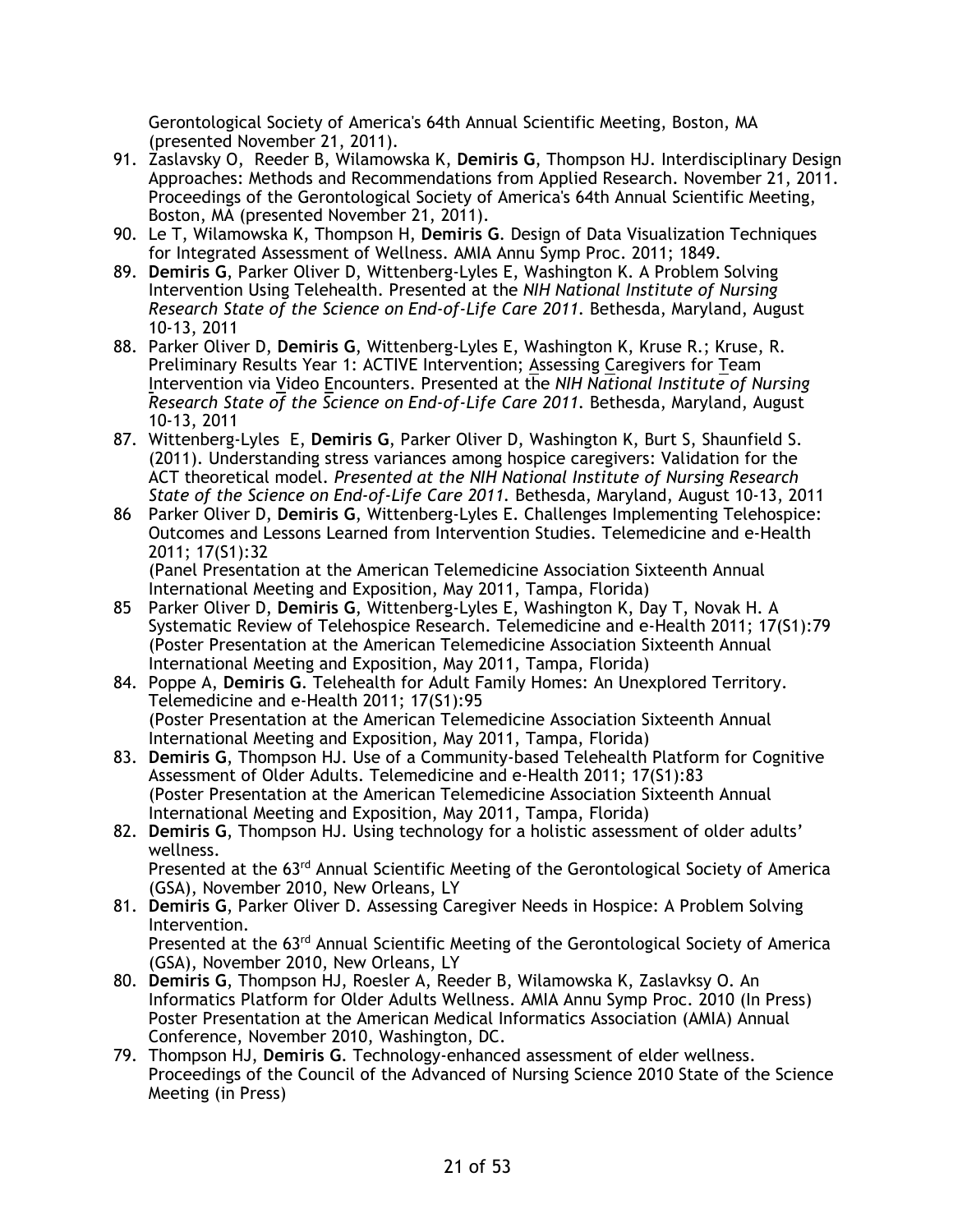Gerontological Society of America's 64th Annual Scientific Meeting, Boston, MA (presented November 21, 2011).

91. Zaslavsky O, Reeder B, Wilamowska K, **Demiris G**, Thompson HJ. Interdisciplinary Design Approaches: Methods and Recommendations from Applied Research. November 21, 2011. Proceedings of the Gerontological Society of America's 64th Annual Scientific Meeting, Boston, MA (presented November 21, 2011).
90. Le T, Wilamowska K, Thompson H, **Demiris G**. Design of Data Visualization Techniques for Integrated Assessment of Wellness. AMIA Annu Symp Proc. 2011; 1849.
89. **Demiris G**, Parker Oliver D, Wittenberg-Lyles E, Washington K. A Problem Solving Intervention Using Telehealth. Presented at the *NIH National Institute of Nursing Research State of the Science on End-of-Life Care 2011.* Bethesda, Maryland, August 10-13, 2011
88. Parker Oliver D, **Demiris G**, Wittenberg-Lyles E, Washington K, Kruse R.; Kruse, R. Preliminary Results Year 1: ACTIVE Intervention; Assessing Caregivers for Team Intervention via Video Encounters. Presented at the *NIH National Institute of Nursing Research State of the Science on End-of-Life Care 2011.* Bethesda, Maryland, August 10-13, 2011
87. Wittenberg-Lyles E, **Demiris G**, Parker Oliver D, Washington K, Burt S, Shaunfield S. (2011). Understanding stress variances among hospice caregivers: Validation for the ACT theoretical model. *Presented at the NIH National Institute of Nursing Research State of the Science on End-of-Life Care 2011.* Bethesda, Maryland, August 10-13, 2011
86. Parker Oliver D, **Demiris G**, Wittenberg-Lyles E. Challenges Implementing Telehospice: Outcomes and Lessons Learned from Intervention Studies. Telemedicine and e-Health 2011; 17(S1):32
(Panel Presentation at the American Telemedicine Association Sixteenth Annual International Meeting and Exposition, May 2011, Tampa, Florida)
85. Parker Oliver D, **Demiris G**, Wittenberg-Lyles E, Washington K, Day T, Novak H. A Systematic Review of Telehospice Research. Telemedicine and e-Health 2011; 17(S1):79
(Poster Presentation at the American Telemedicine Association Sixteenth Annual International Meeting and Exposition, May 2011, Tampa, Florida)
84. Poppe A, **Demiris G**. Telehealth for Adult Family Homes: An Unexplored Territory. Telemedicine and e-Health 2011; 17(S1):95
(Poster Presentation at the American Telemedicine Association Sixteenth Annual International Meeting and Exposition, May 2011, Tampa, Florida)
83. **Demiris G**, Thompson HJ. Use of a Community-based Telehealth Platform for Cognitive Assessment of Older Adults. Telemedicine and e-Health 2011; 17(S1):83
(Poster Presentation at the American Telemedicine Association Sixteenth Annual International Meeting and Exposition, May 2011, Tampa, Florida)
82. **Demiris G**, Thompson HJ. Using technology for a holistic assessment of older adults' wellness.
Presented at the 63rd Annual Scientific Meeting of the Gerontological Society of America (GSA), November 2010, New Orleans, LY
81. **Demiris G**, Parker Oliver D. Assessing Caregiver Needs in Hospice: A Problem Solving Intervention.
Presented at the 63rd Annual Scientific Meeting of the Gerontological Society of America (GSA), November 2010, New Orleans, LY
80. **Demiris G**, Thompson HJ, Roesler A, Reeder B, Wilamowska K, Zaslavksy O. An Informatics Platform for Older Adults Wellness. AMIA Annu Symp Proc. 2010 (In Press) Poster Presentation at the American Medical Informatics Association (AMIA) Annual Conference, November 2010, Washington, DC.
79. Thompson HJ, **Demiris G**. Technology-enhanced assessment of elder wellness. Proceedings of the Council of the Advanced of Nursing Science 2010 State of the Science Meeting (in Press)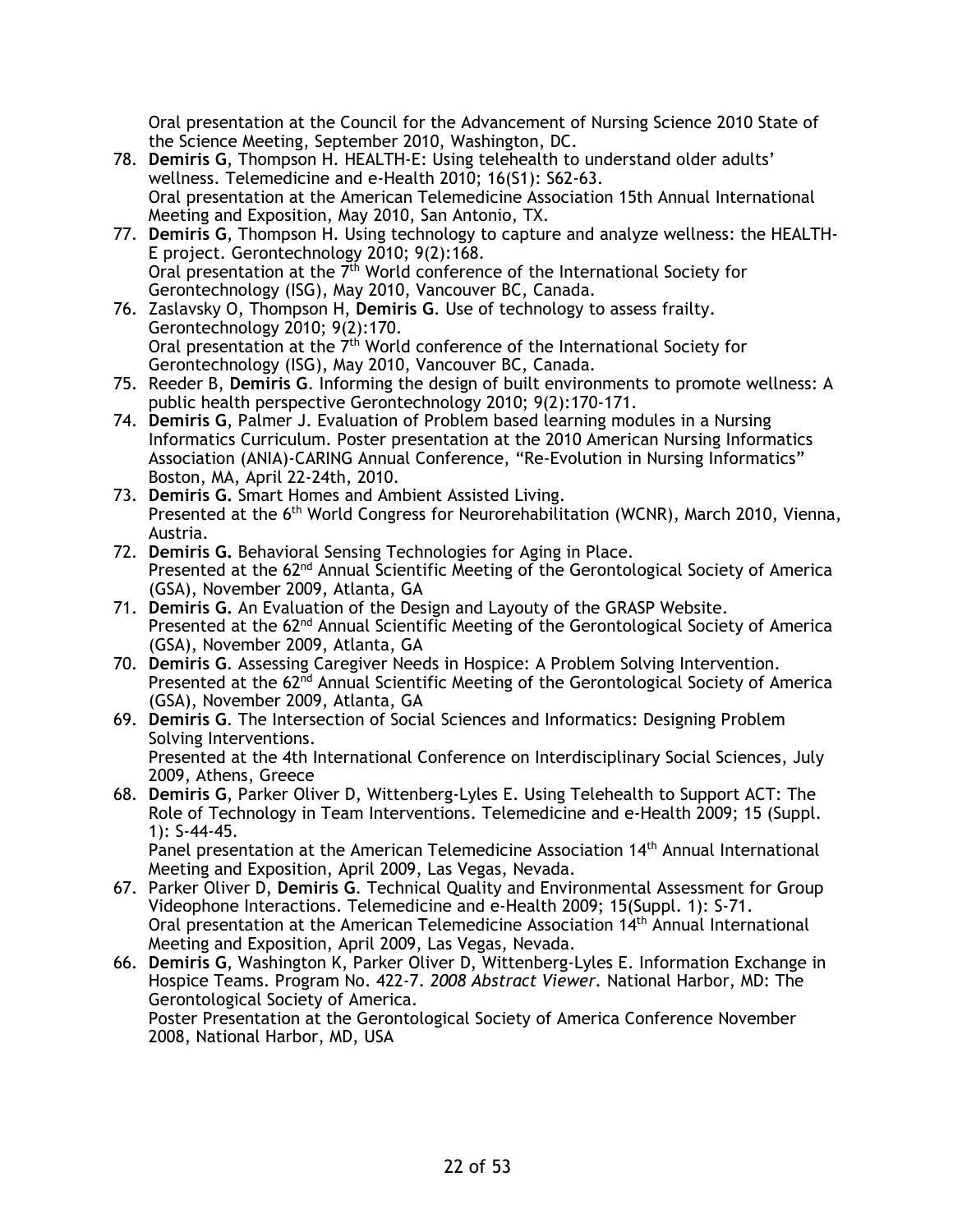Oral presentation at the Council for the Advancement of Nursing Science 2010 State of the Science Meeting, September 2010, Washington, DC.

78. **Demiris G**, Thompson H. HEALTH-E: Using telehealth to understand older adults' wellness. Telemedicine and e-Health 2010; 16(S1): S62-63.
    Oral presentation at the American Telemedicine Association 15th Annual International Meeting and Exposition, May 2010, San Antonio, TX.
77. **Demiris G**, Thompson H. Using technology to capture and analyze wellness: the HEALTH-E project. Gerontechnology 2010; 9(2):168.
    Oral presentation at the 7th World conference of the International Society for Gerontechnology (ISG), May 2010, Vancouver BC, Canada.
76. Zaslavsky O, Thompson H, **Demiris G**. Use of technology to assess frailty. Gerontechnology 2010; 9(2):170.
    Oral presentation at the 7th World conference of the International Society for Gerontechnology (ISG), May 2010, Vancouver BC, Canada.
75. Reeder B, **Demiris G**. Informing the design of built environments to promote wellness: A public health perspective Gerontechnology 2010; 9(2):170-171.
74. **Demiris G**, Palmer J. Evaluation of Problem based learning modules in a Nursing Informatics Curriculum. Poster presentation at the 2010 American Nursing Informatics Association (ANIA)-CARING Annual Conference, "Re-Evolution in Nursing Informatics" Boston, MA, April 22-24th, 2010.
73. **Demiris G.** Smart Homes and Ambient Assisted Living.
    Presented at the 6th World Congress for Neurorehabilitation (WCNR), March 2010, Vienna, Austria.
72. **Demiris G.** Behavioral Sensing Technologies for Aging in Place.
    Presented at the 62nd Annual Scientific Meeting of the Gerontological Society of America (GSA), November 2009, Atlanta, GA
71. **Demiris G.** An Evaluation of the Design and Layouty of the GRASP Website.
    Presented at the 62nd Annual Scientific Meeting of the Gerontological Society of America (GSA), November 2009, Atlanta, GA
70. **Demiris G**. Assessing Caregiver Needs in Hospice: A Problem Solving Intervention.
    Presented at the 62nd Annual Scientific Meeting of the Gerontological Society of America (GSA), November 2009, Atlanta, GA
69. **Demiris G**. The Intersection of Social Sciences and Informatics: Designing Problem Solving Interventions.
    Presented at the 4th International Conference on Interdisciplinary Social Sciences, July 2009, Athens, Greece
68. **Demiris G**, Parker Oliver D, Wittenberg-Lyles E. Using Telehealth to Support ACT: The Role of Technology in Team Interventions. Telemedicine and e-Health 2009; 15 (Suppl. 1): S-44-45.
    Panel presentation at the American Telemedicine Association 14th Annual International Meeting and Exposition, April 2009, Las Vegas, Nevada.
67. Parker Oliver D, **Demiris G**. Technical Quality and Environmental Assessment for Group Videophone Interactions. Telemedicine and e-Health 2009; 15(Suppl. 1): S-71.
    Oral presentation at the American Telemedicine Association 14th Annual International Meeting and Exposition, April 2009, Las Vegas, Nevada.
66. **Demiris G**, Washington K, Parker Oliver D, Wittenberg-Lyles E. Information Exchange in Hospice Teams. Program No. 422-7. *2008 Abstract Viewer*. National Harbor, MD: The Gerontological Society of America.
    Poster Presentation at the Gerontological Society of America Conference November 2008, National Harbor, MD, USA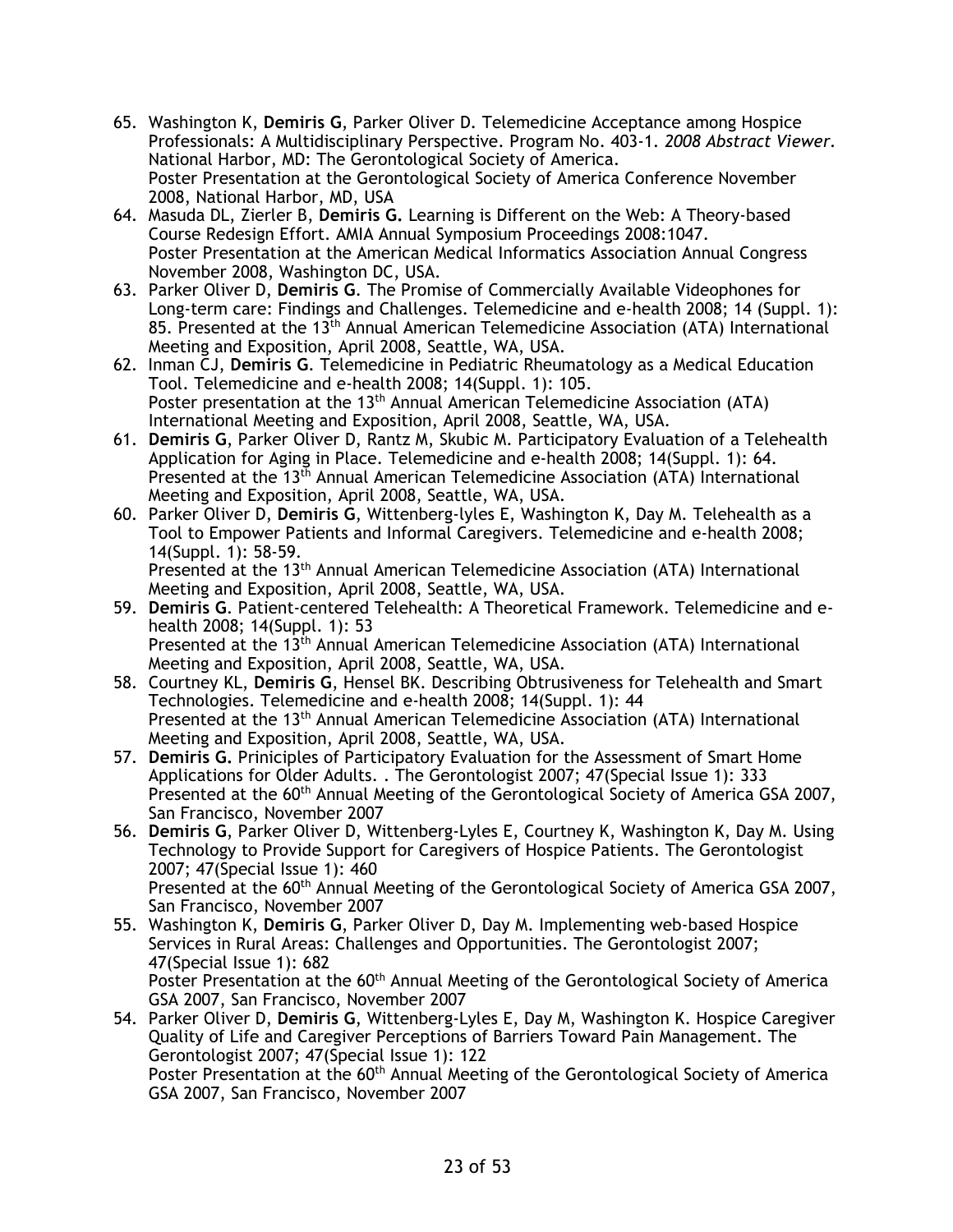65. Washington K, **Demiris G**, Parker Oliver D. Telemedicine Acceptance among Hospice Professionals: A Multidisciplinary Perspective. Program No. 403-1. *2008 Abstract Viewer*. National Harbor, MD: The Gerontological Society of America.
    Poster Presentation at the Gerontological Society of America Conference November 2008, National Harbor, MD, USA
64. Masuda DL, Zierler B, **Demiris G.** Learning is Different on the Web: A Theory-based Course Redesign Effort. AMIA Annual Symposium Proceedings 2008:1047.
    Poster Presentation at the American Medical Informatics Association Annual Congress November 2008, Washington DC, USA.
63. Parker Oliver D, **Demiris G**. The Promise of Commercially Available Videophones for Long-term care: Findings and Challenges. Telemedicine and e-health 2008; 14 (Suppl. 1): 85. Presented at the 13th Annual American Telemedicine Association (ATA) International Meeting and Exposition, April 2008, Seattle, WA, USA.
62. Inman CJ, **Demiris G**. Telemedicine in Pediatric Rheumatology as a Medical Education Tool. Telemedicine and e-health 2008; 14(Suppl. 1): 105.
    Poster presentation at the 13th Annual American Telemedicine Association (ATA) International Meeting and Exposition, April 2008, Seattle, WA, USA.
61. **Demiris G**, Parker Oliver D, Rantz M, Skubic M. Participatory Evaluation of a Telehealth Application for Aging in Place. Telemedicine and e-health 2008; 14(Suppl. 1): 64.
    Presented at the 13th Annual American Telemedicine Association (ATA) International Meeting and Exposition, April 2008, Seattle, WA, USA.
60. Parker Oliver D, **Demiris G**, Wittenberg-lyles E, Washington K, Day M. Telehealth as a Tool to Empower Patients and Informal Caregivers. Telemedicine and e-health 2008; 14(Suppl. 1): 58-59.
    Presented at the 13th Annual American Telemedicine Association (ATA) International Meeting and Exposition, April 2008, Seattle, WA, USA.
59. **Demiris G**. Patient-centered Telehealth: A Theoretical Framework. Telemedicine and e-health 2008; 14(Suppl. 1): 53
    Presented at the 13th Annual American Telemedicine Association (ATA) International Meeting and Exposition, April 2008, Seattle, WA, USA.
58. Courtney KL, **Demiris G**, Hensel BK. Describing Obtrusiveness for Telehealth and Smart Technologies. Telemedicine and e-health 2008; 14(Suppl. 1): 44
    Presented at the 13th Annual American Telemedicine Association (ATA) International Meeting and Exposition, April 2008, Seattle, WA, USA.
57. **Demiris G.** Priniciples of Participatory Evaluation for the Assessment of Smart Home Applications for Older Adults. . The Gerontologist 2007; 47(Special Issue 1): 333
    Presented at the 60th Annual Meeting of the Gerontological Society of America GSA 2007, San Francisco, November 2007
56. **Demiris G**, Parker Oliver D, Wittenberg-Lyles E, Courtney K, Washington K, Day M. Using Technology to Provide Support for Caregivers of Hospice Patients. The Gerontologist 2007; 47(Special Issue 1): 460
    Presented at the 60th Annual Meeting of the Gerontological Society of America GSA 2007, San Francisco, November 2007
55. Washington K, **Demiris G**, Parker Oliver D, Day M. Implementing web-based Hospice Services in Rural Areas: Challenges and Opportunities. The Gerontologist 2007; 47(Special Issue 1): 682
    Poster Presentation at the 60th Annual Meeting of the Gerontological Society of America GSA 2007, San Francisco, November 2007
54. Parker Oliver D, **Demiris G**, Wittenberg-Lyles E, Day M, Washington K. Hospice Caregiver Quality of Life and Caregiver Perceptions of Barriers Toward Pain Management. The Gerontologist 2007; 47(Special Issue 1): 122
    Poster Presentation at the 60th Annual Meeting of the Gerontological Society of America GSA 2007, San Francisco, November 2007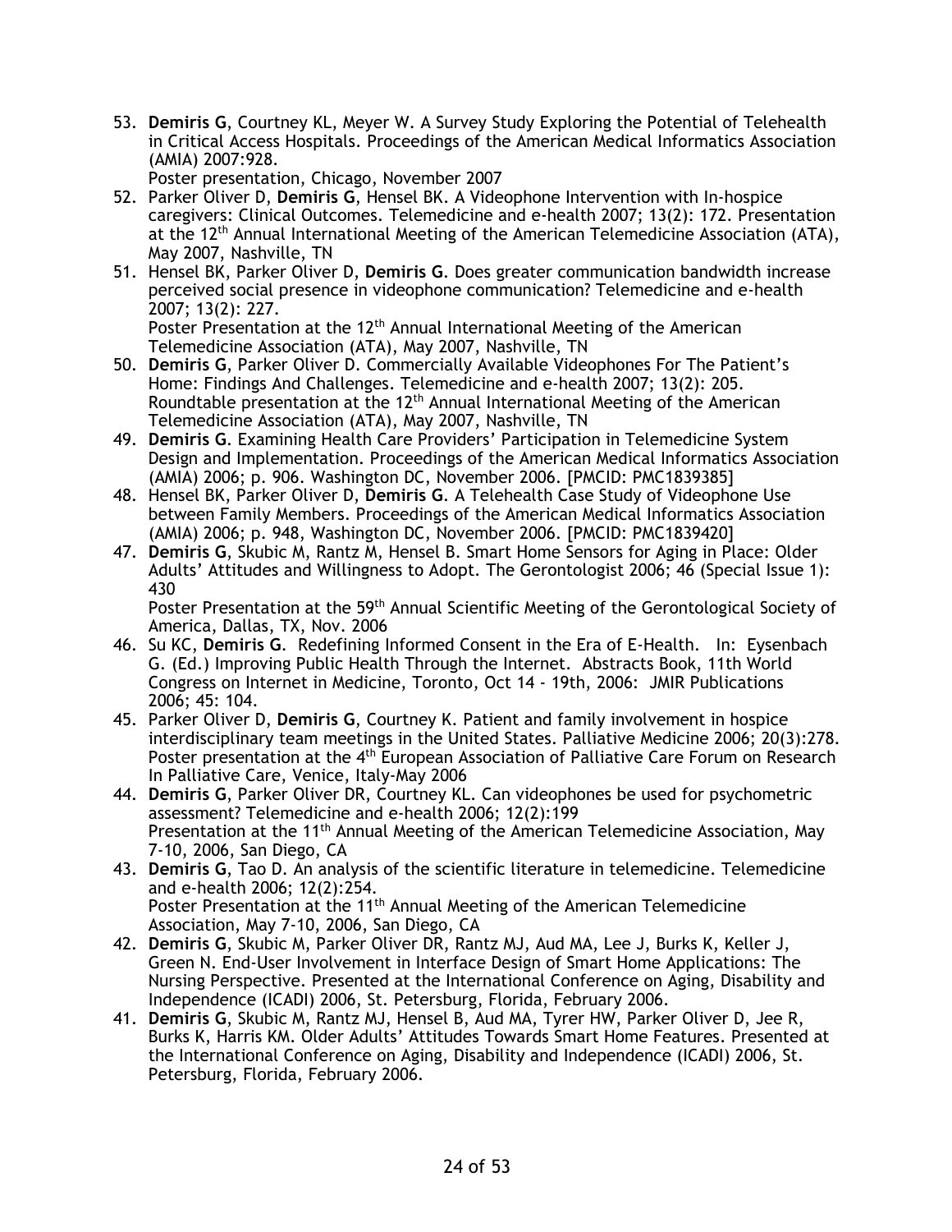53. **Demiris G**, Courtney KL, Meyer W. A Survey Study Exploring the Potential of Telehealth in Critical Access Hospitals. Proceedings of the American Medical Informatics Association (AMIA) 2007:928.
    Poster presentation, Chicago, November 2007
52. Parker Oliver D, **Demiris G**, Hensel BK. A Videophone Intervention with In-hospice caregivers: Clinical Outcomes. Telemedicine and e-health 2007; 13(2): 172. Presentation at the 12th Annual International Meeting of the American Telemedicine Association (ATA), May 2007, Nashville, TN
51. Hensel BK, Parker Oliver D, **Demiris G**. Does greater communication bandwidth increase perceived social presence in videophone communication? Telemedicine and e-health 2007; 13(2): 227.
    Poster Presentation at the 12th Annual International Meeting of the American Telemedicine Association (ATA), May 2007, Nashville, TN
50. **Demiris G**, Parker Oliver D. Commercially Available Videophones For The Patient's Home: Findings And Challenges. Telemedicine and e-health 2007; 13(2): 205. Roundtable presentation at the 12th Annual International Meeting of the American Telemedicine Association (ATA), May 2007, Nashville, TN
49. **Demiris G**. Examining Health Care Providers' Participation in Telemedicine System Design and Implementation. Proceedings of the American Medical Informatics Association (AMIA) 2006; p. 906. Washington DC, November 2006. [PMCID: PMC1839385]
48. Hensel BK, Parker Oliver D, **Demiris G**. A Telehealth Case Study of Videophone Use between Family Members. Proceedings of the American Medical Informatics Association (AMIA) 2006; p. 948, Washington DC, November 2006. [PMCID: PMC1839420]
47. **Demiris G**, Skubic M, Rantz M, Hensel B. Smart Home Sensors for Aging in Place: Older Adults' Attitudes and Willingness to Adopt. The Gerontologist 2006; 46 (Special Issue 1): 430
    Poster Presentation at the 59th Annual Scientific Meeting of the Gerontological Society of America, Dallas, TX, Nov. 2006
46. Su KC, **Demiris G**. Redefining Informed Consent in the Era of E-Health. In: Eysenbach G. (Ed.) Improving Public Health Through the Internet. Abstracts Book, 11th World Congress on Internet in Medicine, Toronto, Oct 14 - 19th, 2006: JMIR Publications 2006; 45: 104.
45. Parker Oliver D, **Demiris G**, Courtney K. Patient and family involvement in hospice interdisciplinary team meetings in the United States. Palliative Medicine 2006; 20(3):278. Poster presentation at the 4th European Association of Palliative Care Forum on Research In Palliative Care, Venice, Italy-May 2006
44. **Demiris G**, Parker Oliver DR, Courtney KL. Can videophones be used for psychometric assessment? Telemedicine and e-health 2006; 12(2):199
    Presentation at the 11th Annual Meeting of the American Telemedicine Association, May 7-10, 2006, San Diego, CA
43. **Demiris G**, Tao D. An analysis of the scientific literature in telemedicine. Telemedicine and e-health 2006; 12(2):254.
    Poster Presentation at the 11th Annual Meeting of the American Telemedicine Association, May 7-10, 2006, San Diego, CA
42. **Demiris G**, Skubic M, Parker Oliver DR, Rantz MJ, Aud MA, Lee J, Burks K, Keller J, Green N. End-User Involvement in Interface Design of Smart Home Applications: The Nursing Perspective. Presented at the International Conference on Aging, Disability and Independence (ICADI) 2006, St. Petersburg, Florida, February 2006.
41. **Demiris G**, Skubic M, Rantz MJ, Hensel B, Aud MA, Tyrer HW, Parker Oliver D, Jee R, Burks K, Harris KM. Older Adults' Attitudes Towards Smart Home Features. Presented at the International Conference on Aging, Disability and Independence (ICADI) 2006, St. Petersburg, Florida, February 2006.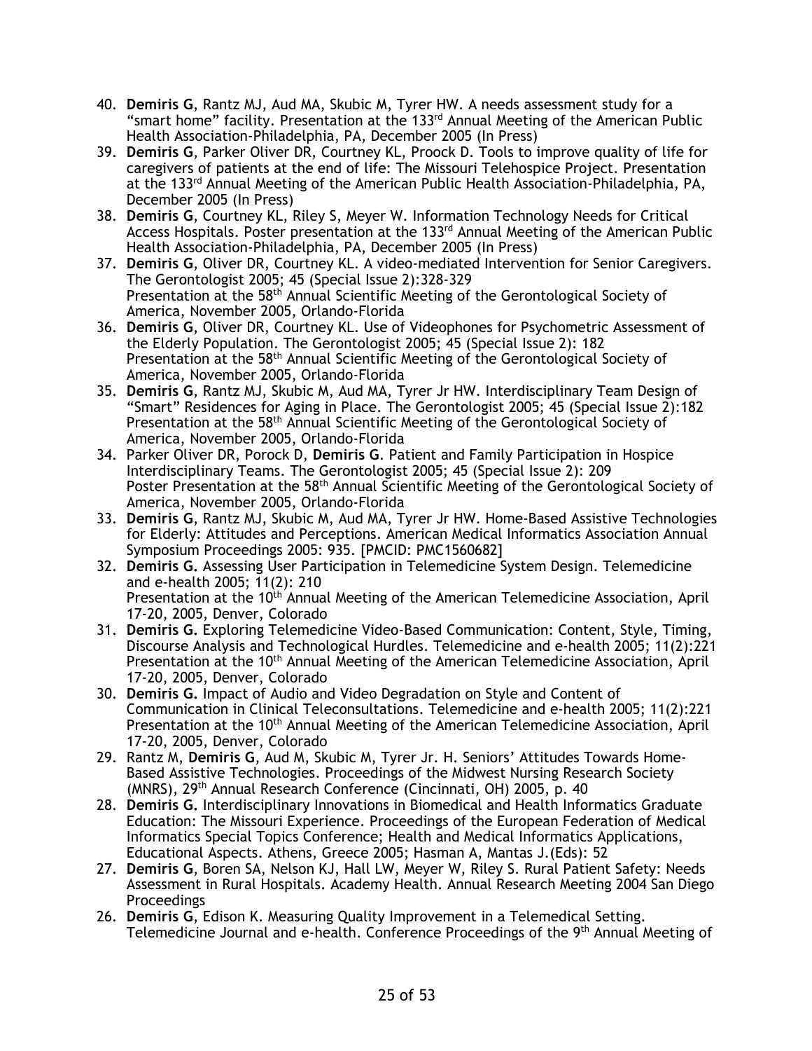40. **Demiris G**, Rantz MJ, Aud MA, Skubic M, Tyrer HW. A needs assessment study for a "smart home" facility. Presentation at the 133rd Annual Meeting of the American Public Health Association-Philadelphia, PA, December 2005 (In Press)
39. **Demiris G**, Parker Oliver DR, Courtney KL, Proock D. Tools to improve quality of life for caregivers of patients at the end of life: The Missouri Telehospice Project. Presentation at the 133rd Annual Meeting of the American Public Health Association-Philadelphia, PA, December 2005 (In Press)
38. **Demiris G**, Courtney KL, Riley S, Meyer W. Information Technology Needs for Critical Access Hospitals. Poster presentation at the 133rd Annual Meeting of the American Public Health Association-Philadelphia, PA, December 2005 (In Press)
37. **Demiris G**, Oliver DR, Courtney KL. A video-mediated Intervention for Senior Caregivers. The Gerontologist 2005; 45 (Special Issue 2):328-329
    Presentation at the 58th Annual Scientific Meeting of the Gerontological Society of America, November 2005, Orlando-Florida
36. **Demiris G**, Oliver DR, Courtney KL. Use of Videophones for Psychometric Assessment of the Elderly Population. The Gerontologist 2005; 45 (Special Issue 2): 182
    Presentation at the 58th Annual Scientific Meeting of the Gerontological Society of America, November 2005, Orlando-Florida
35. **Demiris G**, Rantz MJ, Skubic M, Aud MA, Tyrer Jr HW. Interdisciplinary Team Design of "Smart" Residences for Aging in Place. The Gerontologist 2005; 45 (Special Issue 2):182
    Presentation at the 58th Annual Scientific Meeting of the Gerontological Society of America, November 2005, Orlando-Florida
34. Parker Oliver DR, Porock D, **Demiris G**. Patient and Family Participation in Hospice Interdisciplinary Teams. The Gerontologist 2005; 45 (Special Issue 2): 209
    Poster Presentation at the 58th Annual Scientific Meeting of the Gerontological Society of America, November 2005, Orlando-Florida
33. **Demiris G**, Rantz MJ, Skubic M, Aud MA, Tyrer Jr HW. Home-Based Assistive Technologies for Elderly: Attitudes and Perceptions. American Medical Informatics Association Annual Symposium Proceedings 2005: 935. [PMCID: PMC1560682]
32. **Demiris G.** Assessing User Participation in Telemedicine System Design. Telemedicine and e-health 2005; 11(2): 210
    Presentation at the 10th Annual Meeting of the American Telemedicine Association, April 17-20, 2005, Denver, Colorado
31. **Demiris G.** Exploring Telemedicine Video-Based Communication: Content, Style, Timing, Discourse Analysis and Technological Hurdles. Telemedicine and e-health 2005; 11(2):221
    Presentation at the 10th Annual Meeting of the American Telemedicine Association, April 17-20, 2005, Denver, Colorado
30. **Demiris G.** Impact of Audio and Video Degradation on Style and Content of Communication in Clinical Teleconsultations. Telemedicine and e-health 2005; 11(2):221
    Presentation at the 10th Annual Meeting of the American Telemedicine Association, April 17-20, 2005, Denver, Colorado
29. Rantz M, **Demiris G**, Aud M, Skubic M, Tyrer Jr. H. Seniors' Attitudes Towards Home-Based Assistive Technologies. Proceedings of the Midwest Nursing Research Society (MNRS), 29th Annual Research Conference (Cincinnati, OH) 2005, p. 40
28. **Demiris G.** Interdisciplinary Innovations in Biomedical and Health Informatics Graduate Education: The Missouri Experience. Proceedings of the European Federation of Medical Informatics Special Topics Conference; Health and Medical Informatics Applications, Educational Aspects. Athens, Greece 2005; Hasman A, Mantas J.(Eds): 52
27. **Demiris G**, Boren SA, Nelson KJ, Hall LW, Meyer W, Riley S. Rural Patient Safety: Needs Assessment in Rural Hospitals. Academy Health. Annual Research Meeting 2004 San Diego Proceedings
26. **Demiris G**, Edison K. Measuring Quality Improvement in a Telemedical Setting. Telemedicine Journal and e-health. Conference Proceedings of the 9th Annual Meeting of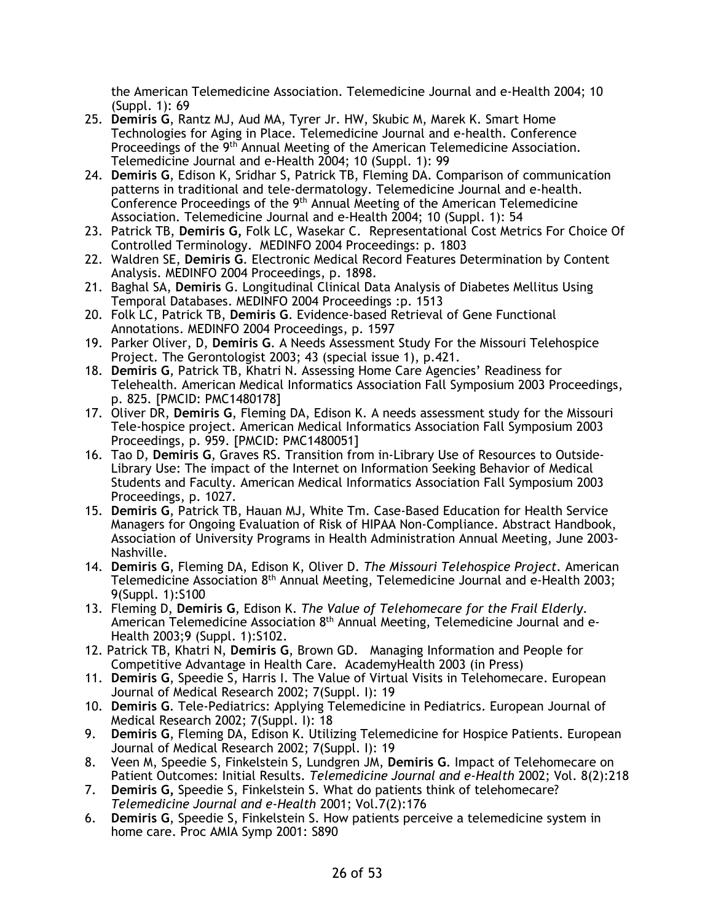the American Telemedicine Association. Telemedicine Journal and e-Health 2004; 10 (Suppl. 1): 69

25. **Demiris G**, Rantz MJ, Aud MA, Tyrer Jr. HW, Skubic M, Marek K. Smart Home Technologies for Aging in Place. Telemedicine Journal and e-health. Conference Proceedings of the 9th Annual Meeting of the American Telemedicine Association. Telemedicine Journal and e-Health 2004; 10 (Suppl. 1): 99
24. **Demiris G**, Edison K, Sridhar S, Patrick TB, Fleming DA. Comparison of communication patterns in traditional and tele-dermatology. Telemedicine Journal and e-health. Conference Proceedings of the 9th Annual Meeting of the American Telemedicine Association. Telemedicine Journal and e-Health 2004; 10 (Suppl. 1): 54
23. Patrick TB, **Demiris G,** Folk LC, Wasekar C. Representational Cost Metrics For Choice Of Controlled Terminology. MEDINFO 2004 Proceedings: p. 1803
22. Waldren SE, **Demiris G**. Electronic Medical Record Features Determination by Content Analysis. MEDINFO 2004 Proceedings, p. 1898.
21. Baghal SA, **Demiris** G. Longitudinal Clinical Data Analysis of Diabetes Mellitus Using Temporal Databases. MEDINFO 2004 Proceedings :p. 1513
20. Folk LC, Patrick TB, **Demiris G**. Evidence-based Retrieval of Gene Functional Annotations. MEDINFO 2004 Proceedings, p. 1597
19. Parker Oliver, D, **Demiris G**. A Needs Assessment Study For the Missouri Telehospice Project. The Gerontologist 2003; 43 (special issue 1), p.421.
18. **Demiris G**, Patrick TB, Khatri N. Assessing Home Care Agencies' Readiness for Telehealth. American Medical Informatics Association Fall Symposium 2003 Proceedings, p. 825. [PMCID: PMC1480178]
17. Oliver DR, **Demiris G**, Fleming DA, Edison K. A needs assessment study for the Missouri Tele-hospice project. American Medical Informatics Association Fall Symposium 2003 Proceedings, p. 959. [PMCID: PMC1480051]
16. Tao D, **Demiris G**, Graves RS. Transition from in-Library Use of Resources to Outside-Library Use: The impact of the Internet on Information Seeking Behavior of Medical Students and Faculty. American Medical Informatics Association Fall Symposium 2003 Proceedings, p. 1027.
15. **Demiris G**, Patrick TB, Hauan MJ, White Tm. Case-Based Education for Health Service Managers for Ongoing Evaluation of Risk of HIPAA Non-Compliance. Abstract Handbook, Association of University Programs in Health Administration Annual Meeting, June 2003-Nashville.
14. **Demiris G**, Fleming DA, Edison K, Oliver D. *The Missouri Telehospice Project*. American Telemedicine Association 8th Annual Meeting, Telemedicine Journal and e-Health 2003; 9(Suppl. 1):S100
13. Fleming D, **Demiris G**, Edison K. *The Value of Telehomecare for the Frail Elderly*. American Telemedicine Association 8th Annual Meeting, Telemedicine Journal and e-Health 2003;9 (Suppl. 1):S102.
12. Patrick TB, Khatri N, **Demiris G**, Brown GD. Managing Information and People for Competitive Advantage in Health Care. AcademyHealth 2003 (in Press)
11. **Demiris G**, Speedie S, Harris I. The Value of Virtual Visits in Telehomecare. European Journal of Medical Research 2002; 7(Suppl. I): 19
10. **Demiris G**. Tele-Pediatrics: Applying Telemedicine in Pediatrics. European Journal of Medical Research 2002; 7(Suppl. I): 18
9. **Demiris G**, Fleming DA, Edison K. Utilizing Telemedicine for Hospice Patients. European Journal of Medical Research 2002; 7(Suppl. I): 19
8. Veen M, Speedie S, Finkelstein S, Lundgren JM, **Demiris G**. Impact of Telehomecare on Patient Outcomes: Initial Results. *Telemedicine Journal and e-Health* 2002; Vol. 8(2):218
7. **Demiris G,** Speedie S, Finkelstein S. What do patients think of telehomecare? *Telemedicine Journal and e-Health* 2001; Vol.7(2):176
6. **Demiris G**, Speedie S, Finkelstein S. How patients perceive a telemedicine system in home care. Proc AMIA Symp 2001: S890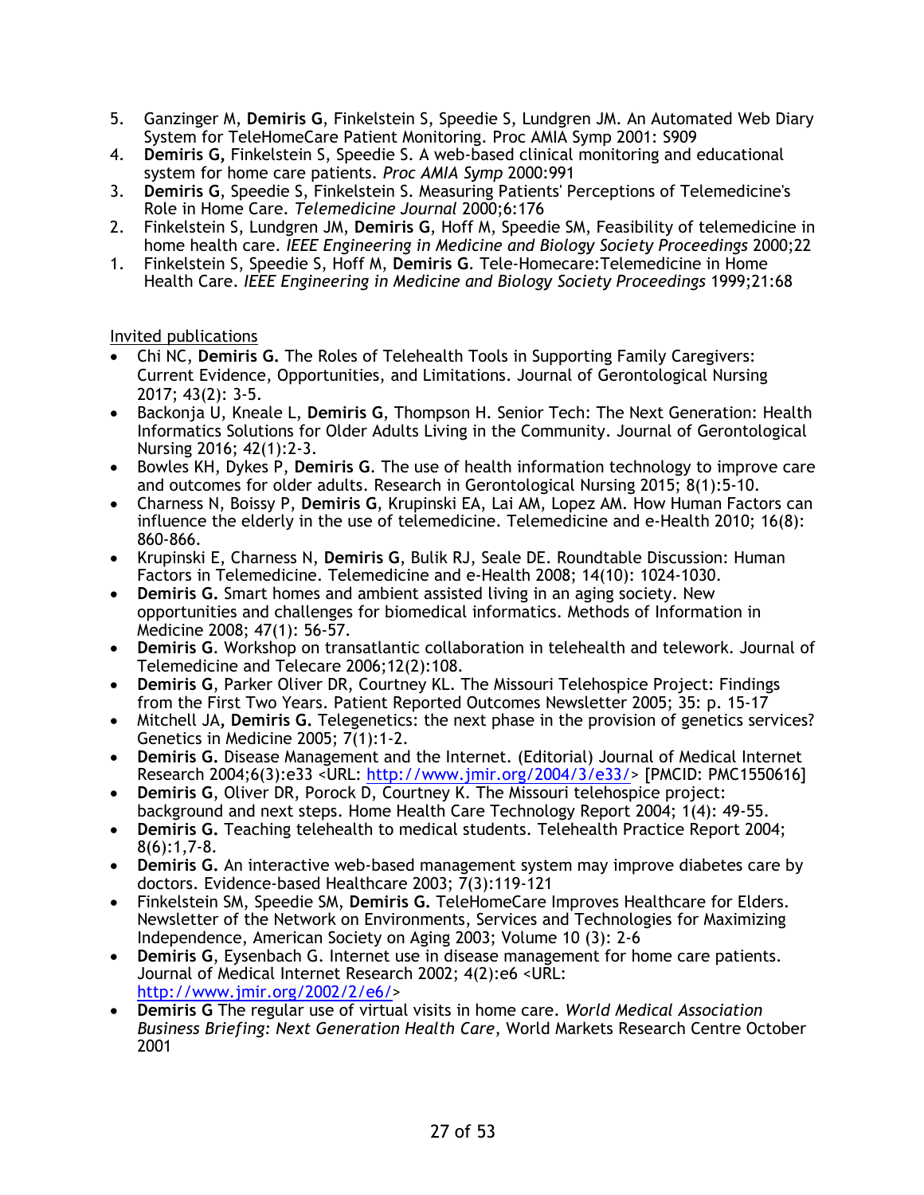5. Ganzinger M, **Demiris G**, Finkelstein S, Speedie S, Lundgren JM. An Automated Web Diary System for TeleHomeCare Patient Monitoring. Proc AMIA Symp 2001: S909
4. **Demiris G,** Finkelstein S, Speedie S. A web-based clinical monitoring and educational system for home care patients. *Proc AMIA Symp* 2000:991
3. **Demiris G**, Speedie S, Finkelstein S. Measuring Patients' Perceptions of Telemedicine's Role in Home Care. *Telemedicine Journal* 2000;6:176
2. Finkelstein S, Lundgren JM, **Demiris G**, Hoff M, Speedie SM, Feasibility of telemedicine in home health care. *IEEE Engineering in Medicine and Biology Society Proceedings* 2000;22
1. Finkelstein S, Speedie S, Hoff M, **Demiris G**. Tele-Homecare:Telemedicine in Home Health Care. *IEEE Engineering in Medicine and Biology Society Proceedings* 1999;21:68

<u>Invited publications</u>

- Chi NC, **Demiris G.** The Roles of Telehealth Tools in Supporting Family Caregivers: Current Evidence, Opportunities, and Limitations. Journal of Gerontological Nursing 2017; 43(2): 3-5.
- Backonja U, Kneale L, **Demiris G**, Thompson H. Senior Tech: The Next Generation: Health Informatics Solutions for Older Adults Living in the Community. Journal of Gerontological Nursing 2016; 42(1):2-3.
- Bowles KH, Dykes P, **Demiris G**. The use of health information technology to improve care and outcomes for older adults. Research in Gerontological Nursing 2015; 8(1):5-10.
- Charness N, Boissy P, **Demiris G**, Krupinski EA, Lai AM, Lopez AM. How Human Factors can influence the elderly in the use of telemedicine. Telemedicine and e-Health 2010; 16(8): 860-866.
- Krupinski E, Charness N, **Demiris G**, Bulik RJ, Seale DE. Roundtable Discussion: Human Factors in Telemedicine. Telemedicine and e-Health 2008; 14(10): 1024-1030.
- **Demiris G.** Smart homes and ambient assisted living in an aging society. New opportunities and challenges for biomedical informatics. Methods of Information in Medicine 2008; 47(1): 56-57.
- **Demiris G**. Workshop on transatlantic collaboration in telehealth and telework. Journal of Telemedicine and Telecare 2006;12(2):108.
- **Demiris G**, Parker Oliver DR, Courtney KL. The Missouri Telehospice Project: Findings from the First Two Years. Patient Reported Outcomes Newsletter 2005; 35: p. 15-17
- Mitchell JA**, Demiris G.** Telegenetics: the next phase in the provision of genetics services? Genetics in Medicine 2005; 7(1):1-2.
- **Demiris G.** Disease Management and the Internet. (Editorial) Journal of Medical Internet Research 2004;6(3):e33 <URL: http://www.jmir.org/2004/3/e33/> [PMCID: PMC1550616]
- **Demiris G**, Oliver DR, Porock D, Courtney K. The Missouri telehospice project: background and next steps. Home Health Care Technology Report 2004; 1(4): 49-55.
- **Demiris G.** Teaching telehealth to medical students. Telehealth Practice Report 2004; 8(6):1,7-8.
- **Demiris G.** An interactive web-based management system may improve diabetes care by doctors. Evidence-based Healthcare 2003; 7(3):119-121
- Finkelstein SM, Speedie SM, **Demiris G.** TeleHomeCare Improves Healthcare for Elders. Newsletter of the Network on Environments, Services and Technologies for Maximizing Independence, American Society on Aging 2003; Volume 10 (3): 2-6
- **Demiris G**, Eysenbach G. Internet use in disease management for home care patients. Journal of Medical Internet Research 2002; 4(2):e6 <URL: http://www.jmir.org/2002/2/e6/>
- **Demiris G** The regular use of virtual visits in home care. *World Medical Association Business Briefing: Next Generation Health Care*, World Markets Research Centre October 2001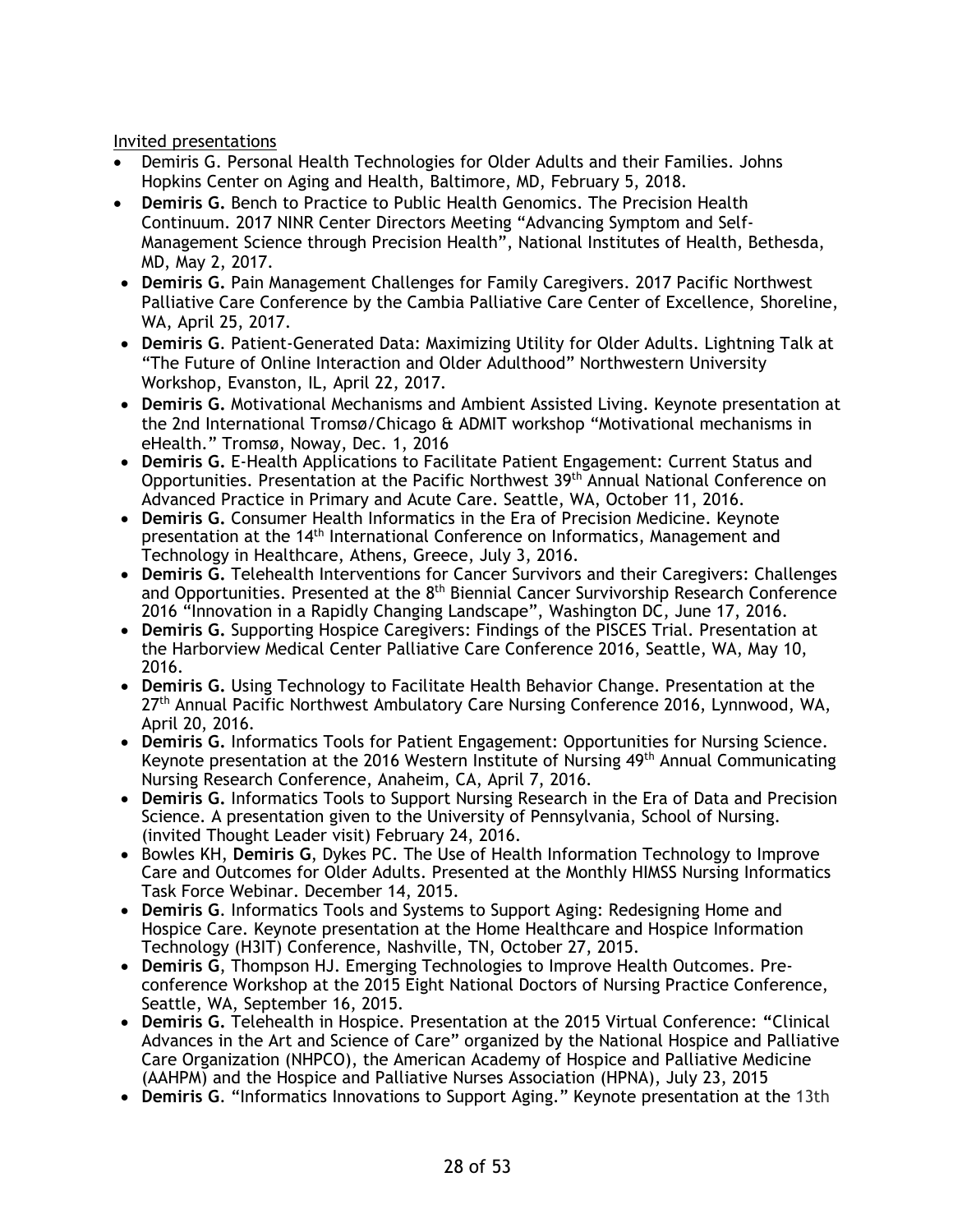Invited presentations

- Demiris G. Personal Health Technologies for Older Adults and their Families. Johns Hopkins Center on Aging and Health, Baltimore, MD, February 5, 2018.
- **Demiris G.** Bench to Practice to Public Health Genomics. The Precision Health Continuum. 2017 NINR Center Directors Meeting "Advancing Symptom and Self-Management Science through Precision Health", National Institutes of Health, Bethesda, MD, May 2, 2017.
- **Demiris G.** Pain Management Challenges for Family Caregivers. 2017 Pacific Northwest Palliative Care Conference by the Cambia Palliative Care Center of Excellence, Shoreline, WA, April 25, 2017.
- **Demiris G**. Patient-Generated Data: Maximizing Utility for Older Adults. Lightning Talk at "The Future of Online Interaction and Older Adulthood" Northwestern University Workshop, Evanston, IL, April 22, 2017.
- **Demiris G.** Motivational Mechanisms and Ambient Assisted Living. Keynote presentation at the 2nd International Tromsø/Chicago & ADMIT workshop "Motivational mechanisms in eHealth." Tromsø, Noway, Dec. 1, 2016
- **Demiris G.** E-Health Applications to Facilitate Patient Engagement: Current Status and Opportunities. Presentation at the Pacific Northwest 39th Annual National Conference on Advanced Practice in Primary and Acute Care. Seattle, WA, October 11, 2016.
- **Demiris G.** Consumer Health Informatics in the Era of Precision Medicine. Keynote presentation at the 14th International Conference on Informatics, Management and Technology in Healthcare, Athens, Greece, July 3, 2016.
- **Demiris G.** Telehealth Interventions for Cancer Survivors and their Caregivers: Challenges and Opportunities. Presented at the 8th Biennial Cancer Survivorship Research Conference 2016 "Innovation in a Rapidly Changing Landscape", Washington DC, June 17, 2016.
- **Demiris G.** Supporting Hospice Caregivers: Findings of the PISCES Trial. Presentation at the Harborview Medical Center Palliative Care Conference 2016, Seattle, WA, May 10, 2016.
- **Demiris G.** Using Technology to Facilitate Health Behavior Change. Presentation at the 27th Annual Pacific Northwest Ambulatory Care Nursing Conference 2016, Lynnwood, WA, April 20, 2016.
- **Demiris G.** Informatics Tools for Patient Engagement: Opportunities for Nursing Science. Keynote presentation at the 2016 Western Institute of Nursing 49th Annual Communicating Nursing Research Conference, Anaheim, CA, April 7, 2016.
- **Demiris G.** Informatics Tools to Support Nursing Research in the Era of Data and Precision Science. A presentation given to the University of Pennsylvania, School of Nursing. (invited Thought Leader visit) February 24, 2016.
- Bowles KH, **Demiris G**, Dykes PC. The Use of Health Information Technology to Improve Care and Outcomes for Older Adults. Presented at the Monthly HIMSS Nursing Informatics Task Force Webinar. December 14, 2015.
- **Demiris G**. Informatics Tools and Systems to Support Aging: Redesigning Home and Hospice Care. Keynote presentation at the Home Healthcare and Hospice Information Technology (H3IT) Conference, Nashville, TN, October 27, 2015.
- **Demiris G**, Thompson HJ. Emerging Technologies to Improve Health Outcomes. Pre-conference Workshop at the 2015 Eight National Doctors of Nursing Practice Conference, Seattle, WA, September 16, 2015.
- **Demiris G.** Telehealth in Hospice. Presentation at the 2015 Virtual Conference: **"**Clinical Advances in the Art and Science of Care" organized by the National Hospice and Palliative Care Organization (NHPCO), the American Academy of Hospice and Palliative Medicine (AAHPM) and the Hospice and Palliative Nurses Association (HPNA), July 23, 2015
- **Demiris G**. "Informatics Innovations to Support Aging." Keynote presentation at the 13th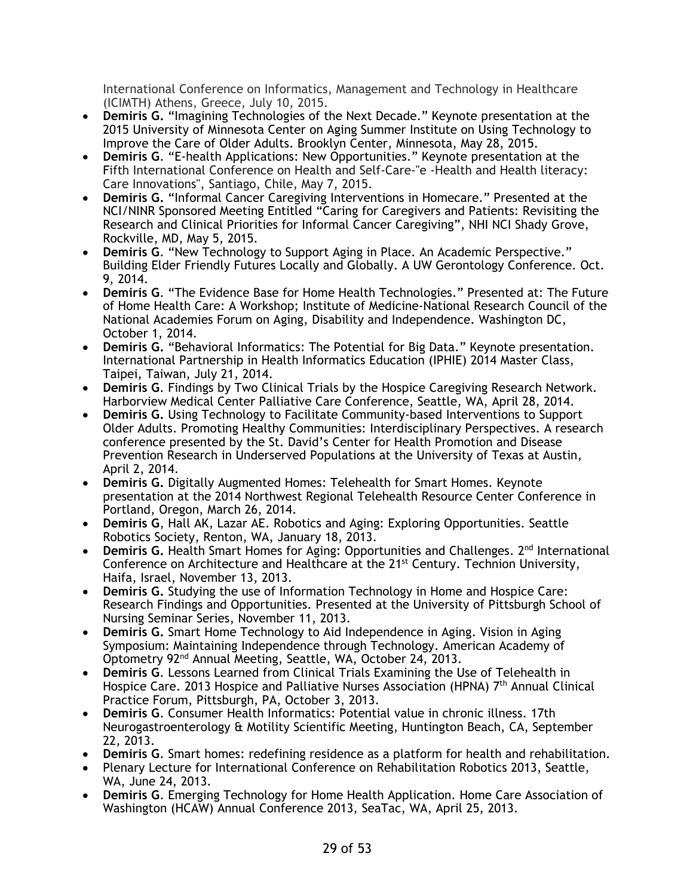International Conference on Informatics, Management and Technology in Healthcare (ICIMTH) Athens, Greece, July 10, 2015.

- **Demiris G.** "Imagining Technologies of the Next Decade." Keynote presentation at the 2015 University of Minnesota Center on Aging Summer Institute on Using Technology to Improve the Care of Older Adults. Brooklyn Center, Minnesota, May 28, 2015.
- **Demiris G**. "E-health Applications: New Opportunities." Keynote presentation at the Fifth International Conference on Health and Self-Care-"e -Health and Health literacy: Care Innovations", Santiago, Chile, May 7, 2015.
- **Demiris G.** "Informal Cancer Caregiving Interventions in Homecare." Presented at the NCI/NINR Sponsored Meeting Entitled "Caring for Caregivers and Patients: Revisiting the Research and Clinical Priorities for Informal Cancer Caregiving", NHI NCI Shady Grove, Rockville, MD, May 5, 2015.
- **Demiris G**. "New Technology to Support Aging in Place. An Academic Perspective." Building Elder Friendly Futures Locally and Globally. A UW Gerontology Conference. Oct. 9, 2014.
- **Demiris G**. "The Evidence Base for Home Health Technologies." Presented at: The Future of Home Health Care: A Workshop; Institute of Medicine-National Research Council of the National Academies Forum on Aging, Disability and Independence. Washington DC, October 1, 2014.
- **Demiris G.** "Behavioral Informatics: The Potential for Big Data." Keynote presentation. International Partnership in Health Informatics Education (IPHIE) 2014 Master Class, Taipei, Taiwan, July 21, 2014.
- **Demiris G**. Findings by Two Clinical Trials by the Hospice Caregiving Research Network. Harborview Medical Center Palliative Care Conference, Seattle, WA, April 28, 2014.
- **Demiris G.** Using Technology to Facilitate Community-based Interventions to Support Older Adults. Promoting Healthy Communities: Interdisciplinary Perspectives. A research conference presented by the St. David's Center for Health Promotion and Disease Prevention Research in Underserved Populations at the University of Texas at Austin, April 2, 2014.
- **Demiris G.** Digitally Augmented Homes: Telehealth for Smart Homes. Keynote presentation at the 2014 Northwest Regional Telehealth Resource Center Conference in Portland, Oregon, March 26, 2014.
- **Demiris G**, Hall AK, Lazar AE. Robotics and Aging: Exploring Opportunities. Seattle Robotics Society, Renton, WA, January 18, 2013.
- **Demiris G.** Health Smart Homes for Aging: Opportunities and Challenges. 2nd International Conference on Architecture and Healthcare at the 21st Century. Technion University, Haifa, Israel, November 13, 2013.
- **Demiris G.** Studying the use of Information Technology in Home and Hospice Care: Research Findings and Opportunities. Presented at the University of Pittsburgh School of Nursing Seminar Series, November 11, 2013.
- **Demiris G.** Smart Home Technology to Aid Independence in Aging. Vision in Aging Symposium: Maintaining Independence through Technology. American Academy of Optometry 92nd Annual Meeting, Seattle, WA, October 24, 2013.
- **Demiris G**. Lessons Learned from Clinical Trials Examining the Use of Telehealth in Hospice Care. 2013 Hospice and Palliative Nurses Association (HPNA) 7th Annual Clinical Practice Forum, Pittsburgh, PA, October 3, 2013.
- **Demiris G**. Consumer Health Informatics: Potential value in chronic illness. 17th Neurogastroenterology & Motility Scientific Meeting, Huntington Beach, CA, September 22, 2013.
- **Demiris G**. Smart homes: redefining residence as a platform for health and rehabilitation.
- Plenary Lecture for International Conference on Rehabilitation Robotics 2013, Seattle, WA, June 24, 2013.
- **Demiris G**. Emerging Technology for Home Health Application. Home Care Association of Washington (HCAW) Annual Conference 2013, SeaTac, WA, April 25, 2013.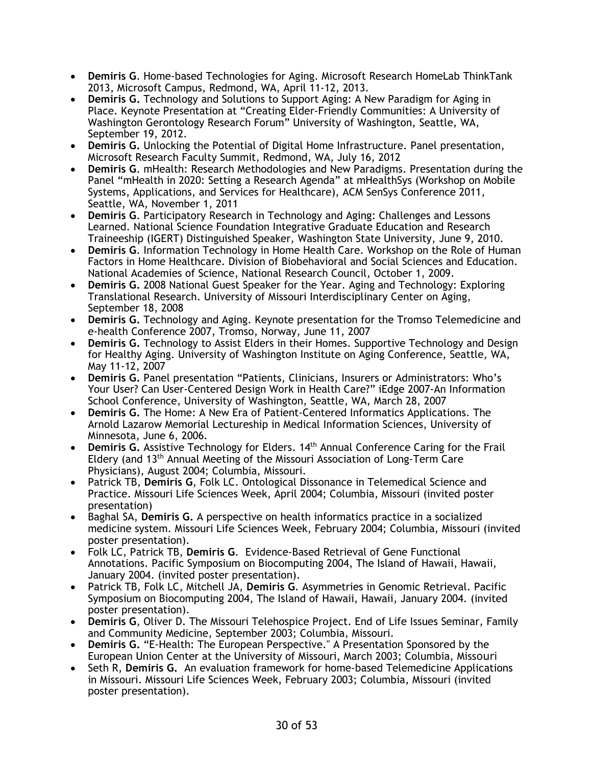- **Demiris G**. Home-based Technologies for Aging. Microsoft Research HomeLab ThinkTank 2013, Microsoft Campus, Redmond, WA, April 11-12, 2013.
- **Demiris G.** Technology and Solutions to Support Aging: A New Paradigm for Aging in Place. Keynote Presentation at "Creating Elder-Friendly Communities: A University of Washington Gerontology Research Forum" University of Washington, Seattle, WA, September 19, 2012.
- **Demiris G.** Unlocking the Potential of Digital Home Infrastructure. Panel presentation, Microsoft Research Faculty Summit, Redmond, WA, July 16, 2012
- **Demiris G**. mHealth: Research Methodologies and New Paradigms. Presentation during the Panel "mHealth in 2020: Setting a Research Agenda" at mHealthSys (Workshop on Mobile Systems, Applications, and Services for Healthcare), ACM SenSys Conference 2011, Seattle, WA, November 1, 2011
- **Demiris G**. Participatory Research in Technology and Aging: Challenges and Lessons Learned. National Science Foundation Integrative Graduate Education and Research Traineeship (IGERT) Distinguished Speaker, Washington State University, June 9, 2010.
- **Demiris G**. Information Technology in Home Health Care. Workshop on the Role of Human Factors in Home Healthcare. Division of Biobehavioral and Social Sciences and Education. National Academies of Science, National Research Council, October 1, 2009.
- **Demiris G.** 2008 National Guest Speaker for the Year. Aging and Technology: Exploring Translational Research. University of Missouri Interdisciplinary Center on Aging, September 18, 2008
- **Demiris G.** Technology and Aging. Keynote presentation for the Tromso Telemedicine and e-health Conference 2007, Tromso, Norway, June 11, 2007
- **Demiris G.** Technology to Assist Elders in their Homes. Supportive Technology and Design for Healthy Aging. University of Washington Institute on Aging Conference, Seattle, WA, May 11-12, 2007
- **Demiris G.** Panel presentation "Patients, Clinicians, Insurers or Administrators: Who's Your User? Can User-Centered Design Work in Health Care?" iEdge 2007-An Information School Conference, University of Washington, Seattle, WA, March 28, 2007
- **Demiris G.** The Home: A New Era of Patient-Centered Informatics Applications. The Arnold Lazarow Memorial Lectureship in Medical Information Sciences, University of Minnesota, June 6, 2006.
- **Demiris G.** Assistive Technology for Elders. 14th Annual Conference Caring for the Frail Eldery (and 13th Annual Meeting of the Missouri Association of Long-Term Care Physicians), August 2004; Columbia, Missouri.
- Patrick TB, **Demiris G**, Folk LC. Ontological Dissonance in Telemedical Science and Practice. Missouri Life Sciences Week, April 2004; Columbia, Missouri (invited poster presentation)
- Baghal SA, **Demiris G.** A perspective on health informatics practice in a socialized medicine system. Missouri Life Sciences Week, February 2004; Columbia, Missouri (invited poster presentation).
- Folk LC, Patrick TB, **Demiris G**. Evidence-Based Retrieval of Gene Functional Annotations. Pacific Symposium on Biocomputing 2004, The Island of Hawaii, Hawaii, January 2004. (invited poster presentation).
- Patrick TB, Folk LC, Mitchell JA, **Demiris G**. Asymmetries in Genomic Retrieval. Pacific Symposium on Biocomputing 2004, The Island of Hawaii, Hawaii, January 2004. (invited poster presentation).
- **Demiris G**, Oliver D. The Missouri Telehospice Project. End of Life Issues Seminar, Family and Community Medicine, September 2003; Columbia, Missouri.
- **Demiris G.** "E-Health: The European Perspective." A Presentation Sponsored by the European Union Center at the University of Missouri, March 2003; Columbia, Missouri
- Seth R, **Demiris G.** An evaluation framework for home-based Telemedicine Applications in Missouri. Missouri Life Sciences Week, February 2003; Columbia, Missouri (invited poster presentation).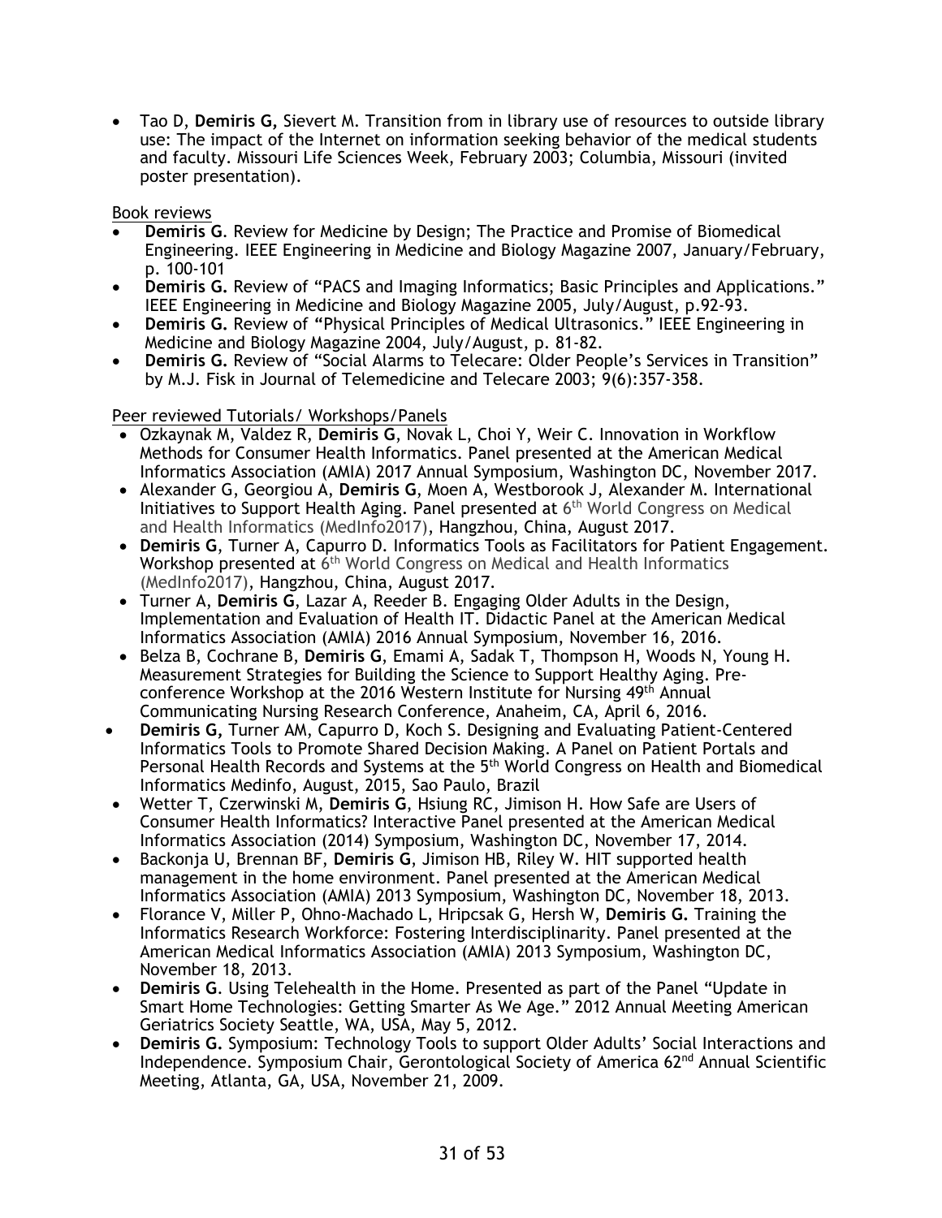- Tao D, **Demiris G,** Sievert M. Transition from in library use of resources to outside library use: The impact of the Internet on information seeking behavior of the medical students and faculty. Missouri Life Sciences Week, February 2003; Columbia, Missouri (invited poster presentation).

Book reviews

- **Demiris G**. Review for Medicine by Design; The Practice and Promise of Biomedical Engineering. IEEE Engineering in Medicine and Biology Magazine 2007, January/February, p. 100-101
- **Demiris G.** Review of "PACS and Imaging Informatics; Basic Principles and Applications." IEEE Engineering in Medicine and Biology Magazine 2005, July/August, p.92-93.
- **Demiris G.** Review of "Physical Principles of Medical Ultrasonics." IEEE Engineering in Medicine and Biology Magazine 2004, July/August, p. 81-82.
- **Demiris G.** Review of "Social Alarms to Telecare: Older People's Services in Transition" by M.J. Fisk in Journal of Telemedicine and Telecare 2003; 9(6):357-358.

Peer reviewed Tutorials/ Workshops/Panels

- Ozkaynak M, Valdez R, **Demiris G**, Novak L, Choi Y, Weir C. Innovation in Workflow Methods for Consumer Health Informatics. Panel presented at the American Medical Informatics Association (AMIA) 2017 Annual Symposium, Washington DC, November 2017.
- Alexander G, Georgiou A, **Demiris G**, Moen A, Westborook J, Alexander M. International Initiatives to Support Health Aging. Panel presented at 6th World Congress on Medical and Health Informatics (MedInfo2017), Hangzhou, China, August 2017.
- **Demiris G**, Turner A, Capurro D. Informatics Tools as Facilitators for Patient Engagement. Workshop presented at 6th World Congress on Medical and Health Informatics (MedInfo2017), Hangzhou, China, August 2017.
- Turner A, **Demiris G**, Lazar A, Reeder B. Engaging Older Adults in the Design, Implementation and Evaluation of Health IT. Didactic Panel at the American Medical Informatics Association (AMIA) 2016 Annual Symposium, November 16, 2016.
- Belza B, Cochrane B, **Demiris G**, Emami A, Sadak T, Thompson H, Woods N, Young H. Measurement Strategies for Building the Science to Support Healthy Aging. Pre-conference Workshop at the 2016 Western Institute for Nursing 49th Annual Communicating Nursing Research Conference, Anaheim, CA, April 6, 2016.
- **Demiris G,** Turner AM, Capurro D, Koch S. Designing and Evaluating Patient-Centered Informatics Tools to Promote Shared Decision Making. A Panel on Patient Portals and Personal Health Records and Systems at the 5th World Congress on Health and Biomedical Informatics Medinfo, August, 2015, Sao Paulo, Brazil
- Wetter T, Czerwinski M, **Demiris G**, Hsiung RC, Jimison H. How Safe are Users of Consumer Health Informatics? Interactive Panel presented at the American Medical Informatics Association (2014) Symposium, Washington DC, November 17, 2014.
- Backonja U, Brennan BF, **Demiris G**, Jimison HB, Riley W. HIT supported health management in the home environment. Panel presented at the American Medical Informatics Association (AMIA) 2013 Symposium, Washington DC, November 18, 2013.
- Florance V, Miller P, Ohno-Machado L, Hripcsak G, Hersh W, **Demiris G.** Training the Informatics Research Workforce: Fostering Interdisciplinarity. Panel presented at the American Medical Informatics Association (AMIA) 2013 Symposium, Washington DC, November 18, 2013.
- **Demiris G**. Using Telehealth in the Home. Presented as part of the Panel "Update in Smart Home Technologies: Getting Smarter As We Age." 2012 Annual Meeting American Geriatrics Society Seattle, WA, USA, May 5, 2012.
- **Demiris G.** Symposium: Technology Tools to support Older Adults' Social Interactions and Independence. Symposium Chair, Gerontological Society of America 62nd Annual Scientific Meeting, Atlanta, GA, USA, November 21, 2009.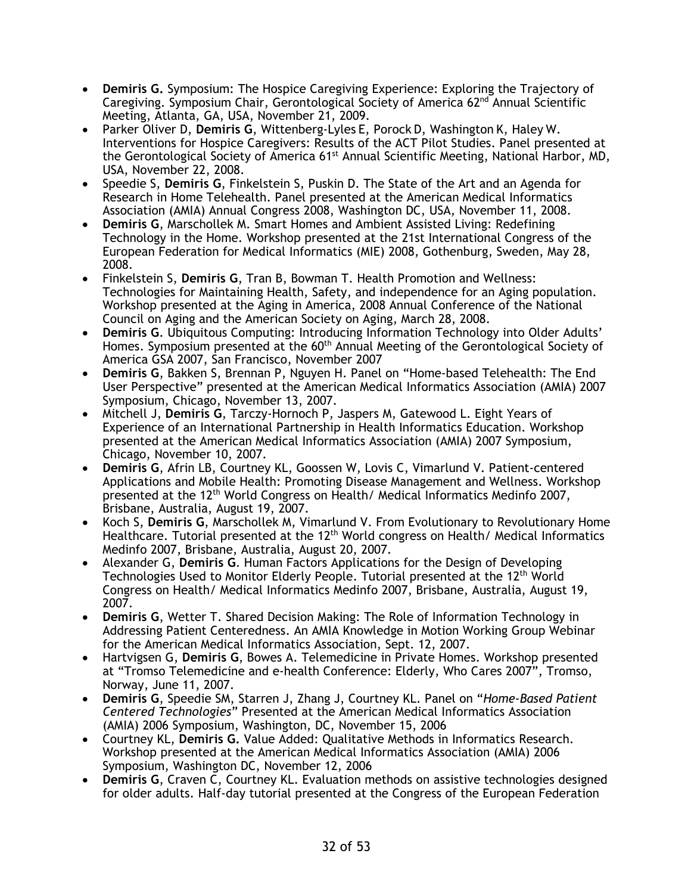- **Demiris G.** Symposium: The Hospice Caregiving Experience: Exploring the Trajectory of Caregiving. Symposium Chair, Gerontological Society of America 62nd Annual Scientific Meeting, Atlanta, GA, USA, November 21, 2009.
- Parker Oliver D, **Demiris G**, Wittenberg-Lyles E, Porock D, Washington K, Haley W. Interventions for Hospice Caregivers: Results of the ACT Pilot Studies. Panel presented at the Gerontological Society of America 61st Annual Scientific Meeting, National Harbor, MD, USA, November 22, 2008.
- Speedie S, **Demiris G**, Finkelstein S, Puskin D. The State of the Art and an Agenda for Research in Home Telehealth. Panel presented at the American Medical Informatics Association (AMIA) Annual Congress 2008, Washington DC, USA, November 11, 2008.
- **Demiris G**, Marschollek M. Smart Homes and Ambient Assisted Living: Redefining Technology in the Home. Workshop presented at the 21st International Congress of the European Federation for Medical Informatics (MIE) 2008, Gothenburg, Sweden, May 28, 2008.
- Finkelstein S, **Demiris G**, Tran B, Bowman T. Health Promotion and Wellness: Technologies for Maintaining Health, Safety, and independence for an Aging population. Workshop presented at the Aging in America, 2008 Annual Conference of the National Council on Aging and the American Society on Aging, March 28, 2008.
- **Demiris G**. Ubiquitous Computing: Introducing Information Technology into Older Adults' Homes. Symposium presented at the 60th Annual Meeting of the Gerontological Society of America GSA 2007, San Francisco, November 2007
- **Demiris G**, Bakken S, Brennan P, Nguyen H. Panel on "Home-based Telehealth: The End User Perspective" presented at the American Medical Informatics Association (AMIA) 2007 Symposium, Chicago, November 13, 2007.
- Mitchell J, **Demiris G**, Tarczy-Hornoch P, Jaspers M, Gatewood L. Eight Years of Experience of an International Partnership in Health Informatics Education. Workshop presented at the American Medical Informatics Association (AMIA) 2007 Symposium, Chicago, November 10, 2007.
- **Demiris G**, Afrin LB, Courtney KL, Goossen W, Lovis C, Vimarlund V. Patient-centered Applications and Mobile Health: Promoting Disease Management and Wellness. Workshop presented at the 12th World Congress on Health/ Medical Informatics Medinfo 2007, Brisbane, Australia, August 19, 2007.
- Koch S, **Demiris G**, Marschollek M, Vimarlund V. From Evolutionary to Revolutionary Home Healthcare. Tutorial presented at the 12th World congress on Health/ Medical Informatics Medinfo 2007, Brisbane, Australia, August 20, 2007.
- Alexander G, **Demiris G**. Human Factors Applications for the Design of Developing Technologies Used to Monitor Elderly People. Tutorial presented at the 12th World Congress on Health/ Medical Informatics Medinfo 2007, Brisbane, Australia, August 19, 2007.
- **Demiris G**, Wetter T. Shared Decision Making: The Role of Information Technology in Addressing Patient Centeredness. An AMIA Knowledge in Motion Working Group Webinar for the American Medical Informatics Association, Sept. 12, 2007.
- Hartvigsen G, **Demiris G**, Bowes A. Telemedicine in Private Homes. Workshop presented at "Tromso Telemedicine and e-health Conference: Elderly, Who Cares 2007", Tromso, Norway, June 11, 2007.
- **Demiris G**, Speedie SM, Starren J, Zhang J, Courtney KL. Panel on "*Home-Based Patient Centered Technologies*" Presented at the American Medical Informatics Association (AMIA) 2006 Symposium, Washington, DC, November 15, 2006
- Courtney KL, **Demiris G.** Value Added: Qualitative Methods in Informatics Research. Workshop presented at the American Medical Informatics Association (AMIA) 2006 Symposium, Washington DC, November 12, 2006
- **Demiris G**, Craven C, Courtney KL. Evaluation methods on assistive technologies designed for older adults. Half-day tutorial presented at the Congress of the European Federation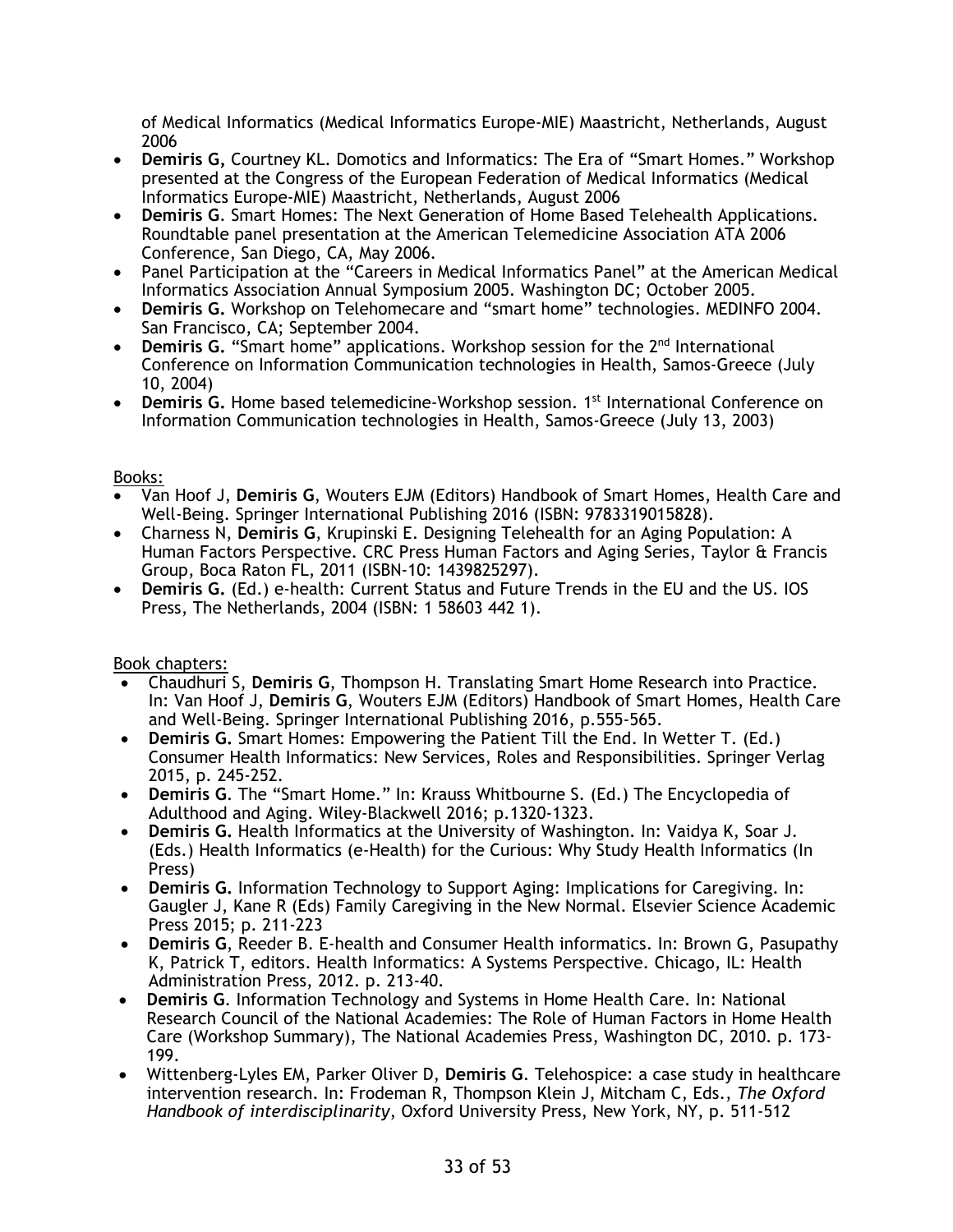of Medical Informatics (Medical Informatics Europe-MIE) Maastricht, Netherlands, August 2006

- **Demiris G,** Courtney KL. Domotics and Informatics: The Era of "Smart Homes." Workshop presented at the Congress of the European Federation of Medical Informatics (Medical Informatics Europe-MIE) Maastricht, Netherlands, August 2006
- **Demiris G**. Smart Homes: The Next Generation of Home Based Telehealth Applications. Roundtable panel presentation at the American Telemedicine Association ATA 2006 Conference, San Diego, CA, May 2006.
- Panel Participation at the "Careers in Medical Informatics Panel" at the American Medical Informatics Association Annual Symposium 2005. Washington DC; October 2005.
- **Demiris G.** Workshop on Telehomecare and "smart home" technologies. MEDINFO 2004. San Francisco, CA; September 2004.
- **Demiris G.** "Smart home" applications. Workshop session for the 2nd International Conference on Information Communication technologies in Health, Samos-Greece (July 10, 2004)
- **Demiris G.** Home based telemedicine-Workshop session. 1st International Conference on Information Communication technologies in Health, Samos-Greece (July 13, 2003)

Books:

- Van Hoof J, **Demiris G**, Wouters EJM (Editors) Handbook of Smart Homes, Health Care and Well-Being. Springer International Publishing 2016 (ISBN: 9783319015828).
- Charness N, **Demiris G**, Krupinski E. Designing Telehealth for an Aging Population: A Human Factors Perspective. CRC Press Human Factors and Aging Series, Taylor & Francis Group, Boca Raton FL, 2011 (ISBN-10: 1439825297).
- **Demiris G.** (Ed.) e-health: Current Status and Future Trends in the EU and the US. IOS Press, The Netherlands, 2004 (ISBN: 1 58603 442 1).

Book chapters:

- Chaudhuri S, **Demiris G**, Thompson H. Translating Smart Home Research into Practice. In: Van Hoof J, **Demiris G**, Wouters EJM (Editors) Handbook of Smart Homes, Health Care and Well-Being. Springer International Publishing 2016, p.555-565.
- **Demiris G.** Smart Homes: Empowering the Patient Till the End. In Wetter T. (Ed.) Consumer Health Informatics: New Services, Roles and Responsibilities. Springer Verlag 2015, p. 245-252.
- **Demiris G**. The "Smart Home." In: Krauss Whitbourne S. (Ed.) The Encyclopedia of Adulthood and Aging. Wiley-Blackwell 2016; p.1320-1323.
- **Demiris G.** Health Informatics at the University of Washington. In: Vaidya K, Soar J. (Eds.) Health Informatics (e-Health) for the Curious: Why Study Health Informatics (In Press)
- **Demiris G.** Information Technology to Support Aging: Implications for Caregiving. In: Gaugler J, Kane R (Eds) Family Caregiving in the New Normal. Elsevier Science Academic Press 2015; p. 211-223
- **Demiris G**, Reeder B. E-health and Consumer Health informatics. In: Brown G, Pasupathy K, Patrick T, editors. Health Informatics: A Systems Perspective. Chicago, IL: Health Administration Press, 2012. p. 213-40.
- **Demiris G**. Information Technology and Systems in Home Health Care. In: National Research Council of the National Academies: The Role of Human Factors in Home Health Care (Workshop Summary), The National Academies Press, Washington DC, 2010. p. 173-199.
- Wittenberg-Lyles EM, Parker Oliver D, **Demiris G**. Telehospice: a case study in healthcare intervention research. In: Frodeman R, Thompson Klein J, Mitcham C, Eds., *The Oxford Handbook of interdisciplinarity*, Oxford University Press, New York, NY, p. 511-512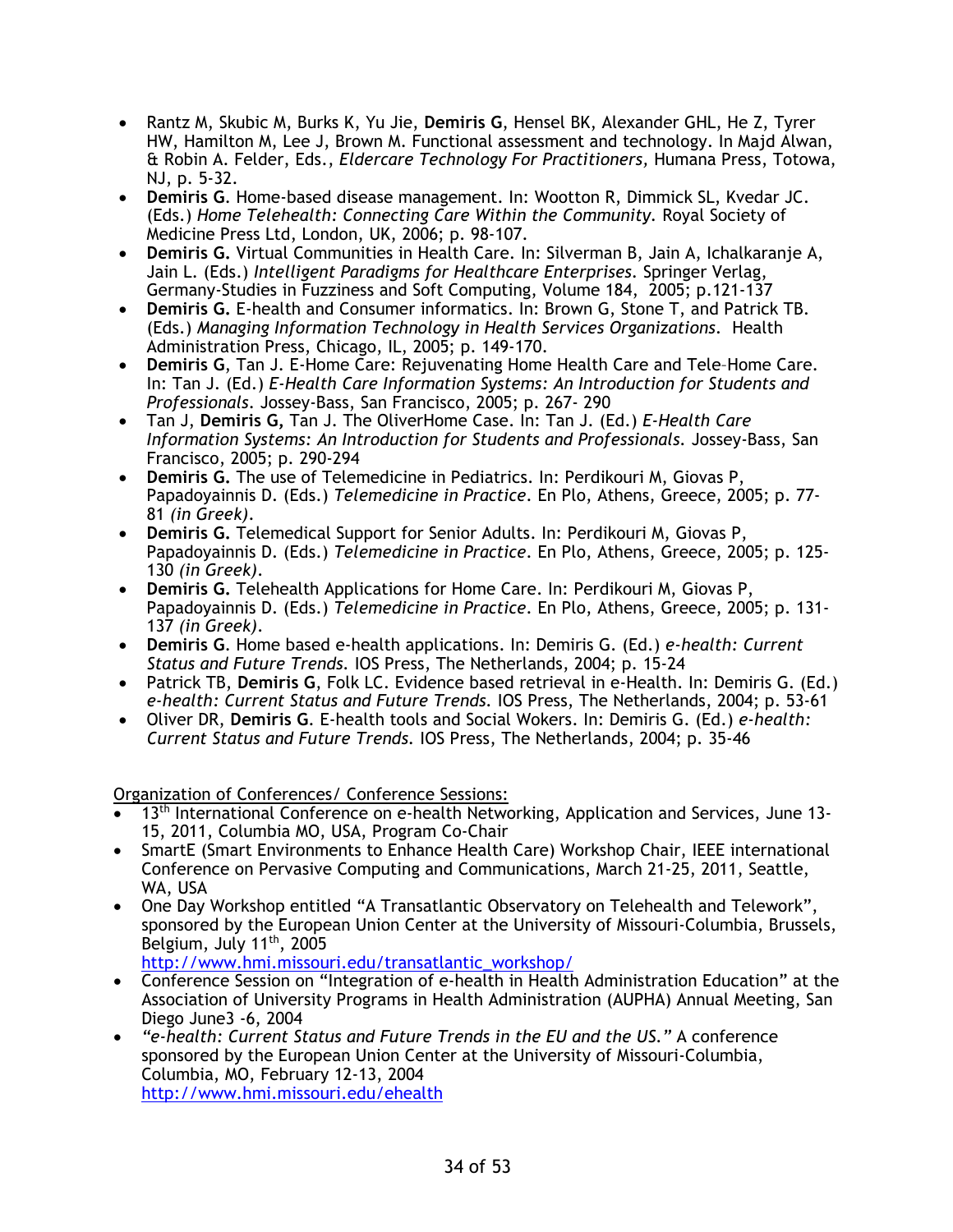- Rantz M, Skubic M, Burks K, Yu Jie, **Demiris G**, Hensel BK, Alexander GHL, He Z, Tyrer HW, Hamilton M, Lee J, Brown M. Functional assessment and technology. In Majd Alwan, & Robin A. Felder, Eds., *Eldercare Technology For Practitioners,* Humana Press, Totowa, NJ, p. 5-32.
- **Demiris G**. Home-based disease management. In: Wootton R, Dimmick SL, Kvedar JC. (Eds.) *Home Telehealth: Connecting Care Within the Community.* Royal Society of Medicine Press Ltd, London, UK, 2006; p. 98-107.
- **Demiris G.** Virtual Communities in Health Care. In: Silverman B, Jain A, Ichalkaranje A, Jain L. (Eds.) *Intelligent Paradigms for Healthcare Enterprises.* Springer Verlag, Germany-Studies in Fuzziness and Soft Computing, Volume 184, 2005; p.121-137
- **Demiris G.** E-health and Consumer informatics. In: Brown G, Stone T, and Patrick TB. (Eds.) *Managing Information Technology in Health Services Organizations.* Health Administration Press, Chicago, IL, 2005; p. 149-170.
- **Demiris G**, Tan J. E-Home Care: Rejuvenating Home Health Care and Tele–Home Care. In: Tan J. (Ed.) *E-Health Care Information Systems: An Introduction for Students and Professionals.* Jossey-Bass, San Francisco, 2005; p. 267- 290
- Tan J, **Demiris G,** Tan J. The OliverHome Case. In: Tan J. (Ed.) *E-Health Care Information Systems: An Introduction for Students and Professionals.* Jossey-Bass, San Francisco, 2005; p. 290-294
- **Demiris G.** The use of Telemedicine in Pediatrics. In: Perdikouri M, Giovas P, Papadoyainnis D. (Eds.) *Telemedicine in Practice.* En Plo, Athens, Greece, 2005; p. 77-81 *(in Greek).*
- **Demiris G.** Telemedical Support for Senior Adults. In: Perdikouri M, Giovas P, Papadoyainnis D. (Eds.) *Telemedicine in Practice.* En Plo, Athens, Greece, 2005; p. 125-130 *(in Greek).*
- **Demiris G.** Telehealth Applications for Home Care. In: Perdikouri M, Giovas P, Papadoyainnis D. (Eds.) *Telemedicine in Practice.* En Plo, Athens, Greece, 2005; p. 131-137 *(in Greek).*
- **Demiris G**. Home based e-health applications. In: Demiris G. (Ed.) *e-health: Current Status and Future Trends.* IOS Press, The Netherlands, 2004; p. 15-24
- Patrick TB, **Demiris G**, Folk LC. Evidence based retrieval in e-Health. In: Demiris G. (Ed.) *e-health: Current Status and Future Trends.* IOS Press, The Netherlands, 2004; p. 53-61
- Oliver DR, **Demiris G**. E-health tools and Social Wokers. In: Demiris G. (Ed.) *e-health: Current Status and Future Trends.* IOS Press, The Netherlands, 2004; p. 35-46

Organization of Conferences/ Conference Sessions:

- 13th International Conference on e-health Networking, Application and Services, June 13-15, 2011, Columbia MO, USA, Program Co-Chair
- SmartE (Smart Environments to Enhance Health Care) Workshop Chair, IEEE international Conference on Pervasive Computing and Communications, March 21-25, 2011, Seattle, WA, USA
- One Day Workshop entitled “A Transatlantic Observatory on Telehealth and Telework”, sponsored by the European Union Center at the University of Missouri-Columbia, Brussels, Belgium, July 11th, 2005 
  http://www.hmi.missouri.edu/transatlantic_workshop/
- Conference Session on “Integration of e-health in Health Administration Education” at the Association of University Programs in Health Administration (AUPHA) Annual Meeting, San Diego June3 -6, 2004
- *“e-health: Current Status and Future Trends in the EU and the US.”* A conference sponsored by the European Union Center at the University of Missouri-Columbia, Columbia, MO, February 12-13, 2004 
  http://www.hmi.missouri.edu/ehealth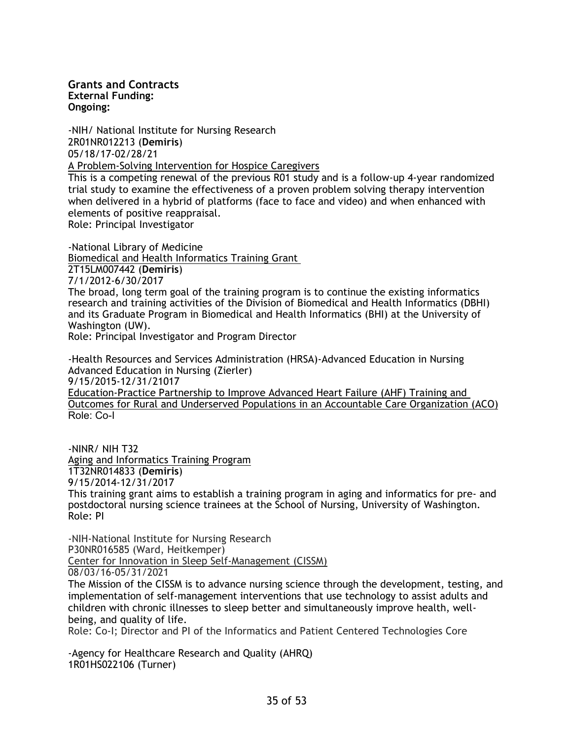## Grants and Contracts

**External Funding:**

**Ongoing:**

-NIH/ National Institute for Nursing Research
2R01NR012213 (**Demiris**)
05/18/17-02/28/21
A Problem-Solving Intervention for Hospice Caregivers
This is a competing renewal of the previous R01 study and is a follow-up 4-year randomized trial study to examine the effectiveness of a proven problem solving therapy intervention when delivered in a hybrid of platforms (face to face and video) and when enhanced with elements of positive reappraisal.
Role: Principal Investigator

-National Library of Medicine
Biomedical and Health Informatics Training Grant
2T15LM007442 (**Demiris**)
7/1/2012-6/30/2017
The broad, long term goal of the training program is to continue the existing informatics research and training activities of the Division of Biomedical and Health Informatics (DBHI) and its Graduate Program in Biomedical and Health Informatics (BHI) at the University of Washington (UW).
Role: Principal Investigator and Program Director

-Health Resources and Services Administration (HRSA)-Advanced Education in Nursing
Advanced Education in Nursing (Zierler)
9/15/2015-12/31/21017
Education-Practice Partnership to Improve Advanced Heart Failure (AHF) Training and Outcomes for Rural and Underserved Populations in an Accountable Care Organization (ACO)
Role: Co-I

-NINR/ NIH T32
Aging and Informatics Training Program
1T32NR014833 (**Demiris**)
9/15/2014-12/31/2017
This training grant aims to establish a training program in aging and informatics for pre- and postdoctoral nursing science trainees at the School of Nursing, University of Washington.
Role: PI

-NIH-National Institute for Nursing Research
P30NR016585 (Ward, Heitkemper)
Center for Innovation in Sleep Self-Management (CISSM)
08/03/16-05/31/2021
The Mission of the CISSM is to advance nursing science through the development, testing, and implementation of self-management interventions that use technology to assist adults and children with chronic illnesses to sleep better and simultaneously improve health, well-being, and quality of life.
Role: Co-I; Director and PI of the Informatics and Patient Centered Technologies Core

-Agency for Healthcare Research and Quality (AHRQ)
1R01HS022106 (Turner)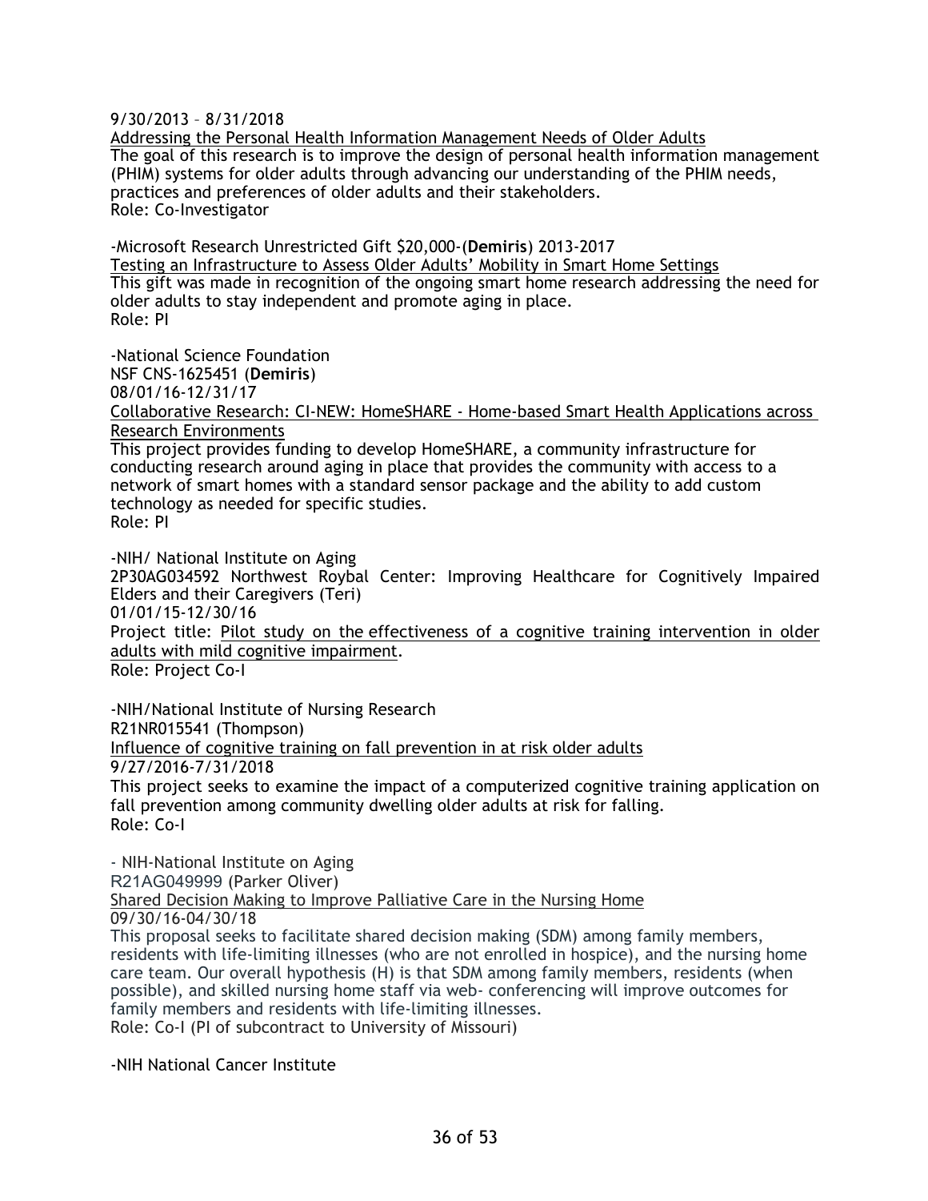9/30/2013 – 8/31/2018

Addressing the Personal Health Information Management Needs of Older Adults

The goal of this research is to improve the design of personal health information management (PHIM) systems for older adults through advancing our understanding of the PHIM needs, practices and preferences of older adults and their stakeholders.

Role: Co-Investigator

-Microsoft Research Unrestricted Gift $20,000-(**Demiris**) 2013-2017

Testing an Infrastructure to Assess Older Adults' Mobility in Smart Home Settings

This gift was made in recognition of the ongoing smart home research addressing the need for older adults to stay independent and promote aging in place.

Role: PI

-National Science Foundation

NSF CNS-1625451 (**Demiris**)

08/01/16-12/31/17

Collaborative Research: CI-NEW: HomeSHARE - Home-based Smart Health Applications across Research Environments

This project provides funding to develop HomeSHARE, a community infrastructure for conducting research around aging in place that provides the community with access to a network of smart homes with a standard sensor package and the ability to add custom technology as needed for specific studies.

Role: PI

-NIH/ National Institute on Aging

2P30AG034592 Northwest Roybal Center: Improving Healthcare for Cognitively Impaired Elders and their Caregivers (Teri)

01/01/15-12/30/16

Project title: Pilot study on the effectiveness of a cognitive training intervention in older adults with mild cognitive impairment.

Role: Project Co-I

-NIH/National Institute of Nursing Research

R21NR015541 (Thompson)

Influence of cognitive training on fall prevention in at risk older adults

9/27/2016-7/31/2018

This project seeks to examine the impact of a computerized cognitive training application on fall prevention among community dwelling older adults at risk for falling.

Role: Co-I

- NIH-National Institute on Aging

R21AG049999 (Parker Oliver)

Shared Decision Making to Improve Palliative Care in the Nursing Home

09/30/16-04/30/18

This proposal seeks to facilitate shared decision making (SDM) among family members, residents with life-limiting illnesses (who are not enrolled in hospice), and the nursing home care team. Our overall hypothesis (H) is that SDM among family members, residents (when possible), and skilled nursing home staff via web- conferencing will improve outcomes for family members and residents with life-limiting illnesses.

Role: Co-I (PI of subcontract to University of Missouri)

-NIH National Cancer Institute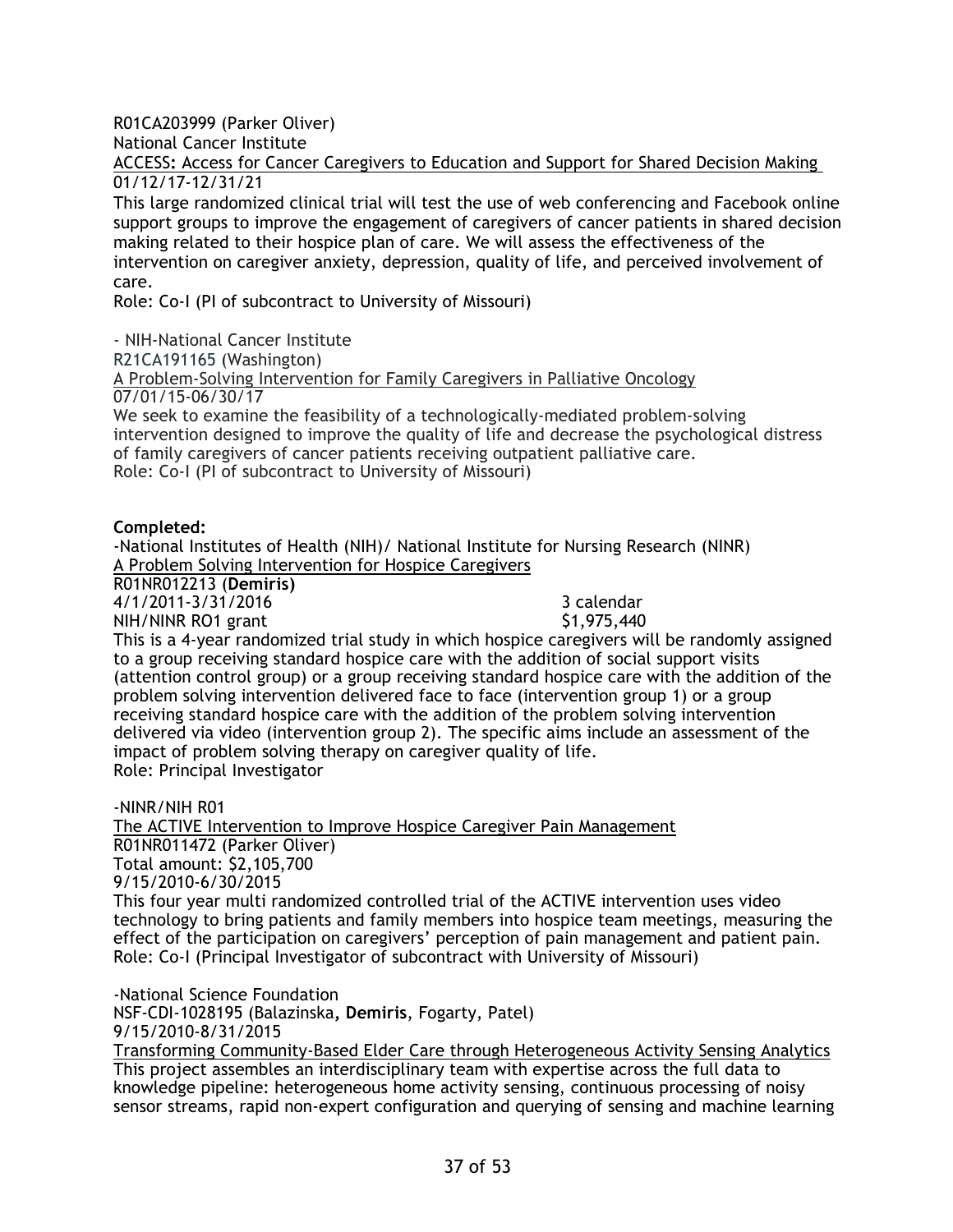R01CA203999 (Parker Oliver)
National Cancer Institute
<u>ACCESS: Access for Cancer Caregivers to Education and Support for Shared Decision Making</u>
01/12/17-12/31/21
This large randomized clinical trial will test the use of web conferencing and Facebook online support groups to improve the engagement of caregivers of cancer patients in shared decision making related to their hospice plan of care. We will assess the effectiveness of the intervention on caregiver anxiety, depression, quality of life, and perceived involvement of care.
Role: Co-I (PI of subcontract to University of Missouri)

- NIH-National Cancer Institute
R21CA191165 (Washington)
<u>A Problem-Solving Intervention for Family Caregivers in Palliative Oncology</u>
07/01/15-06/30/17
We seek to examine the feasibility of a technologically-mediated problem-solving intervention designed to improve the quality of life and decrease the psychological distress of family caregivers of cancer patients receiving outpatient palliative care.
Role: Co-I (PI of subcontract to University of Missouri)

**Completed:**

-National Institutes of Health (NIH)/ National Institute for Nursing Research (NINR)
<u>A Problem Solving Intervention for Hospice Caregivers</u>
R01NR012213 (**Demiris)**
4/1/2011-3/31/2016 3 calendar
NIH/NINR RO1 grant $1,975,440
This is a 4-year randomized trial study in which hospice caregivers will be randomly assigned to a group receiving standard hospice care with the addition of social support visits (attention control group) or a group receiving standard hospice care with the addition of the problem solving intervention delivered face to face (intervention group 1) or a group receiving standard hospice care with the addition of the problem solving intervention delivered via video (intervention group 2). The specific aims include an assessment of the impact of problem solving therapy on caregiver quality of life.
Role: Principal Investigator

-NINR/NIH R01
<u>The ACTIVE Intervention to Improve Hospice Caregiver Pain Management</u>
R01NR011472 (Parker Oliver)
Total amount: $2,105,700
9/15/2010-6/30/2015
This four year multi randomized controlled trial of the ACTIVE intervention uses video technology to bring patients and family members into hospice team meetings, measuring the effect of the participation on caregivers' perception of pain management and patient pain.
Role: Co-I (Principal Investigator of subcontract with University of Missouri)

-National Science Foundation
NSF-CDI-1028195 (Balazinska**, Demiris**, Fogarty, Patel)
9/15/2010-8/31/2015
<u>Transforming Community-Based Elder Care through Heterogeneous Activity Sensing Analytics</u>
This project assembles an interdisciplinary team with expertise across the full data to knowledge pipeline: heterogeneous home activity sensing, continuous processing of noisy sensor streams, rapid non-expert configuration and querying of sensing and machine learning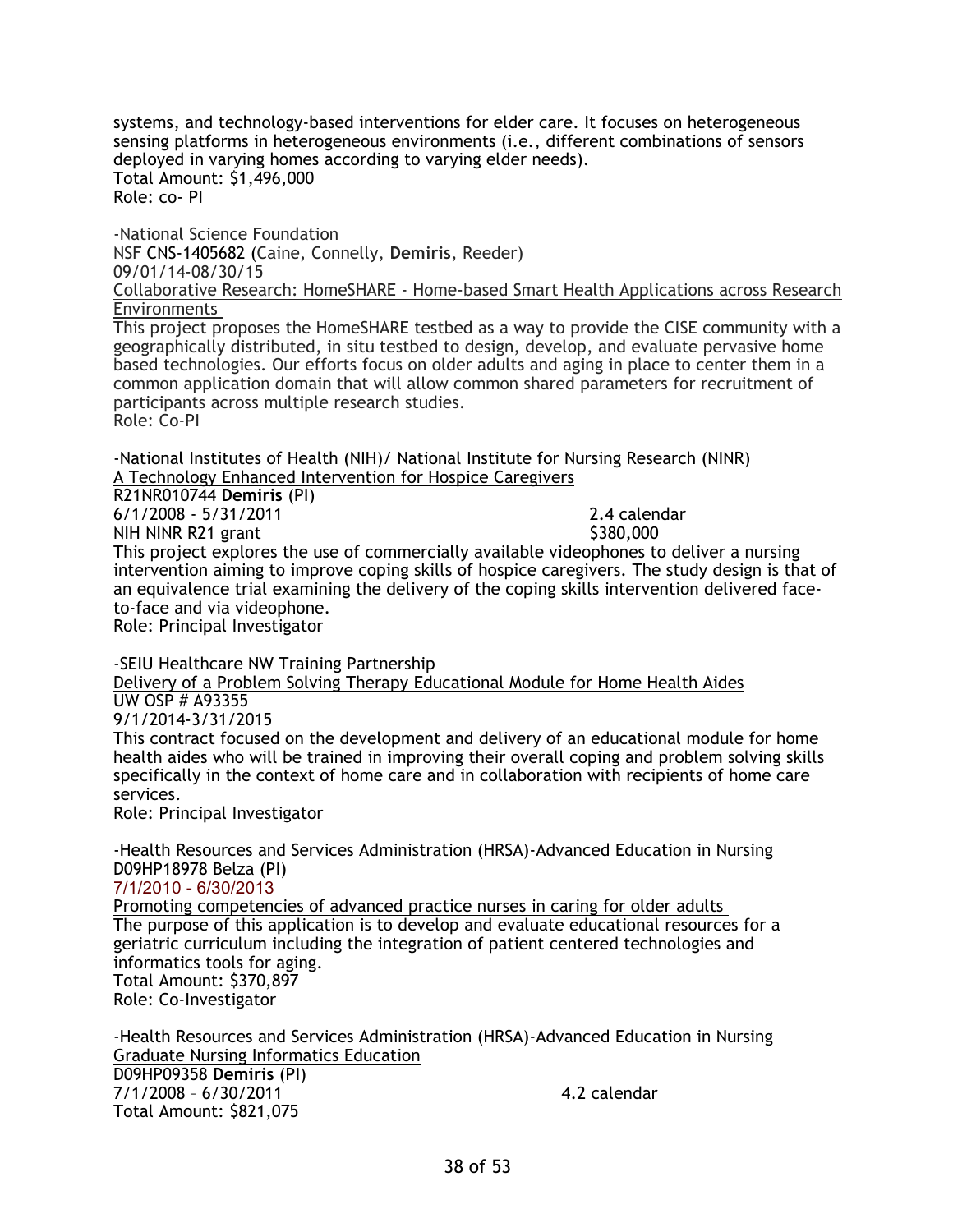systems, and technology-based interventions for elder care. It focuses on heterogeneous sensing platforms in heterogeneous environments (i.e., different combinations of sensors deployed in varying homes according to varying elder needs).
Total Amount: $1,496,000
Role: co- PI

-National Science Foundation
NSF CNS-1405682 (Caine, Connelly, **Demiris**, Reeder)
09/01/14-08/30/15
Collaborative Research: HomeSHARE - Home-based Smart Health Applications across Research Environments
This project proposes the HomeSHARE testbed as a way to provide the CISE community with a geographically distributed, in situ testbed to design, develop, and evaluate pervasive home based technologies. Our efforts focus on older adults and aging in place to center them in a common application domain that will allow common shared parameters for recruitment of participants across multiple research studies.
Role: Co-PI

-National Institutes of Health (NIH)/ National Institute for Nursing Research (NINR)
A Technology Enhanced Intervention for Hospice Caregivers
R21NR010744 **Demiris** (PI)
6/1/2008 - 5/31/2011 2.4 calendar
NIH NINR R21 grant $380,000
This project explores the use of commercially available videophones to deliver a nursing intervention aiming to improve coping skills of hospice caregivers. The study design is that of an equivalence trial examining the delivery of the coping skills intervention delivered face-to-face and via videophone.
Role: Principal Investigator

-SEIU Healthcare NW Training Partnership
Delivery of a Problem Solving Therapy Educational Module for Home Health Aides
UW OSP # A93355
9/1/2014-3/31/2015
This contract focused on the development and delivery of an educational module for home health aides who will be trained in improving their overall coping and problem solving skills specifically in the context of home care and in collaboration with recipients of home care services.
Role: Principal Investigator

-Health Resources and Services Administration (HRSA)-Advanced Education in Nursing
D09HP18978 Belza (PI)
7/1/2010 - 6/30/2013
Promoting competencies of advanced practice nurses in caring for older adults
The purpose of this application is to develop and evaluate educational resources for a geriatric curriculum including the integration of patient centered technologies and informatics tools for aging.
Total Amount: $370,897
Role: Co-Investigator

-Health Resources and Services Administration (HRSA)-Advanced Education in Nursing
Graduate Nursing Informatics Education
D09HP09358 **Demiris** (PI)
7/1/2008 – 6/30/2011 4.2 calendar
Total Amount: $821,075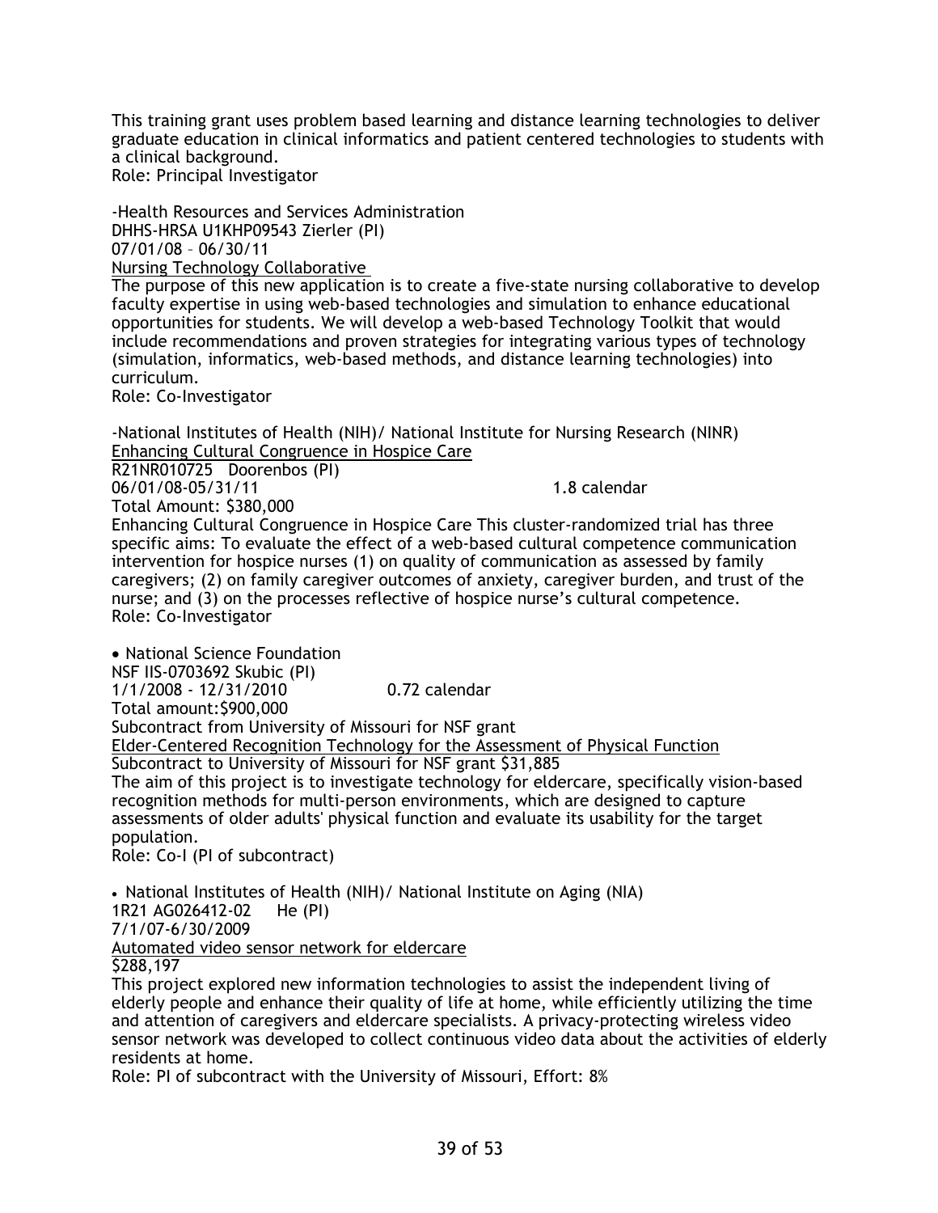This training grant uses problem based learning and distance learning technologies to deliver graduate education in clinical informatics and patient centered technologies to students with a clinical background.
Role: Principal Investigator

-Health Resources and Services Administration
DHHS-HRSA U1KHP09543 Zierler (PI)
07/01/08 – 06/30/11
<u>Nursing Technology Collaborative</u>
The purpose of this new application is to create a five-state nursing collaborative to develop faculty expertise in using web-based technologies and simulation to enhance educational opportunities for students. We will develop a web-based Technology Toolkit that would include recommendations and proven strategies for integrating various types of technology (simulation, informatics, web-based methods, and distance learning technologies) into curriculum.
Role: Co-Investigator

-National Institutes of Health (NIH)/ National Institute for Nursing Research (NINR)
<u>Enhancing Cultural Congruence in Hospice Care</u>
R21NR010725 Doorenbos (PI)
06/01/08-05/31/11 1.8 calendar
Total Amount: $380,000
Enhancing Cultural Congruence in Hospice Care This cluster-randomized trial has three specific aims: To evaluate the effect of a web-based cultural competence communication intervention for hospice nurses (1) on quality of communication as assessed by family caregivers; (2) on family caregiver outcomes of anxiety, caregiver burden, and trust of the nurse; and (3) on the processes reflective of hospice nurse's cultural competence.
Role: Co-Investigator

- National Science Foundation
NSF IIS-0703692 Skubic (PI)
1/1/2008 - 12/31/2010 0.72 calendar
Total amount:$900,000
Subcontract from University of Missouri for NSF grant
<u>Elder-Centered Recognition Technology for the Assessment of Physical Function</u>
Subcontract to University of Missouri for NSF grant $31,885
The aim of this project is to investigate technology for eldercare, specifically vision-based recognition methods for multi-person environments, which are designed to capture assessments of older adults' physical function and evaluate its usability for the target population.
Role: Co-I (PI of subcontract)

- National Institutes of Health (NIH)/ National Institute on Aging (NIA)
1R21 AG026412-02 He (PI)
7/1/07-6/30/2009
<u>Automated video sensor network for eldercare</u>
$288,197
This project explored new information technologies to assist the independent living of elderly people and enhance their quality of life at home, while efficiently utilizing the time and attention of caregivers and eldercare specialists. A privacy-protecting wireless video sensor network was developed to collect continuous video data about the activities of elderly residents at home.
Role: PI of subcontract with the University of Missouri, Effort: 8%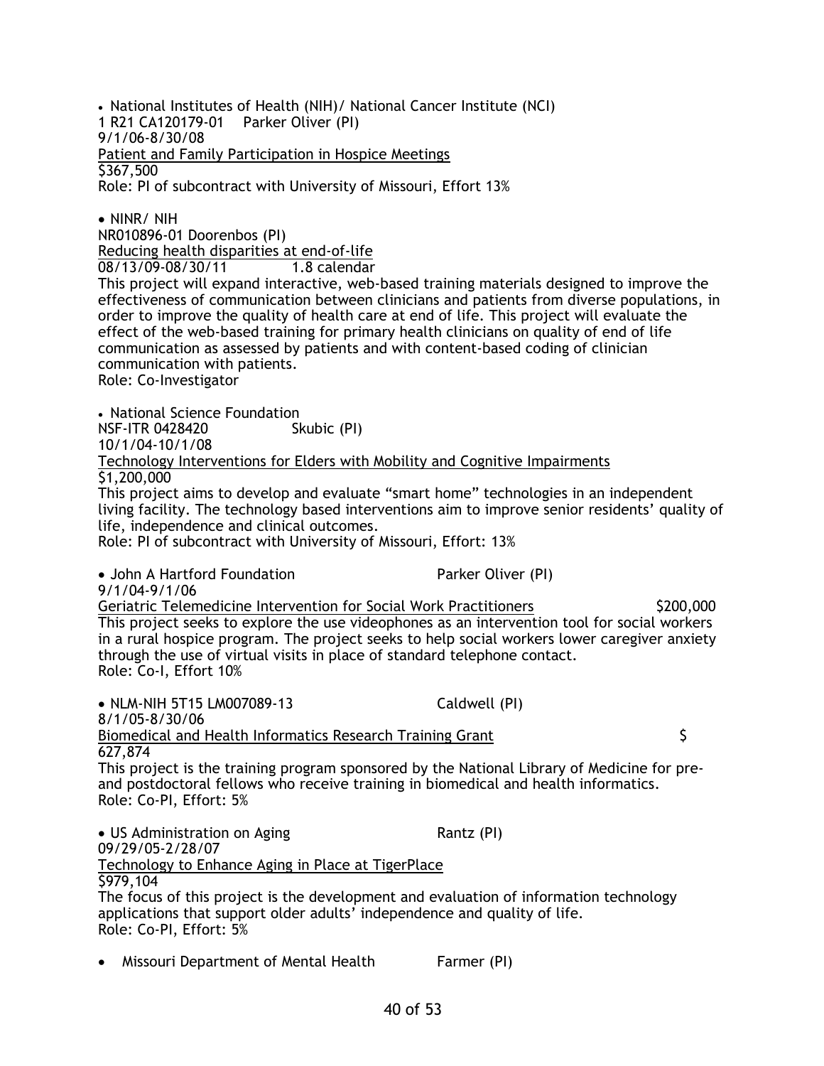- National Institutes of Health (NIH)/ National Cancer Institute (NCI)
1 R21 CA120179-01  Parker Oliver (PI)
9/1/06-8/30/08
<u>Patient and Family Participation in Hospice Meetings</u>
$367,500
Role: PI of subcontract with University of Missouri, Effort 13%

- NINR/ NIH
NR010896-01 Doorenbos (PI)
<u>Reducing health disparities at end-of-life</u>
<u>08/13/09-08/30/11</u>  <u>1.8 calendar</u>
This project will expand interactive, web-based training materials designed to improve the effectiveness of communication between clinicians and patients from diverse populations, in order to improve the quality of health care at end of life. This project will evaluate the effect of the web-based training for primary health clinicians on quality of end of life communication as assessed by patients and with content-based coding of clinician communication with patients.
Role: Co-Investigator

- National Science Foundation
NSF-ITR 0428420  Skubic (PI)
10/1/04-10/1/08
<u>Technology Interventions for Elders with Mobility and Cognitive Impairments</u>
$1,200,000
This project aims to develop and evaluate "smart home" technologies in an independent living facility. The technology based interventions aim to improve senior residents' quality of life, independence and clinical outcomes.
Role: PI of subcontract with University of Missouri, Effort: 13%

- John A Hartford Foundation  Parker Oliver (PI)
9/1/04-9/1/06
<u>Geriatric Telemedicine Intervention for Social Work Practitioners</u>  $200,000
This project seeks to explore the use videophones as an intervention tool for social workers in a rural hospice program. The project seeks to help social workers lower caregiver anxiety through the use of virtual visits in place of standard telephone contact.
Role: Co-I, Effort 10%

- NLM-NIH 5T15 LM007089-13  Caldwell (PI)
8/1/05-8/30/06
<u>Biomedical and Health Informatics Research Training Grant</u>  $ 627,874
This project is the training program sponsored by the National Library of Medicine for pre- and postdoctoral fellows who receive training in biomedical and health informatics.
Role: Co-PI, Effort: 5%

- US Administration on Aging  Rantz (PI)
09/29/05-2/28/07
<u>Technology to Enhance Aging in Place at TigerPlace</u>
$979,104
The focus of this project is the development and evaluation of information technology applications that support older adults' independence and quality of life.
Role: Co-PI, Effort: 5%

- Missouri Department of Mental Health  Farmer (PI)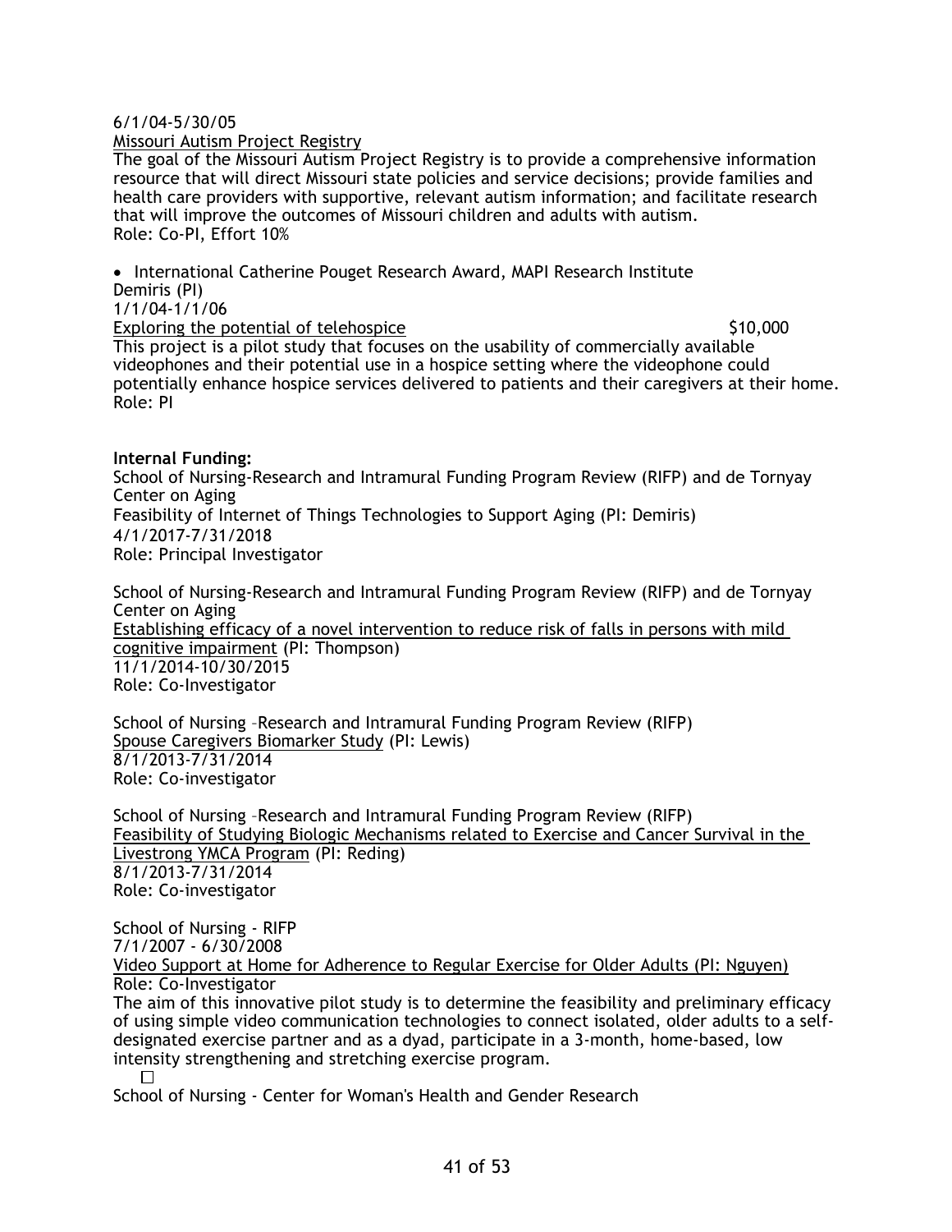6/1/04-5/30/05

Missouri Autism Project Registry

The goal of the Missouri Autism Project Registry is to provide a comprehensive information resource that will direct Missouri state policies and service decisions; provide families and health care providers with supportive, relevant autism information; and facilitate research that will improve the outcomes of Missouri children and adults with autism.

Role: Co-PI, Effort 10%

- International Catherine Pouget Research Award, MAPI Research Institute

Demiris (PI)

1/1/04-1/1/06

Exploring the potential of telehospice $10,000

This project is a pilot study that focuses on the usability of commercially available videophones and their potential use in a hospice setting where the videophone could potentially enhance hospice services delivered to patients and their caregivers at their home.

Role: PI

**Internal Funding:**

School of Nursing-Research and Intramural Funding Program Review (RIFP) and de Tornyay Center on Aging

Feasibility of Internet of Things Technologies to Support Aging (PI: Demiris)

4/1/2017-7/31/2018

Role: Principal Investigator

School of Nursing-Research and Intramural Funding Program Review (RIFP) and de Tornyay Center on Aging

Establishing efficacy of a novel intervention to reduce risk of falls in persons with mild cognitive impairment (PI: Thompson)

11/1/2014-10/30/2015

Role: Co-Investigator

School of Nursing –Research and Intramural Funding Program Review (RIFP)

Spouse Caregivers Biomarker Study (PI: Lewis)

8/1/2013-7/31/2014

Role: Co-investigator

School of Nursing –Research and Intramural Funding Program Review (RIFP)

Feasibility of Studying Biologic Mechanisms related to Exercise and Cancer Survival in the Livestrong YMCA Program (PI: Reding)

8/1/2013-7/31/2014

Role: Co-investigator

School of Nursing - RIFP

7/1/2007 - 6/30/2008

Video Support at Home for Adherence to Regular Exercise for Older Adults (PI: Nguyen)

Role: Co-Investigator

The aim of this innovative pilot study is to determine the feasibility and preliminary efficacy of using simple video communication technologies to connect isolated, older adults to a self-designated exercise partner and as a dyad, participate in a 3-month, home-based, low intensity strengthening and stretching exercise program.

School of Nursing - Center for Woman's Health and Gender Research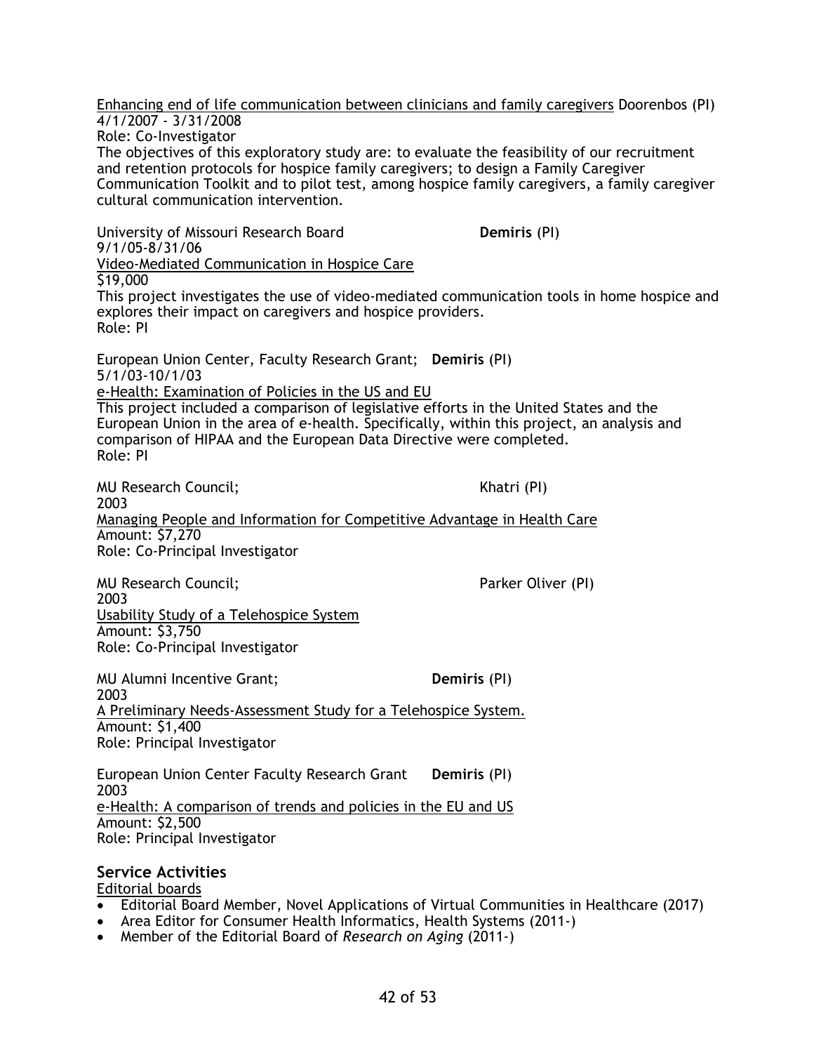<u>Enhancing end of life communication between clinicians and family caregivers</u> Doorenbos (PI)
4/1/2007 - 3/31/2008
Role: Co-Investigator
The objectives of this exploratory study are: to evaluate the feasibility of our recruitment and retention protocols for hospice family caregivers; to design a Family Caregiver Communication Toolkit and to pilot test, among hospice family caregivers, a family caregiver cultural communication intervention.

University of Missouri Research Board **Demiris** (PI)
9/1/05-8/31/06
<u>Video-Mediated Communication in Hospice Care</u>
$19,000
This project investigates the use of video-mediated communication tools in home hospice and explores their impact on caregivers and hospice providers.
Role: PI

European Union Center, Faculty Research Grant; **Demiris** (PI)
5/1/03-10/1/03
<u>e-Health: Examination of Policies in the US and EU</u>
This project included a comparison of legislative efforts in the United States and the European Union in the area of e-health. Specifically, within this project, an analysis and comparison of HIPAA and the European Data Directive were completed.
Role: PI

MU Research Council; Khatri (PI)
2003
<u>Managing People and Information for Competitive Advantage in Health Care</u>
Amount: $7,270
Role: Co-Principal Investigator

MU Research Council; Parker Oliver (PI)
2003
<u>Usability Study of a Telehospice System</u>
Amount: $3,750
Role: Co-Principal Investigator

MU Alumni Incentive Grant; **Demiris** (PI)
2003
<u>A Preliminary Needs-Assessment Study for a Telehospice System.</u>
Amount: $1,400
Role: Principal Investigator

European Union Center Faculty Research Grant **Demiris** (PI)
2003
<u>e-Health: A comparison of trends and policies in the EU and US</u>
Amount: $2,500
Role: Principal Investigator

## Service Activities

<u>Editorial boards</u>

- Editorial Board Member, Novel Applications of Virtual Communities in Healthcare (2017)
- Area Editor for Consumer Health Informatics, Health Systems (2011-)
- Member of the Editorial Board of *Research on Aging* (2011-)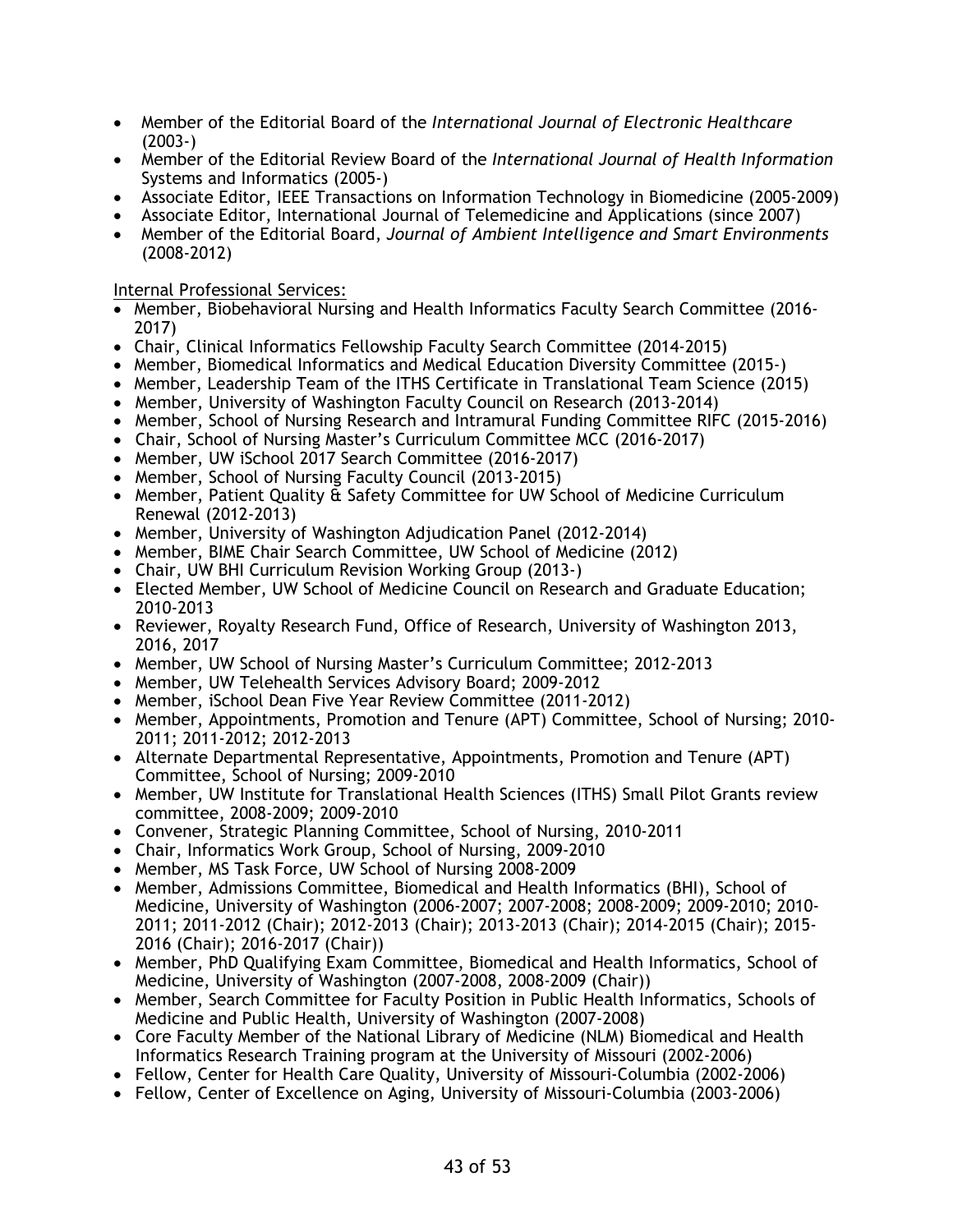- Member of the Editorial Board of the *International Journal of Electronic Healthcare* (2003-)
- Member of the Editorial Review Board of the *International Journal of Health Information* Systems and Informatics (2005-)
- Associate Editor, IEEE Transactions on Information Technology in Biomedicine (2005-2009)
- Associate Editor, International Journal of Telemedicine and Applications (since 2007)
- Member of the Editorial Board, *Journal of Ambient Intelligence and Smart Environments* (2008-2012)

<u>Internal Professional Services:</u>

- Member, Biobehavioral Nursing and Health Informatics Faculty Search Committee (2016-2017)
- Chair, Clinical Informatics Fellowship Faculty Search Committee (2014-2015)
- Member, Biomedical Informatics and Medical Education Diversity Committee (2015-)
- Member, Leadership Team of the ITHS Certificate in Translational Team Science (2015)
- Member, University of Washington Faculty Council on Research (2013-2014)
- Member, School of Nursing Research and Intramural Funding Committee RIFC (2015-2016)
- Chair, School of Nursing Master's Curriculum Committee MCC (2016-2017)
- Member, UW iSchool 2017 Search Committee (2016-2017)
- Member, School of Nursing Faculty Council (2013-2015)
- Member, Patient Quality & Safety Committee for UW School of Medicine Curriculum Renewal (2012-2013)
- Member, University of Washington Adjudication Panel (2012-2014)
- Member, BIME Chair Search Committee, UW School of Medicine (2012)
- Chair, UW BHI Curriculum Revision Working Group (2013-)
- Elected Member, UW School of Medicine Council on Research and Graduate Education; 2010-2013
- Reviewer, Royalty Research Fund, Office of Research, University of Washington 2013, 2016, 2017
- Member, UW School of Nursing Master's Curriculum Committee; 2012-2013
- Member, UW Telehealth Services Advisory Board; 2009-2012
- Member, iSchool Dean Five Year Review Committee (2011-2012)
- Member, Appointments, Promotion and Tenure (APT) Committee, School of Nursing; 2010-2011; 2011-2012; 2012-2013
- Alternate Departmental Representative, Appointments, Promotion and Tenure (APT) Committee, School of Nursing; 2009-2010
- Member, UW Institute for Translational Health Sciences (ITHS) Small Pilot Grants review committee, 2008-2009; 2009-2010
- Convener, Strategic Planning Committee, School of Nursing, 2010-2011
- Chair, Informatics Work Group, School of Nursing, 2009-2010
- Member, MS Task Force, UW School of Nursing 2008-2009
- Member, Admissions Committee, Biomedical and Health Informatics (BHI), School of Medicine, University of Washington (2006-2007; 2007-2008; 2008-2009; 2009-2010; 2010-2011; 2011-2012 (Chair); 2012-2013 (Chair); 2013-2013 (Chair); 2014-2015 (Chair); 2015-2016 (Chair); 2016-2017 (Chair))
- Member, PhD Qualifying Exam Committee, Biomedical and Health Informatics, School of Medicine, University of Washington (2007-2008, 2008-2009 (Chair))
- Member, Search Committee for Faculty Position in Public Health Informatics, Schools of Medicine and Public Health, University of Washington (2007-2008)
- Core Faculty Member of the National Library of Medicine (NLM) Biomedical and Health Informatics Research Training program at the University of Missouri (2002-2006)
- Fellow, Center for Health Care Quality, University of Missouri-Columbia (2002-2006)
- Fellow, Center of Excellence on Aging, University of Missouri-Columbia (2003-2006)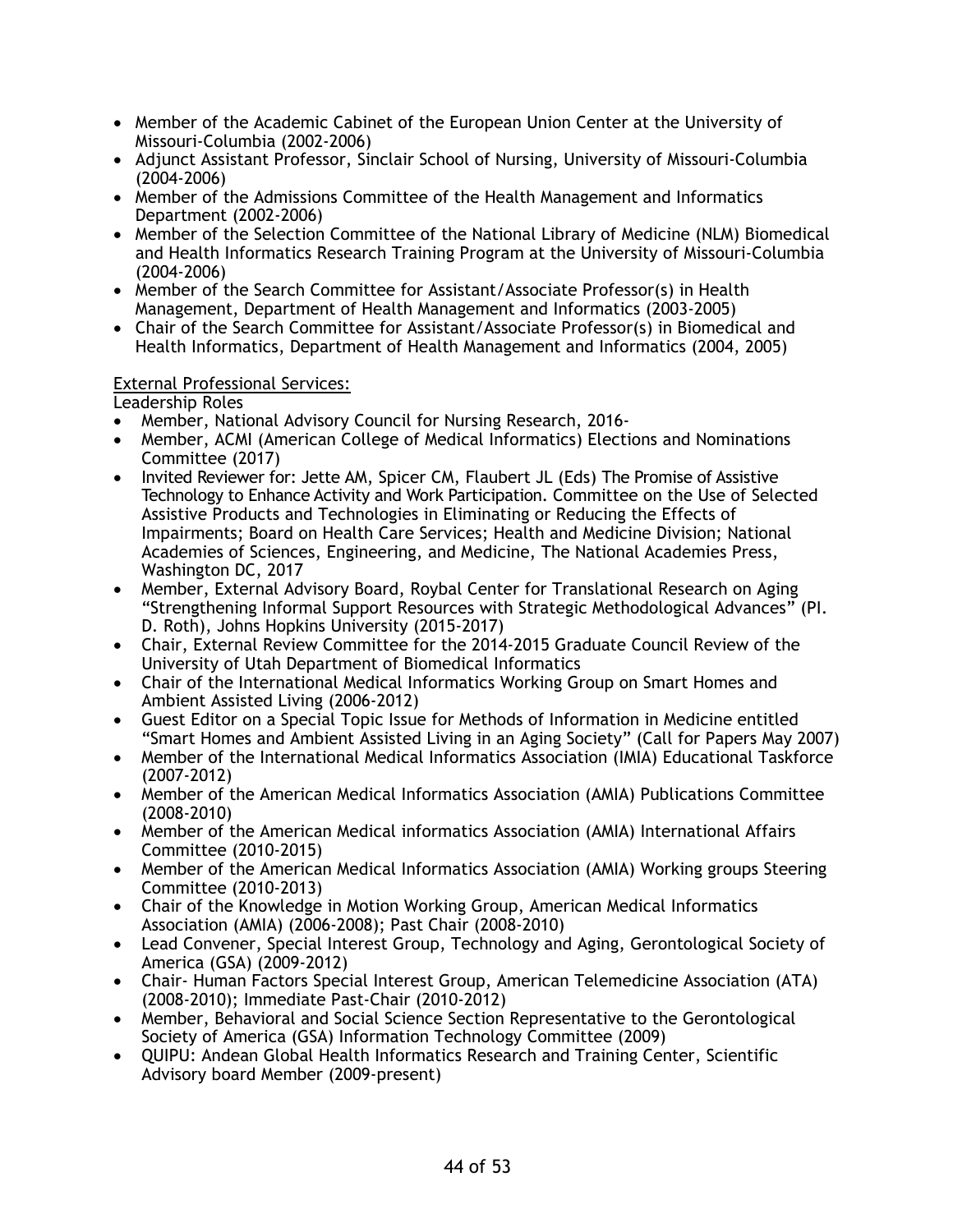- Member of the Academic Cabinet of the European Union Center at the University of Missouri-Columbia (2002-2006)
- Adjunct Assistant Professor, Sinclair School of Nursing, University of Missouri-Columbia (2004-2006)
- Member of the Admissions Committee of the Health Management and Informatics Department (2002-2006)
- Member of the Selection Committee of the National Library of Medicine (NLM) Biomedical and Health Informatics Research Training Program at the University of Missouri-Columbia (2004-2006)
- Member of the Search Committee for Assistant/Associate Professor(s) in Health Management, Department of Health Management and Informatics (2003-2005)
- Chair of the Search Committee for Assistant/Associate Professor(s) in Biomedical and Health Informatics, Department of Health Management and Informatics (2004, 2005)

<u>External Professional Services:</u>

Leadership Roles

- Member, National Advisory Council for Nursing Research, 2016-
- Member, ACMI (American College of Medical Informatics) Elections and Nominations Committee (2017)
- Invited Reviewer for: Jette AM, Spicer CM, Flaubert JL (Eds) The Promise of Assistive Technology to Enhance Activity and Work Participation. Committee on the Use of Selected Assistive Products and Technologies in Eliminating or Reducing the Effects of Impairments; Board on Health Care Services; Health and Medicine Division; National Academies of Sciences, Engineering, and Medicine, The National Academies Press, Washington DC, 2017
- Member, External Advisory Board, Roybal Center for Translational Research on Aging "Strengthening Informal Support Resources with Strategic Methodological Advances" (PI. D. Roth), Johns Hopkins University (2015-2017)
- Chair, External Review Committee for the 2014-2015 Graduate Council Review of the University of Utah Department of Biomedical Informatics
- Chair of the International Medical Informatics Working Group on Smart Homes and Ambient Assisted Living (2006-2012)
- Guest Editor on a Special Topic Issue for Methods of Information in Medicine entitled "Smart Homes and Ambient Assisted Living in an Aging Society" (Call for Papers May 2007)
- Member of the International Medical Informatics Association (IMIA) Educational Taskforce (2007-2012)
- Member of the American Medical Informatics Association (AMIA) Publications Committee (2008-2010)
- Member of the American Medical informatics Association (AMIA) International Affairs Committee (2010-2015)
- Member of the American Medical Informatics Association (AMIA) Working groups Steering Committee (2010-2013)
- Chair of the Knowledge in Motion Working Group, American Medical Informatics Association (AMIA) (2006-2008); Past Chair (2008-2010)
- Lead Convener, Special Interest Group, Technology and Aging, Gerontological Society of America (GSA) (2009-2012)
- Chair- Human Factors Special Interest Group, American Telemedicine Association (ATA) (2008-2010); Immediate Past-Chair (2010-2012)
- Member, Behavioral and Social Science Section Representative to the Gerontological Society of America (GSA) Information Technology Committee (2009)
- QUIPU: Andean Global Health Informatics Research and Training Center, Scientific Advisory board Member (2009-present)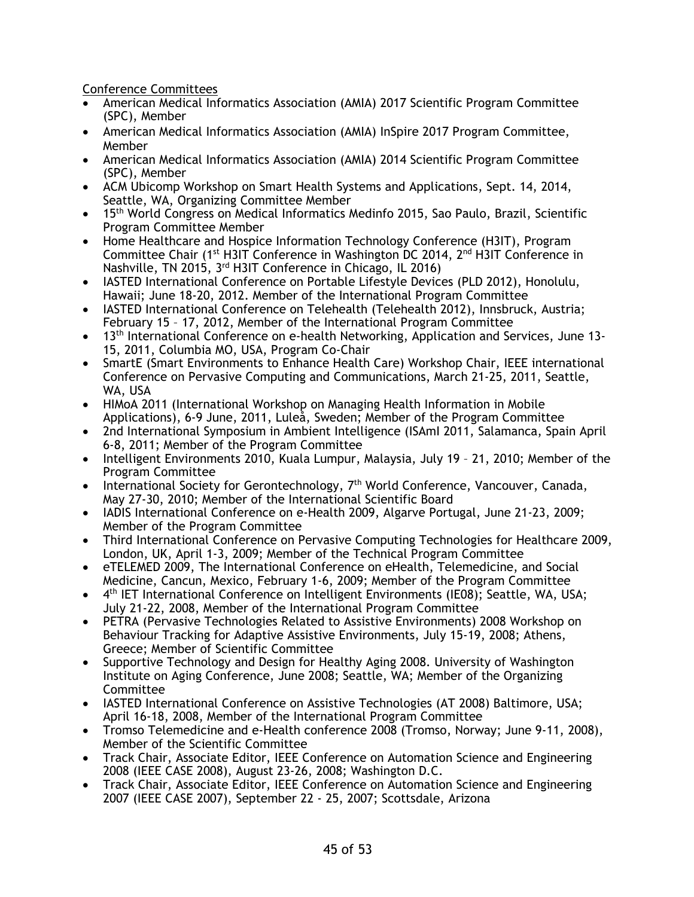Conference Committees

- American Medical Informatics Association (AMIA) 2017 Scientific Program Committee (SPC), Member
- American Medical Informatics Association (AMIA) InSpire 2017 Program Committee, Member
- American Medical Informatics Association (AMIA) 2014 Scientific Program Committee (SPC), Member
- ACM Ubicomp Workshop on Smart Health Systems and Applications, Sept. 14, 2014, Seattle, WA, Organizing Committee Member
- 15th World Congress on Medical Informatics Medinfo 2015, Sao Paulo, Brazil, Scientific Program Committee Member
- Home Healthcare and Hospice Information Technology Conference (H3IT), Program Committee Chair (1st H3IT Conference in Washington DC 2014, 2nd H3IT Conference in Nashville, TN 2015, 3rd H3IT Conference in Chicago, IL 2016)
- IASTED International Conference on Portable Lifestyle Devices (PLD 2012), Honolulu, Hawaii; June 18-20, 2012. Member of the International Program Committee
- IASTED International Conference on Telehealth (Telehealth 2012), Innsbruck, Austria; February 15 – 17, 2012, Member of the International Program Committee
- 13th International Conference on e-health Networking, Application and Services, June 13-15, 2011, Columbia MO, USA, Program Co-Chair
- SmartE (Smart Environments to Enhance Health Care) Workshop Chair, IEEE international Conference on Pervasive Computing and Communications, March 21-25, 2011, Seattle, WA, USA
- HIMoA 2011 (International Workshop on Managing Health Information in Mobile Applications), 6-9 June, 2011, Luleå, Sweden; Member of the Program Committee
- 2nd International Symposium in Ambient Intelligence (ISAmI 2011, Salamanca, Spain April 6-8, 2011; Member of the Program Committee
- Intelligent Environments 2010, Kuala Lumpur, Malaysia, July 19 – 21, 2010; Member of the Program Committee
- International Society for Gerontechnology, 7th World Conference, Vancouver, Canada, May 27-30, 2010; Member of the International Scientific Board
- IADIS International Conference on e-Health 2009, Algarve Portugal, June 21-23, 2009; Member of the Program Committee
- Third International Conference on Pervasive Computing Technologies for Healthcare 2009, London, UK, April 1-3, 2009; Member of the Technical Program Committee
- eTELEMED 2009, The International Conference on eHealth, Telemedicine, and Social Medicine, Cancun, Mexico, February 1-6, 2009; Member of the Program Committee
- 4th IET International Conference on Intelligent Environments (IE08); Seattle, WA, USA; July 21-22, 2008, Member of the International Program Committee
- PETRA (Pervasive Technologies Related to Assistive Environments) 2008 Workshop on Behaviour Tracking for Adaptive Assistive Environments, July 15-19, 2008; Athens, Greece; Member of Scientific Committee
- Supportive Technology and Design for Healthy Aging 2008. University of Washington Institute on Aging Conference, June 2008; Seattle, WA; Member of the Organizing Committee
- IASTED International Conference on Assistive Technologies (AT 2008) Baltimore, USA; April 16-18, 2008, Member of the International Program Committee
- Tromso Telemedicine and e-Health conference 2008 (Tromso, Norway; June 9-11, 2008), Member of the Scientific Committee
- Track Chair, Associate Editor, IEEE Conference on Automation Science and Engineering 2008 (IEEE CASE 2008), August 23-26, 2008; Washington D.C.
- Track Chair, Associate Editor, IEEE Conference on Automation Science and Engineering 2007 (IEEE CASE 2007), September 22 - 25, 2007; Scottsdale, Arizona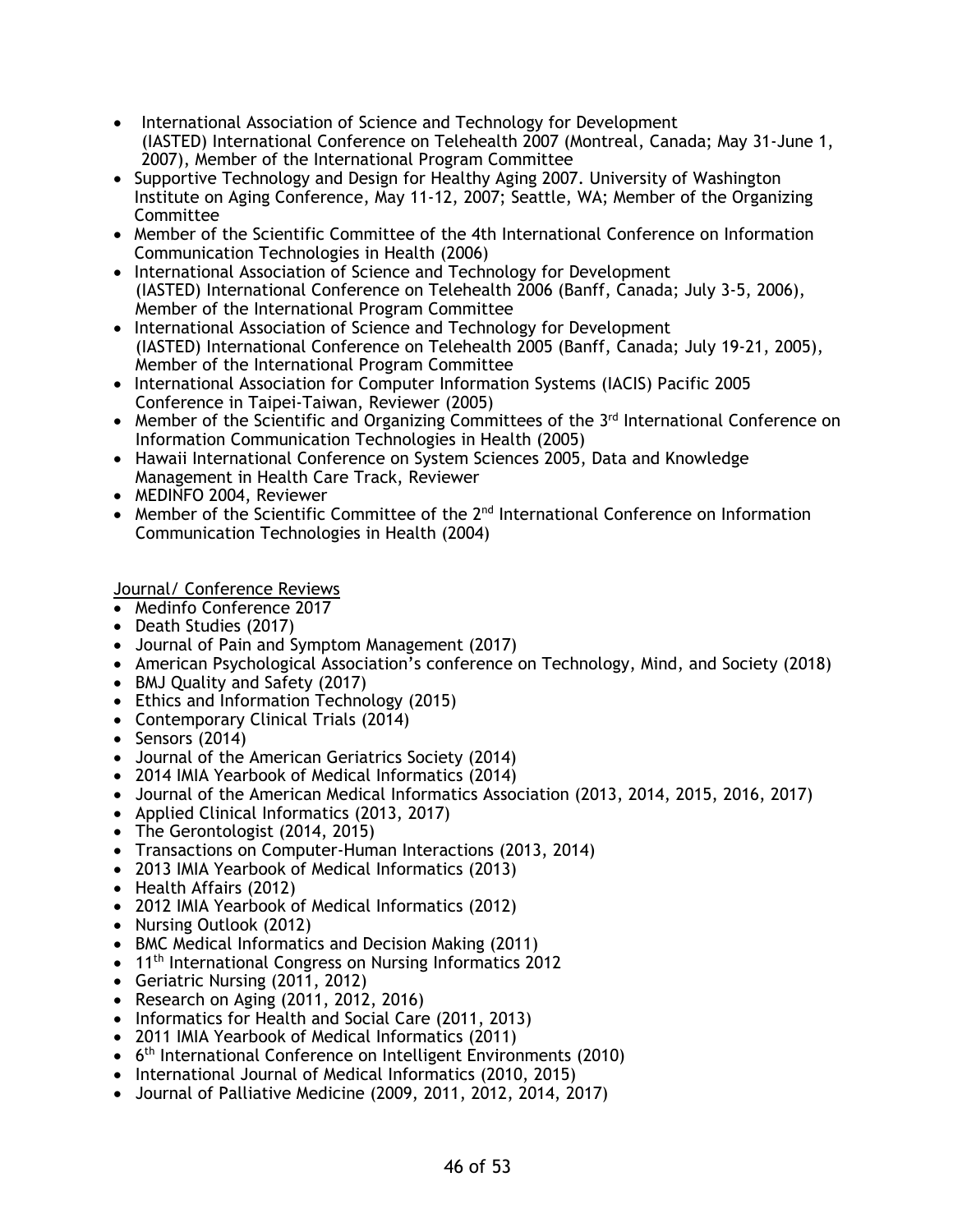- International Association of Science and Technology for Development (IASTED) International Conference on Telehealth 2007 (Montreal, Canada; May 31-June 1, 2007), Member of the International Program Committee
- Supportive Technology and Design for Healthy Aging 2007. University of Washington Institute on Aging Conference, May 11-12, 2007; Seattle, WA; Member of the Organizing Committee
- Member of the Scientific Committee of the 4th International Conference on Information Communication Technologies in Health (2006)
- International Association of Science and Technology for Development (IASTED) International Conference on Telehealth 2006 (Banff, Canada; July 3-5, 2006), Member of the International Program Committee
- International Association of Science and Technology for Development (IASTED) International Conference on Telehealth 2005 (Banff, Canada; July 19-21, 2005), Member of the International Program Committee
- International Association for Computer Information Systems (IACIS) Pacific 2005 Conference in Taipei-Taiwan, Reviewer (2005)
- Member of the Scientific and Organizing Committees of the 3rd International Conference on Information Communication Technologies in Health (2005)
- Hawaii International Conference on System Sciences 2005, Data and Knowledge Management in Health Care Track, Reviewer
- MEDINFO 2004, Reviewer
- Member of the Scientific Committee of the 2nd International Conference on Information Communication Technologies in Health (2004)

<u>Journal/ Conference Reviews</u>

- Medinfo Conference 2017
- Death Studies (2017)
- Journal of Pain and Symptom Management (2017)
- American Psychological Association's conference on Technology, Mind, and Society (2018)
- BMJ Quality and Safety (2017)
- Ethics and Information Technology (2015)
- Contemporary Clinical Trials (2014)
- Sensors (2014)
- Journal of the American Geriatrics Society (2014)
- 2014 IMIA Yearbook of Medical Informatics (2014)
- Journal of the American Medical Informatics Association (2013, 2014, 2015, 2016, 2017)
- Applied Clinical Informatics (2013, 2017)
- The Gerontologist (2014, 2015)
- Transactions on Computer-Human Interactions (2013, 2014)
- 2013 IMIA Yearbook of Medical Informatics (2013)
- Health Affairs (2012)
- 2012 IMIA Yearbook of Medical Informatics (2012)
- Nursing Outlook (2012)
- BMC Medical Informatics and Decision Making (2011)
- 11th International Congress on Nursing Informatics 2012
- Geriatric Nursing (2011, 2012)
- Research on Aging (2011, 2012, 2016)
- Informatics for Health and Social Care (2011, 2013)
- 2011 IMIA Yearbook of Medical Informatics (2011)
- 6th International Conference on Intelligent Environments (2010)
- International Journal of Medical Informatics (2010, 2015)
- Journal of Palliative Medicine (2009, 2011, 2012, 2014, 2017)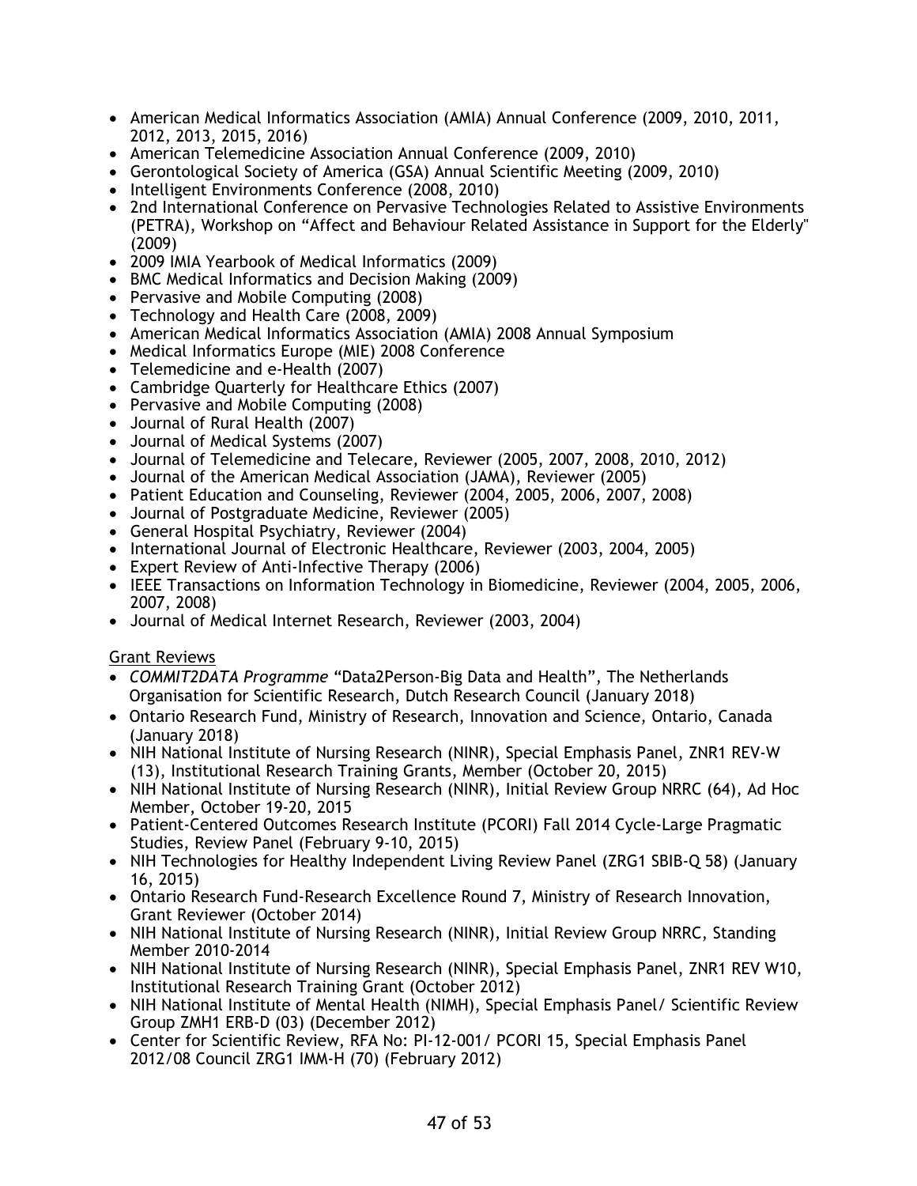- American Medical Informatics Association (AMIA) Annual Conference (2009, 2010, 2011, 2012, 2013, 2015, 2016)
- American Telemedicine Association Annual Conference (2009, 2010)
- Gerontological Society of America (GSA) Annual Scientific Meeting (2009, 2010)
- Intelligent Environments Conference (2008, 2010)
- 2nd International Conference on Pervasive Technologies Related to Assistive Environments (PETRA), Workshop on "Affect and Behaviour Related Assistance in Support for the Elderly" (2009)
- 2009 IMIA Yearbook of Medical Informatics (2009)
- BMC Medical Informatics and Decision Making (2009)
- Pervasive and Mobile Computing (2008)
- Technology and Health Care (2008, 2009)
- American Medical Informatics Association (AMIA) 2008 Annual Symposium
- Medical Informatics Europe (MIE) 2008 Conference
- Telemedicine and e-Health (2007)
- Cambridge Quarterly for Healthcare Ethics (2007)
- Pervasive and Mobile Computing (2008)
- Journal of Rural Health (2007)
- Journal of Medical Systems (2007)
- Journal of Telemedicine and Telecare, Reviewer (2005, 2007, 2008, 2010, 2012)
- Journal of the American Medical Association (JAMA), Reviewer (2005)
- Patient Education and Counseling, Reviewer (2004, 2005, 2006, 2007, 2008)
- Journal of Postgraduate Medicine, Reviewer (2005)
- General Hospital Psychiatry, Reviewer (2004)
- International Journal of Electronic Healthcare, Reviewer (2003, 2004, 2005)
- Expert Review of Anti-Infective Therapy (2006)
- IEEE Transactions on Information Technology in Biomedicine, Reviewer (2004, 2005, 2006, 2007, 2008)
- Journal of Medical Internet Research, Reviewer (2003, 2004)

<u>Grant Reviews</u>

- *COMMIT2DATA Programme* "Data2Person-Big Data and Health", The Netherlands Organisation for Scientific Research, Dutch Research Council (January 2018)
- Ontario Research Fund, Ministry of Research, Innovation and Science, Ontario, Canada (January 2018)
- NIH National Institute of Nursing Research (NINR), Special Emphasis Panel, ZNR1 REV-W (13), Institutional Research Training Grants, Member (October 20, 2015)
- NIH National Institute of Nursing Research (NINR), Initial Review Group NRRC (64), Ad Hoc Member, October 19-20, 2015
- Patient-Centered Outcomes Research Institute (PCORI) Fall 2014 Cycle-Large Pragmatic Studies, Review Panel (February 9-10, 2015)
- NIH Technologies for Healthy Independent Living Review Panel (ZRG1 SBIB-Q 58) (January 16, 2015)
- Ontario Research Fund-Research Excellence Round 7, Ministry of Research Innovation, Grant Reviewer (October 2014)
- NIH National Institute of Nursing Research (NINR), Initial Review Group NRRC, Standing Member 2010-2014
- NIH National Institute of Nursing Research (NINR), Special Emphasis Panel, ZNR1 REV W10, Institutional Research Training Grant (October 2012)
- NIH National Institute of Mental Health (NIMH), Special Emphasis Panel/ Scientific Review Group ZMH1 ERB-D (03) (December 2012)
- Center for Scientific Review, RFA No: PI-12-001/ PCORI 15, Special Emphasis Panel 2012/08 Council ZRG1 IMM-H (70) (February 2012)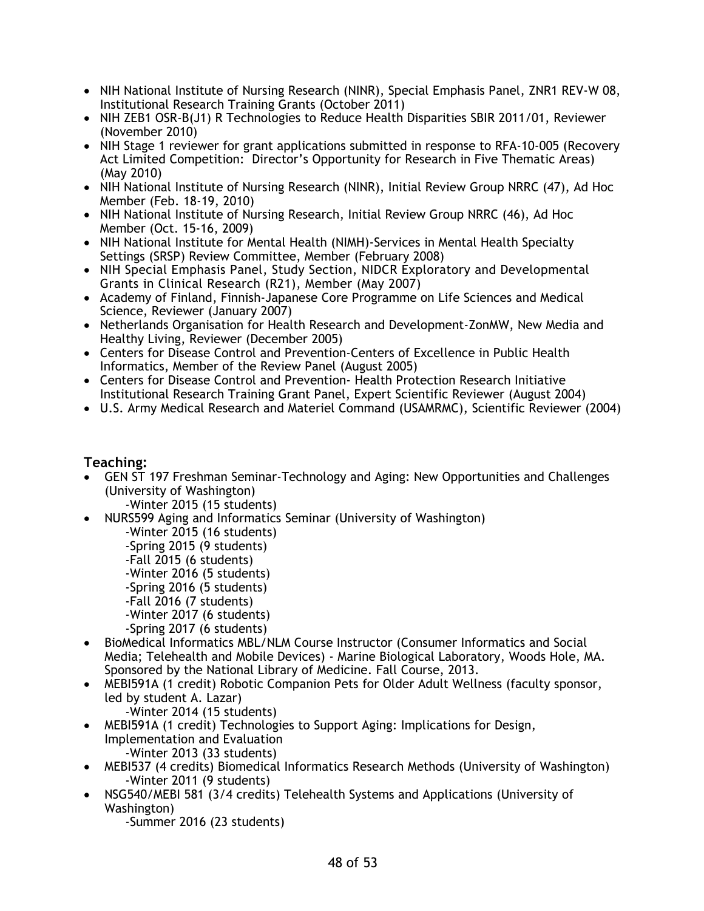- NIH National Institute of Nursing Research (NINR), Special Emphasis Panel, ZNR1 REV-W 08, Institutional Research Training Grants (October 2011)
- NIH ZEB1 OSR-B(J1) R Technologies to Reduce Health Disparities SBIR 2011/01, Reviewer (November 2010)
- NIH Stage 1 reviewer for grant applications submitted in response to RFA-10-005 (Recovery Act Limited Competition: Director's Opportunity for Research in Five Thematic Areas) (May 2010)
- NIH National Institute of Nursing Research (NINR), Initial Review Group NRRC (47), Ad Hoc Member (Feb. 18-19, 2010)
- NIH National Institute of Nursing Research, Initial Review Group NRRC (46), Ad Hoc Member (Oct. 15-16, 2009)
- NIH National Institute for Mental Health (NIMH)-Services in Mental Health Specialty Settings (SRSP) Review Committee, Member (February 2008)
- NIH Special Emphasis Panel, Study Section, NIDCR Exploratory and Developmental Grants in Clinical Research (R21), Member (May 2007)
- Academy of Finland, Finnish-Japanese Core Programme on Life Sciences and Medical Science, Reviewer (January 2007)
- Netherlands Organisation for Health Research and Development-ZonMW, New Media and Healthy Living, Reviewer (December 2005)
- Centers for Disease Control and Prevention-Centers of Excellence in Public Health Informatics, Member of the Review Panel (August 2005)
- Centers for Disease Control and Prevention- Health Protection Research Initiative Institutional Research Training Grant Panel, Expert Scientific Reviewer (August 2004)
- U.S. Army Medical Research and Materiel Command (USAMRMC), Scientific Reviewer (2004)

### Teaching:

- GEN ST 197 Freshman Seminar-Technology and Aging: New Opportunities and Challenges (University of Washington)
  - -Winter 2015 (15 students)
- NURS599 Aging and Informatics Seminar (University of Washington)
  - -Winter 2015 (16 students)
  - -Spring 2015 (9 students)
  - -Fall 2015 (6 students)
  - -Winter 2016 (5 students)
  - -Spring 2016 (5 students)
  - -Fall 2016 (7 students)
  - -Winter 2017 (6 students)
  - -Spring 2017 (6 students)
- BioMedical Informatics MBL/NLM Course Instructor (Consumer Informatics and Social Media; Telehealth and Mobile Devices) - Marine Biological Laboratory, Woods Hole, MA. Sponsored by the National Library of Medicine. Fall Course, 2013.
- MEBI591A (1 credit) Robotic Companion Pets for Older Adult Wellness (faculty sponsor, led by student A. Lazar)
  - -Winter 2014 (15 students)
- MEBI591A (1 credit) Technologies to Support Aging: Implications for Design, Implementation and Evaluation
  - -Winter 2013 (33 students)
- MEBI537 (4 credits) Biomedical Informatics Research Methods (University of Washington)
  - -Winter 2011 (9 students)
- NSG540/MEBI 581 (3/4 credits) Telehealth Systems and Applications (University of Washington)
  - -Summer 2016 (23 students)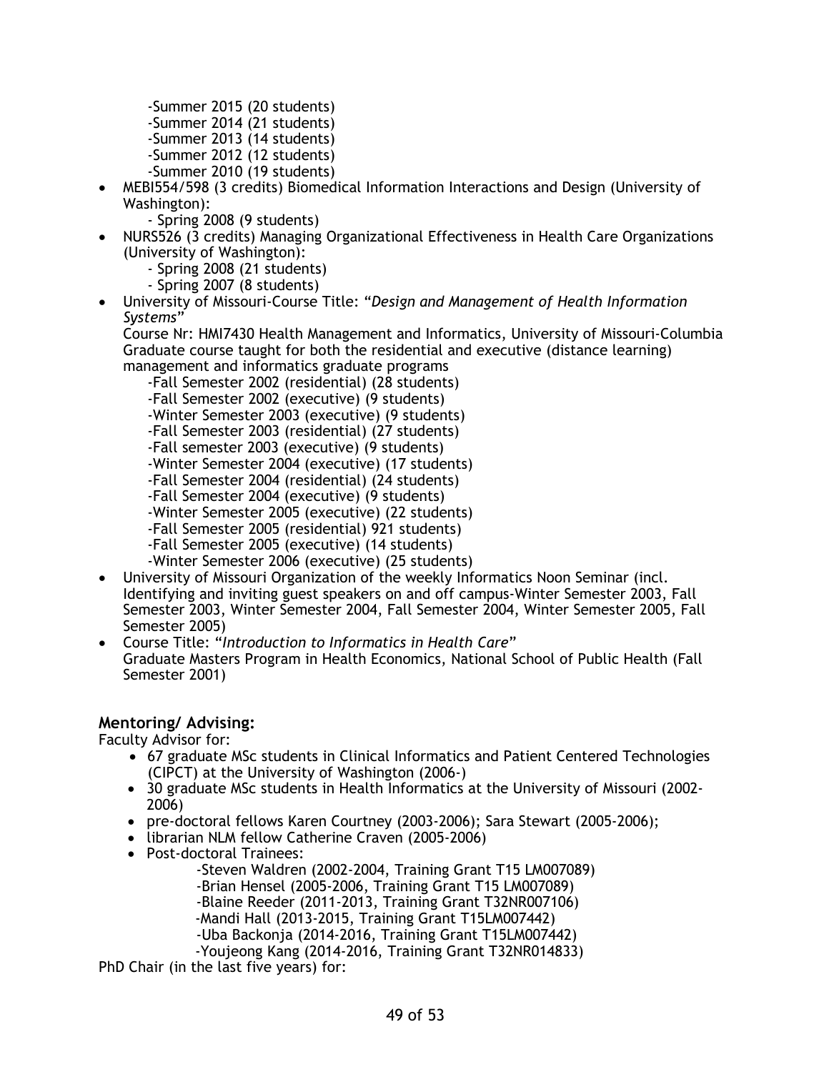- -Summer 2015 (20 students)
  - -Summer 2014 (21 students)
  - -Summer 2013 (14 students)
  - -Summer 2012 (12 students)
  - -Summer 2010 (19 students)
- MEBI554/598 (3 credits) Biomedical Information Interactions and Design (University of Washington):
  - Spring 2008 (9 students)
- NURS526 (3 credits) Managing Organizational Effectiveness in Health Care Organizations (University of Washington):
  - Spring 2008 (21 students)
  - Spring 2007 (8 students)
- University of Missouri-Course Title: "*Design and Management of Health Information Systems*"
  Course Nr: HMI7430 Health Management and Informatics, University of Missouri-Columbia Graduate course taught for both the residential and executive (distance learning) management and informatics graduate programs
  - -Fall Semester 2002 (residential) (28 students)
  - -Fall Semester 2002 (executive) (9 students)
  - -Winter Semester 2003 (executive) (9 students)
  - -Fall Semester 2003 (residential) (27 students)
  - -Fall semester 2003 (executive) (9 students)
  - -Winter Semester 2004 (executive) (17 students)
  - -Fall Semester 2004 (residential) (24 students)
  - -Fall Semester 2004 (executive) (9 students)
  - -Winter Semester 2005 (executive) (22 students)
  - -Fall Semester 2005 (residential) 921 students)
  - -Fall Semester 2005 (executive) (14 students)
  - -Winter Semester 2006 (executive) (25 students)
- University of Missouri Organization of the weekly Informatics Noon Seminar (incl. Identifying and inviting guest speakers on and off campus-Winter Semester 2003, Fall Semester 2003, Winter Semester 2004, Fall Semester 2004, Winter Semester 2005, Fall Semester 2005)
- Course Title: "*Introduction to Informatics in Health Care*"
  Graduate Masters Program in Health Economics, National School of Public Health (Fall Semester 2001)

### Mentoring/ Advising:

Faculty Advisor for:

- 67 graduate MSc students in Clinical Informatics and Patient Centered Technologies (CIPCT) at the University of Washington (2006-)
- 30 graduate MSc students in Health Informatics at the University of Missouri (2002-2006)
- pre-doctoral fellows Karen Courtney (2003-2006); Sara Stewart (2005-2006);
- librarian NLM fellow Catherine Craven (2005-2006)
- Post-doctoral Trainees:
  - -Steven Waldren (2002-2004, Training Grant T15 LM007089)
  - -Brian Hensel (2005-2006, Training Grant T15 LM007089)
  - -Blaine Reeder (2011-2013, Training Grant T32NR007106)
  - -Mandi Hall (2013-2015, Training Grant T15LM007442)
  - -Uba Backonja (2014-2016, Training Grant T15LM007442)
  - -Youjeong Kang (2014-2016, Training Grant T32NR014833)

PhD Chair (in the last five years) for: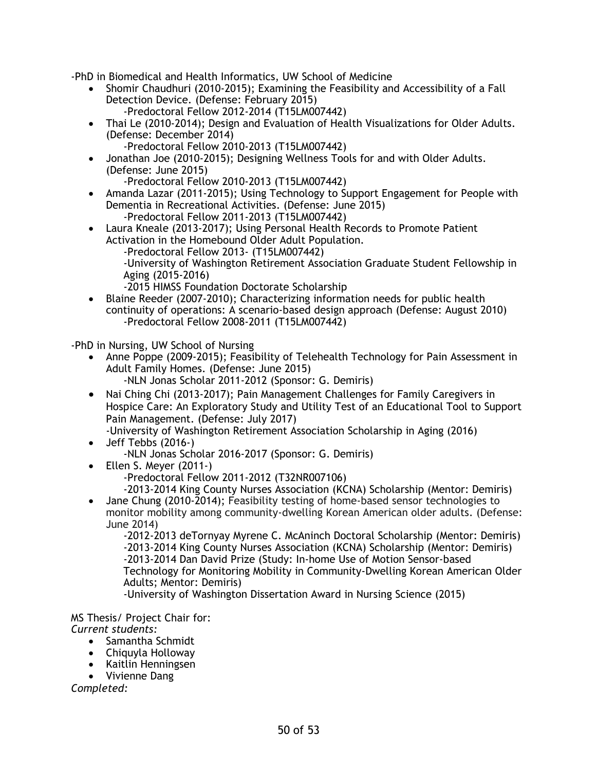-PhD in Biomedical and Health Informatics, UW School of Medicine

- Shomir Chaudhuri (2010-2015); Examining the Feasibility and Accessibility of a Fall Detection Device. (Defense: February 2015)
  -Predoctoral Fellow 2012-2014 (T15LM007442)
- Thai Le (2010-2014); Design and Evaluation of Health Visualizations for Older Adults. (Defense: December 2014)
  -Predoctoral Fellow 2010-2013 (T15LM007442)
- Jonathan Joe (2010-2015); Designing Wellness Tools for and with Older Adults. (Defense: June 2015)
  -Predoctoral Fellow 2010-2013 (T15LM007442)
- Amanda Lazar (2011-2015); Using Technology to Support Engagement for People with Dementia in Recreational Activities. (Defense: June 2015)
  -Predoctoral Fellow 2011-2013 (T15LM007442)
- Laura Kneale (2013-2017); Using Personal Health Records to Promote Patient Activation in the Homebound Older Adult Population.
  -Predoctoral Fellow 2013- (T15LM007442)
  -University of Washington Retirement Association Graduate Student Fellowship in Aging (2015-2016)
  -2015 HIMSS Foundation Doctorate Scholarship
- Blaine Reeder (2007-2010); Characterizing information needs for public health continuity of operations: A scenario-based design approach (Defense: August 2010)
  -Predoctoral Fellow 2008-2011 (T15LM007442)

-PhD in Nursing, UW School of Nursing

- Anne Poppe (2009-2015); Feasibility of Telehealth Technology for Pain Assessment in Adult Family Homes. (Defense: June 2015)
  -NLN Jonas Scholar 2011-2012 (Sponsor: G. Demiris)
- Nai Ching Chi (2013-2017); Pain Management Challenges for Family Caregivers in Hospice Care: An Exploratory Study and Utility Test of an Educational Tool to Support Pain Management. (Defense: July 2017)
  -University of Washington Retirement Association Scholarship in Aging (2016)
- Jeff Tebbs (2016-)
  -NLN Jonas Scholar 2016-2017 (Sponsor: G. Demiris)
- Ellen S. Meyer (2011-)
  -Predoctoral Fellow 2011-2012 (T32NR007106)
  -2013-2014 King County Nurses Association (KCNA) Scholarship (Mentor: Demiris)
- Jane Chung (2010-2014); Feasibility testing of home-based sensor technologies to monitor mobility among community-dwelling Korean American older adults. (Defense: June 2014)
  -2012-2013 deTornyay Myrene C. McAninch Doctoral Scholarship (Mentor: Demiris)
  -2013-2014 King County Nurses Association (KCNA) Scholarship (Mentor: Demiris)
  -2013-2014 Dan David Prize (Study: In-home Use of Motion Sensor-based Technology for Monitoring Mobility in Community-Dwelling Korean American Older Adults; Mentor: Demiris)
  -University of Washington Dissertation Award in Nursing Science (2015)

MS Thesis/ Project Chair for:

*Current students:*

- Samantha Schmidt
- Chiquyla Holloway
- Kaitlin Henningsen
- Vivienne Dang

*Completed:*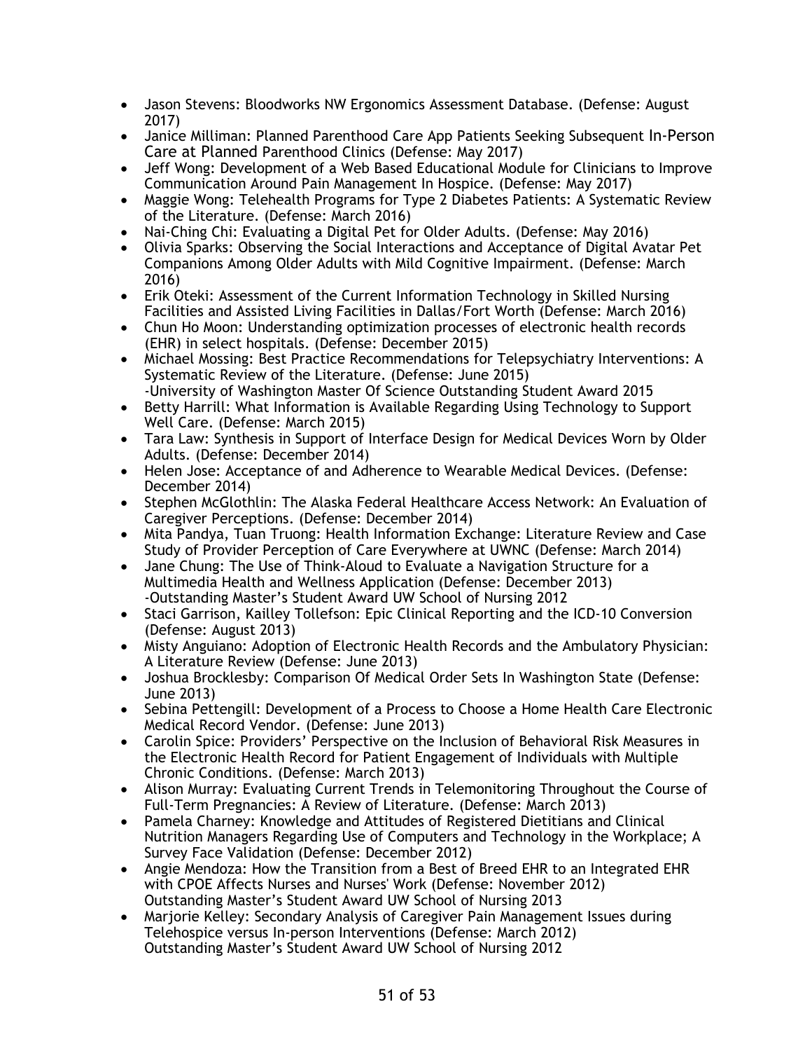- Jason Stevens: Bloodworks NW Ergonomics Assessment Database. (Defense: August 2017)
- Janice Milliman: Planned Parenthood Care App Patients Seeking Subsequent In-Person Care at Planned Parenthood Clinics (Defense: May 2017)
- Jeff Wong: Development of a Web Based Educational Module for Clinicians to Improve Communication Around Pain Management In Hospice. (Defense: May 2017)
- Maggie Wong: Telehealth Programs for Type 2 Diabetes Patients: A Systematic Review of the Literature. (Defense: March 2016)
- Nai-Ching Chi: Evaluating a Digital Pet for Older Adults. (Defense: May 2016)
- Olivia Sparks: Observing the Social Interactions and Acceptance of Digital Avatar Pet Companions Among Older Adults with Mild Cognitive Impairment. (Defense: March 2016)
- Erik Oteki: Assessment of the Current Information Technology in Skilled Nursing Facilities and Assisted Living Facilities in Dallas/Fort Worth (Defense: March 2016)
- Chun Ho Moon: Understanding optimization processes of electronic health records (EHR) in select hospitals. (Defense: December 2015)
- Michael Mossing: Best Practice Recommendations for Telepsychiatry Interventions: A Systematic Review of the Literature. (Defense: June 2015)
  -University of Washington Master Of Science Outstanding Student Award 2015
- Betty Harrill: What Information is Available Regarding Using Technology to Support Well Care. (Defense: March 2015)
- Tara Law: Synthesis in Support of Interface Design for Medical Devices Worn by Older Adults. (Defense: December 2014)
- Helen Jose: Acceptance of and Adherence to Wearable Medical Devices. (Defense: December 2014)
- Stephen McGlothlin: The Alaska Federal Healthcare Access Network: An Evaluation of Caregiver Perceptions. (Defense: December 2014)
- Mita Pandya, Tuan Truong: Health Information Exchange: Literature Review and Case Study of Provider Perception of Care Everywhere at UWNC (Defense: March 2014)
- Jane Chung: The Use of Think-Aloud to Evaluate a Navigation Structure for a Multimedia Health and Wellness Application (Defense: December 2013)
  -Outstanding Master's Student Award UW School of Nursing 2012
- Staci Garrison, Kailley Tollefson: Epic Clinical Reporting and the ICD-10 Conversion (Defense: August 2013)
- Misty Anguiano: Adoption of Electronic Health Records and the Ambulatory Physician: A Literature Review (Defense: June 2013)
- Joshua Brocklesby: Comparison Of Medical Order Sets In Washington State (Defense: June 2013)
- Sebina Pettengill: Development of a Process to Choose a Home Health Care Electronic Medical Record Vendor. (Defense: June 2013)
- Carolin Spice: Providers' Perspective on the Inclusion of Behavioral Risk Measures in the Electronic Health Record for Patient Engagement of Individuals with Multiple Chronic Conditions. (Defense: March 2013)
- Alison Murray: Evaluating Current Trends in Telemonitoring Throughout the Course of Full-Term Pregnancies: A Review of Literature. (Defense: March 2013)
- Pamela Charney: Knowledge and Attitudes of Registered Dietitians and Clinical Nutrition Managers Regarding Use of Computers and Technology in the Workplace; A Survey Face Validation (Defense: December 2012)
- Angie Mendoza: How the Transition from a Best of Breed EHR to an Integrated EHR with CPOE Affects Nurses and Nurses' Work (Defense: November 2012)
  Outstanding Master's Student Award UW School of Nursing 2013
- Marjorie Kelley: Secondary Analysis of Caregiver Pain Management Issues during Telehospice versus In-person Interventions (Defense: March 2012)
  Outstanding Master's Student Award UW School of Nursing 2012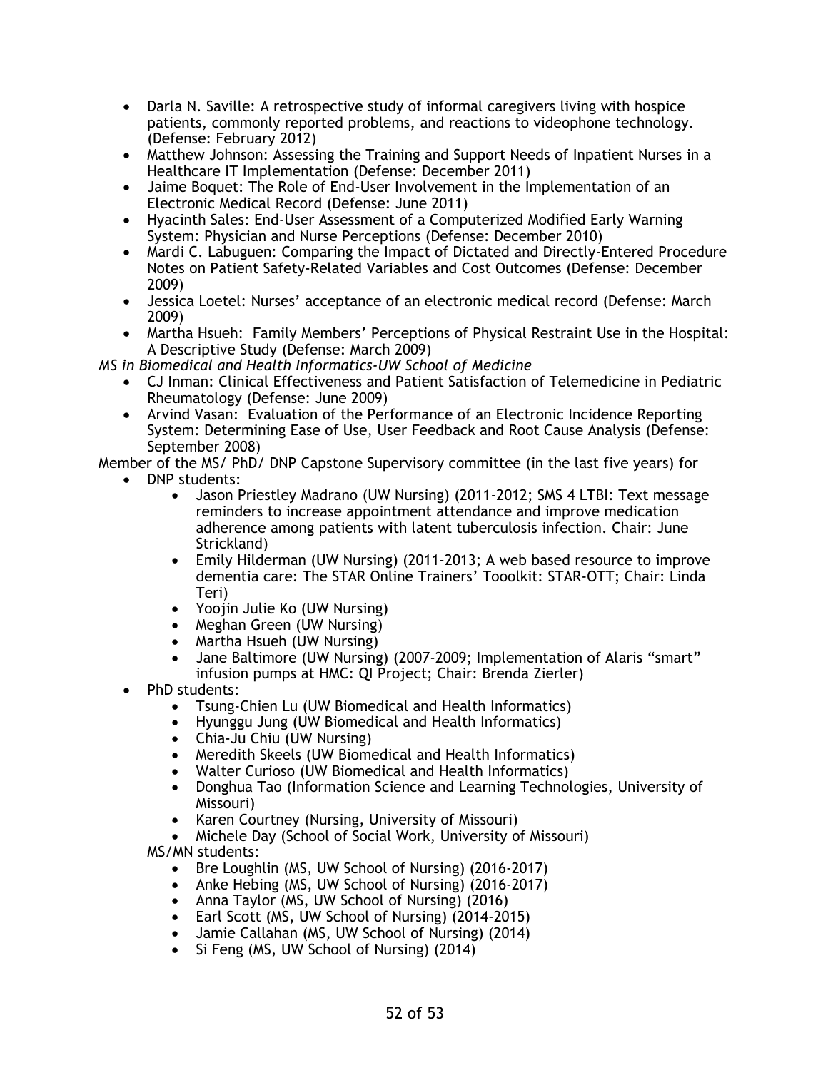- Darla N. Saville: A retrospective study of informal caregivers living with hospice patients, commonly reported problems, and reactions to videophone technology. (Defense: February 2012)
- Matthew Johnson: Assessing the Training and Support Needs of Inpatient Nurses in a Healthcare IT Implementation (Defense: December 2011)
- Jaime Boquet: The Role of End-User Involvement in the Implementation of an Electronic Medical Record (Defense: June 2011)
- Hyacinth Sales: End-User Assessment of a Computerized Modified Early Warning System: Physician and Nurse Perceptions (Defense: December 2010)
- Mardi C. Labuguen: Comparing the Impact of Dictated and Directly-Entered Procedure Notes on Patient Safety-Related Variables and Cost Outcomes (Defense: December 2009)
- Jessica Loetel: Nurses' acceptance of an electronic medical record (Defense: March 2009)
- Martha Hsueh: Family Members' Perceptions of Physical Restraint Use in the Hospital: A Descriptive Study (Defense: March 2009)

*MS in Biomedical and Health Informatics-UW School of Medicine*

- CJ Inman: Clinical Effectiveness and Patient Satisfaction of Telemedicine in Pediatric Rheumatology (Defense: June 2009)
- Arvind Vasan: Evaluation of the Performance of an Electronic Incidence Reporting System: Determining Ease of Use, User Feedback and Root Cause Analysis (Defense: September 2008)

Member of the MS/ PhD/ DNP Capstone Supervisory committee (in the last five years) for

- DNP students:
    - Jason Priestley Madrano (UW Nursing) (2011-2012; SMS 4 LTBI: Text message reminders to increase appointment attendance and improve medication adherence among patients with latent tuberculosis infection. Chair: June Strickland)
    - Emily Hilderman (UW Nursing) (2011-2013; A web based resource to improve dementia care: The STAR Online Trainers' Tooolkit: STAR-OTT; Chair: Linda Teri)
    - Yoojin Julie Ko (UW Nursing)
    - Meghan Green (UW Nursing)
    - Martha Hsueh (UW Nursing)
    - Jane Baltimore (UW Nursing) (2007-2009; Implementation of Alaris "smart" infusion pumps at HMC: QI Project; Chair: Brenda Zierler)
- PhD students:
    - Tsung-Chien Lu (UW Biomedical and Health Informatics)
    - Hyunggu Jung (UW Biomedical and Health Informatics)
    - Chia-Ju Chiu (UW Nursing)
    - Meredith Skeels (UW Biomedical and Health Informatics)
    - Walter Curioso (UW Biomedical and Health Informatics)
    - Donghua Tao (Information Science and Learning Technologies, University of Missouri)
    - Karen Courtney (Nursing, University of Missouri)
    - Michele Day (School of Social Work, University of Missouri)

  MS/MN students:
    - Bre Loughlin (MS, UW School of Nursing) (2016-2017)
    - Anke Hebing (MS, UW School of Nursing) (2016-2017)
    - Anna Taylor (MS, UW School of Nursing) (2016)
    - Earl Scott (MS, UW School of Nursing) (2014-2015)
    - Jamie Callahan (MS, UW School of Nursing) (2014)
    - Si Feng (MS, UW School of Nursing) (2014)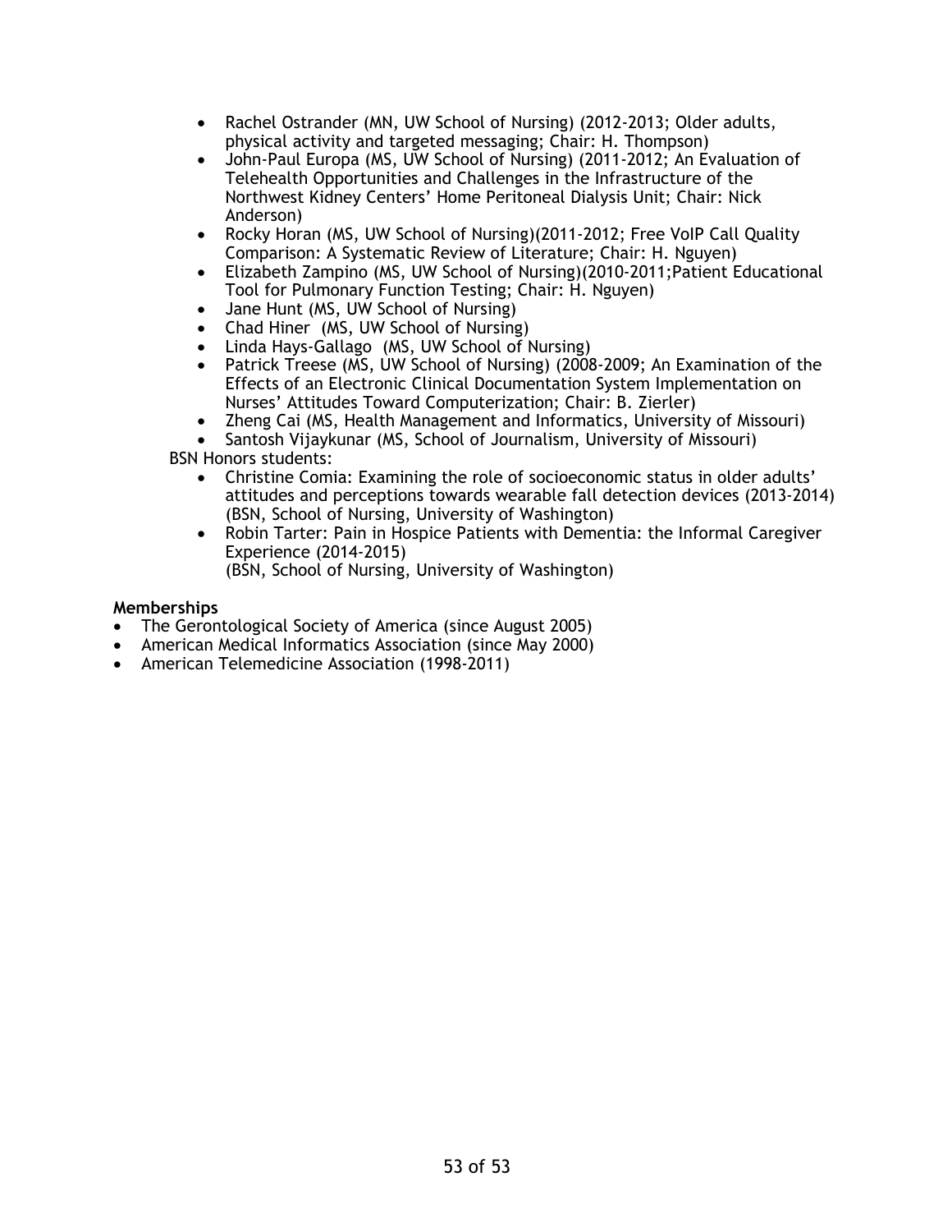- Rachel Ostrander (MN, UW School of Nursing) (2012-2013; Older adults, physical activity and targeted messaging; Chair: H. Thompson)
- John-Paul Europa (MS, UW School of Nursing) (2011-2012; An Evaluation of Telehealth Opportunities and Challenges in the Infrastructure of the Northwest Kidney Centers' Home Peritoneal Dialysis Unit; Chair: Nick Anderson)
- Rocky Horan (MS, UW School of Nursing)(2011-2012; Free VoIP Call Quality Comparison: A Systematic Review of Literature; Chair: H. Nguyen)
- Elizabeth Zampino (MS, UW School of Nursing)(2010-2011;Patient Educational Tool for Pulmonary Function Testing; Chair: H. Nguyen)
- Jane Hunt (MS, UW School of Nursing)
- Chad Hiner (MS, UW School of Nursing)
- Linda Hays-Gallago (MS, UW School of Nursing)
- Patrick Treese (MS, UW School of Nursing) (2008-2009; An Examination of the Effects of an Electronic Clinical Documentation System Implementation on Nurses' Attitudes Toward Computerization; Chair: B. Zierler)
- Zheng Cai (MS, Health Management and Informatics, University of Missouri)
- Santosh Vijaykunar (MS, School of Journalism, University of Missouri)

BSN Honors students:

- Christine Comia: Examining the role of socioeconomic status in older adults' attitudes and perceptions towards wearable fall detection devices (2013-2014) (BSN, School of Nursing, University of Washington)
- Robin Tarter: Pain in Hospice Patients with Dementia: the Informal Caregiver Experience (2014-2015)
  (BSN, School of Nursing, University of Washington)

**Memberships**

- The Gerontological Society of America (since August 2005)
- American Medical Informatics Association (since May 2000)
- American Telemedicine Association (1998-2011)